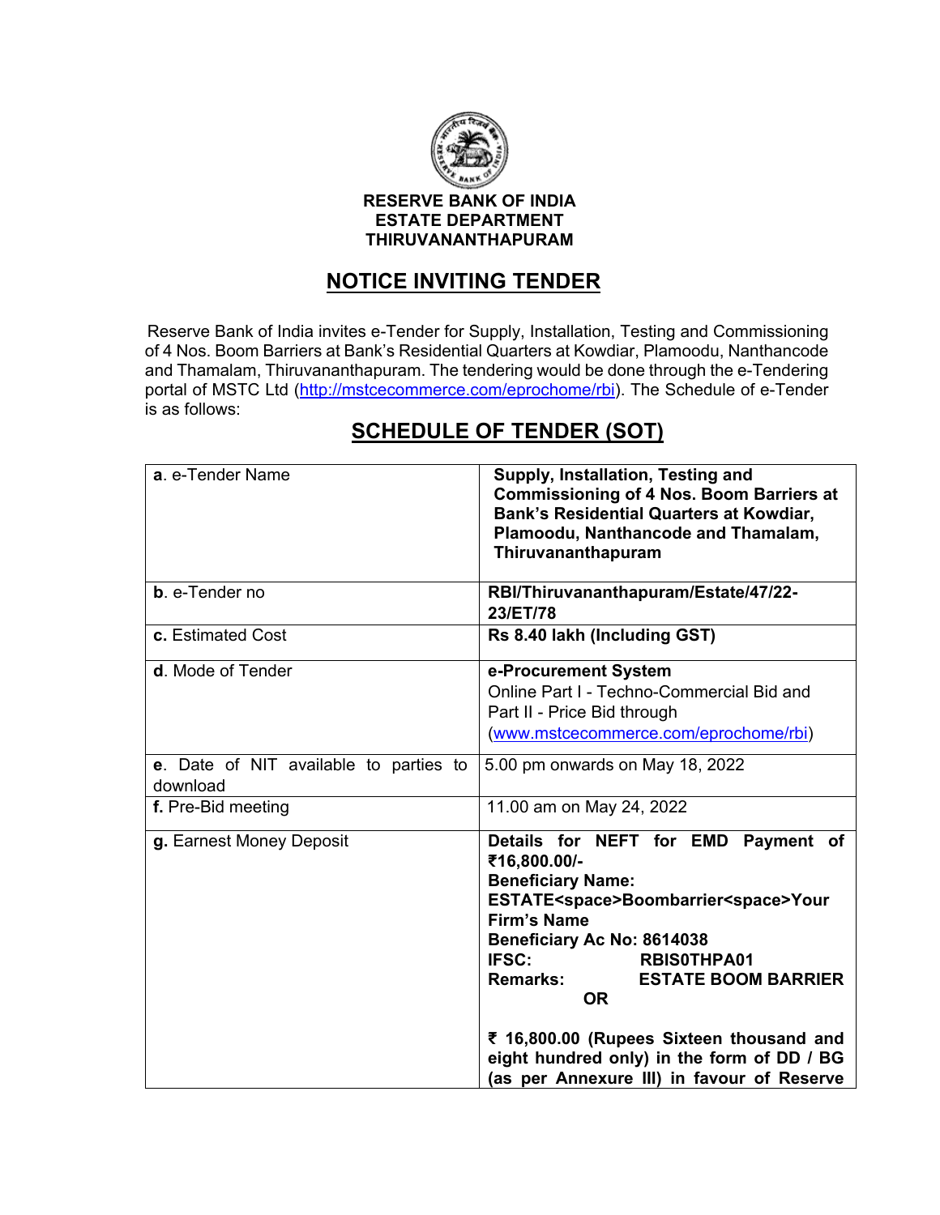**RESERVE BANK OF INDIA**
**ESTATE DEPARTMENT**
**THIRUVANANTHAPURAM**

# NOTICE INVITING TENDER

Reserve Bank of India invites e-Tender for Supply, Installation, Testing and Commissioning of 4 Nos. Boom Barriers at Bank's Residential Quarters at Kowdiar, Plamoodu, Nanthancode and Thamalam, Thiruvananthapuram. The tendering would be done through the e-Tendering portal of MSTC Ltd (http://mstcecommerce.com/eprochome/rbi). The Schedule of e-Tender is as follows:

## SCHEDULE OF TENDER (SOT)

| | |
|---|---|
| **a**. e-Tender Name | **Supply, Installation, Testing and Commissioning of 4 Nos. Boom Barriers at Bank's Residential Quarters at Kowdiar, Plamoodu, Nanthancode and Thamalam, Thiruvananthapuram** |
| **b**. e-Tender no | **RBI/Thiruvananthapuram/Estate/47/22-23/ET/78** |
| **c.** Estimated Cost | **Rs 8.40 lakh (Including GST)** |
| **d**. Mode of Tender | **e-Procurement System** Online Part I - Techno-Commercial Bid and Part II - Price Bid through (www.mstcecommerce.com/eprochome/rbi) |
| **e**. Date of NIT available to parties to download | 5.00 pm onwards on May 18, 2022 |
| **f.** Pre-Bid meeting | 11.00 am on May 24, 2022 |
| **g.** Earnest Money Deposit | **Details for NEFT for EMD Payment of ₹16,800.00/-** **Beneficiary Name: ESTATE<space>Boombarrier<space>Your Firm's Name** **Beneficiary Ac No: 8614038** **IFSC: RBIS0THPA01** **Remarks: ESTATE BOOM BARRIER** **OR** **₹ 16,800.00 (Rupees Sixteen thousand and eight hundred only) in the form of DD / BG (as per Annexure III) in favour of Reserve** |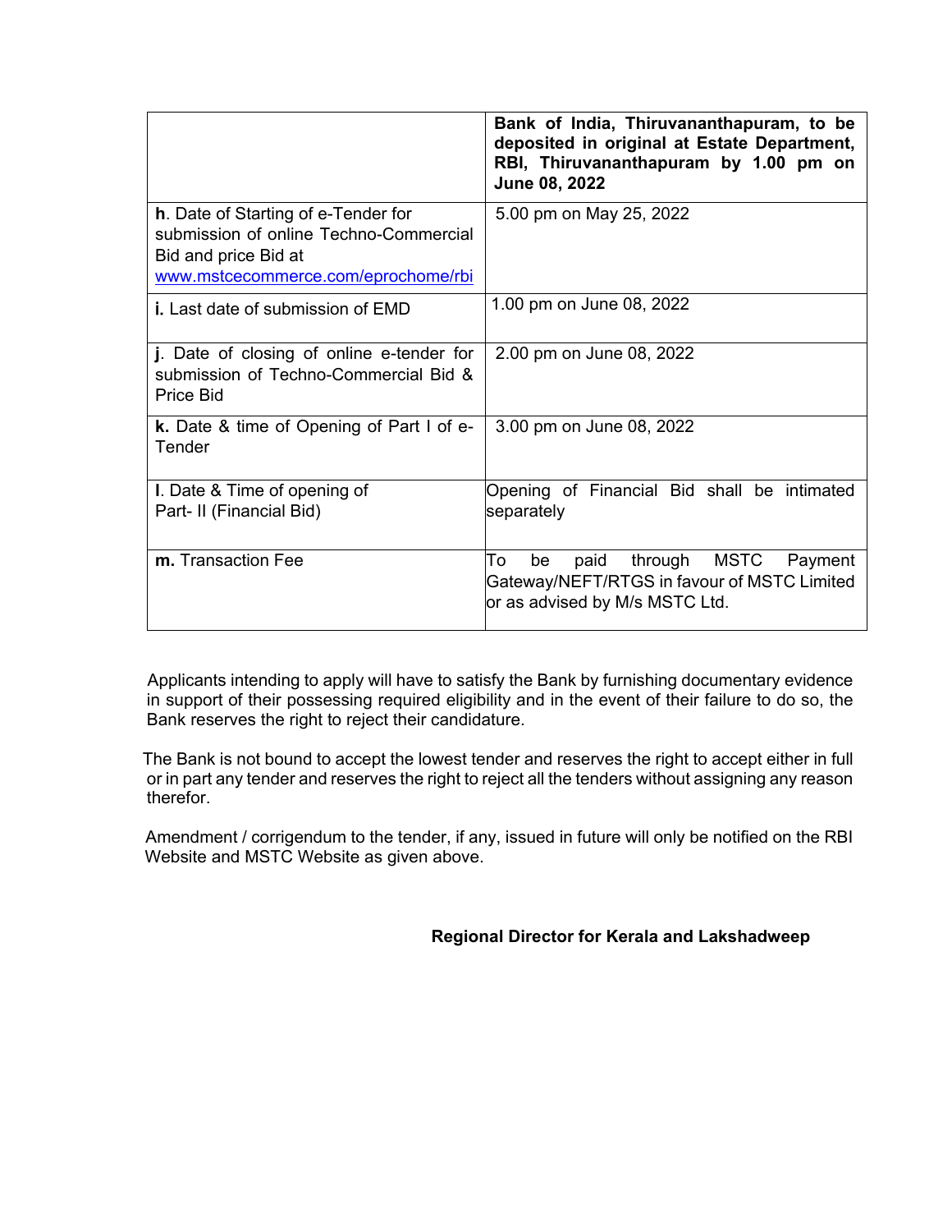| | |
|---|---|
| | **Bank of India, Thiruvananthapuram, to be deposited in original at Estate Department, RBI, Thiruvananthapuram by 1.00 pm on June 08, 2022** |
| **h**. Date of Starting of e-Tender for submission of online Techno-Commercial Bid and price Bid at www.mstcecommerce.com/eprochome/rbi | 5.00 pm on May 25, 2022 |
| **i.** Last date of submission of EMD | 1.00 pm on June 08, 2022 |
| **j**. Date of closing of online e-tender for submission of Techno-Commercial Bid & Price Bid | 2.00 pm on June 08, 2022 |
| **k.** Date & time of Opening of Part I of e-Tender | 3.00 pm on June 08, 2022 |
| **l**. Date & Time of opening of Part- II (Financial Bid) | Opening of Financial Bid shall be intimated separately |
| **m.** Transaction Fee | To be paid through MSTC Payment Gateway/NEFT/RTGS in favour of MSTC Limited or as advised by M/s MSTC Ltd. |

Applicants intending to apply will have to satisfy the Bank by furnishing documentary evidence in support of their possessing required eligibility and in the event of their failure to do so, the Bank reserves the right to reject their candidature.

The Bank is not bound to accept the lowest tender and reserves the right to accept either in full or in part any tender and reserves the right to reject all the tenders without assigning any reason therefor.

Amendment / corrigendum to the tender, if any, issued in future will only be notified on the RBI Website and MSTC Website as given above.

**Regional Director for Kerala and Lakshadweep**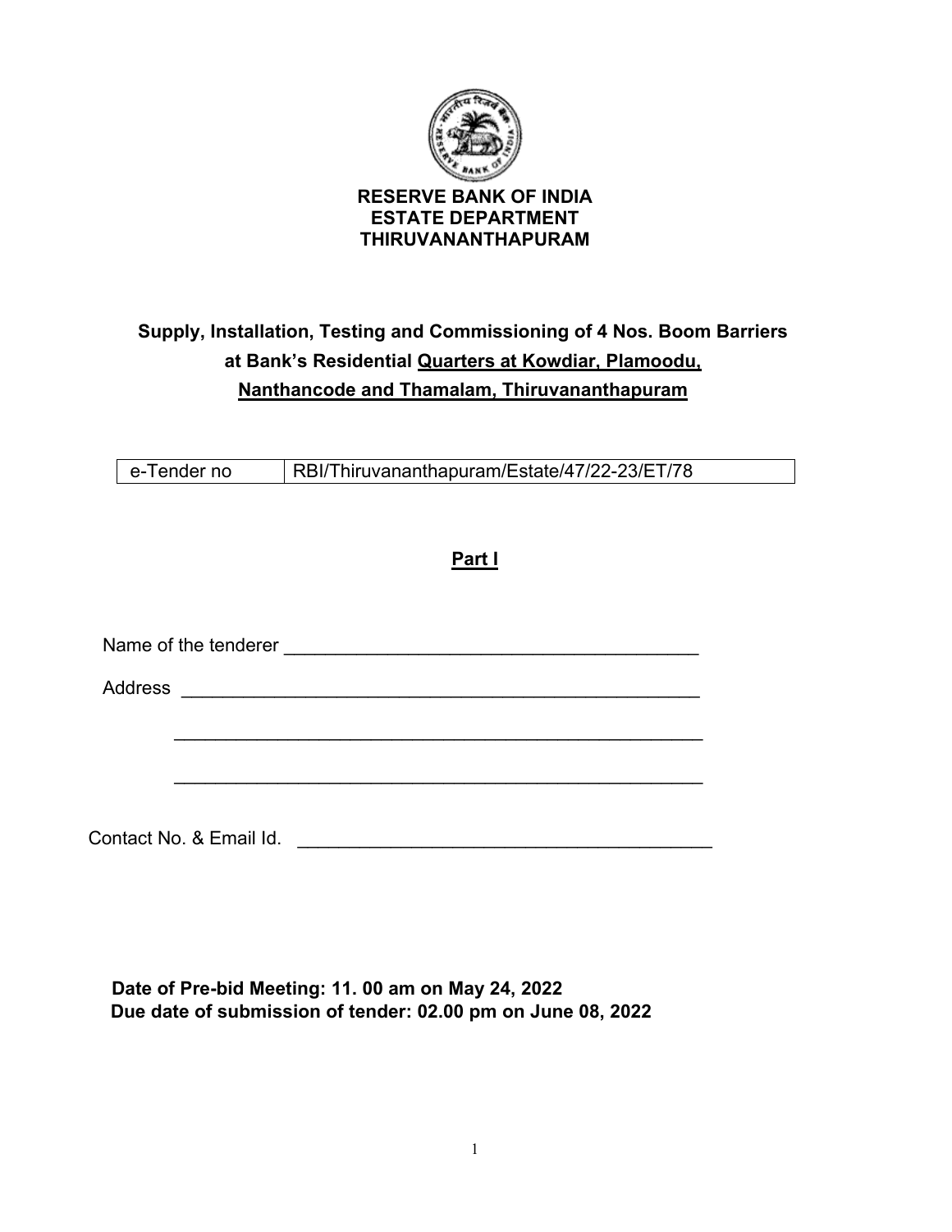# RESERVE BANK OF INDIA
## ESTATE DEPARTMENT
## THIRUVANANTHAPURAM

**Supply, Installation, Testing and Commissioning of 4 Nos. Boom Barriers at Bank's Residential <u>Quarters at Kowdiar, Plamoodu, Nanthancode and Thamalam, Thiruvananthapuram</u>**

| e-Tender no | RBI/Thiruvananthapuram/Estate/47/22-23/ET/78 |
|---|---|

**<u>Part I</u>**

Name of the tenderer ________________________________________

Address ____________________________________________________

____________________________________________________

____________________________________________________

Contact No. & Email Id. ________________________________________

**Date of Pre-bid Meeting: 11. 00 am on May 24, 2022**
**Due date of submission of tender: 02.00 pm on June 08, 2022**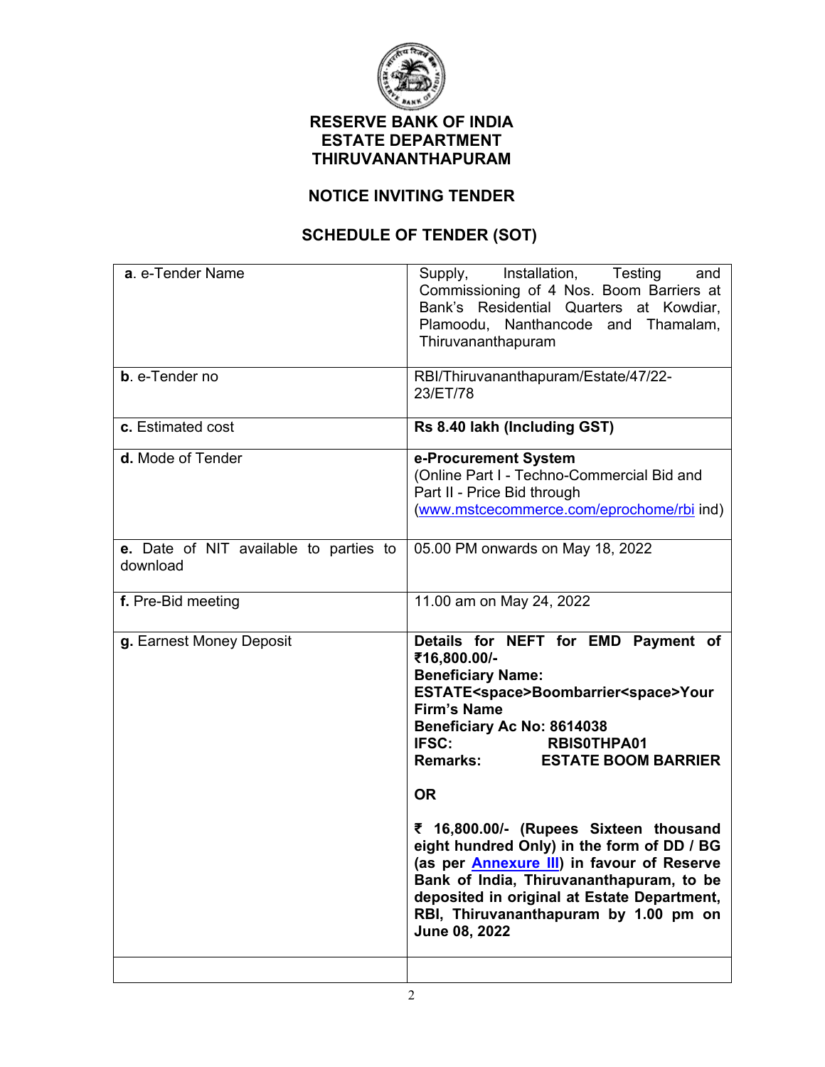# RESERVE BANK OF INDIA
## ESTATE DEPARTMENT
## THIRUVANANTHAPURAM

## NOTICE INVITING TENDER

## SCHEDULE OF TENDER (SOT)

| | |
|---|---|
| **a**. e-Tender Name | Supply, Installation, Testing and Commissioning of 4 Nos. Boom Barriers at Bank's Residential Quarters at Kowdiar, Plamoodu, Nanthancode and Thamalam, Thiruvananthapuram |
| **b**. e-Tender no | RBI/Thiruvananthapuram/Estate/47/22-23/ET/78 |
| **c.** Estimated cost | **Rs 8.40 lakh (Including GST)** |
| **d.** Mode of Tender | **e-Procurement System**<br>(Online Part I - Techno-Commercial Bid and Part II - Price Bid through (www.mstcecommerce.com/eprochome/rbi ind) |
| **e.** Date of NIT available to parties to download | 05.00 PM onwards on May 18, 2022 |
| **f.** Pre-Bid meeting | 11.00 am on May 24, 2022 |
| **g.** Earnest Money Deposit | **Details for NEFT for EMD Payment of ₹16,800.00/-**<br>**Beneficiary Name: ESTATE<space>Boombarrier<space>Your Firm's Name**<br>**Beneficiary Ac No: 8614038**<br>**IFSC: RBIS0THPA01**<br>**Remarks: ESTATE BOOM BARRIER**<br><br>**OR**<br><br>**₹ 16,800.00/- (Rupees Sixteen thousand eight hundred Only) in the form of DD / BG (as per Annexure III) in favour of Reserve Bank of India, Thiruvananthapuram, to be deposited in original at Estate Department, RBI, Thiruvananthapuram by 1.00 pm on June 08, 2022** |
| | |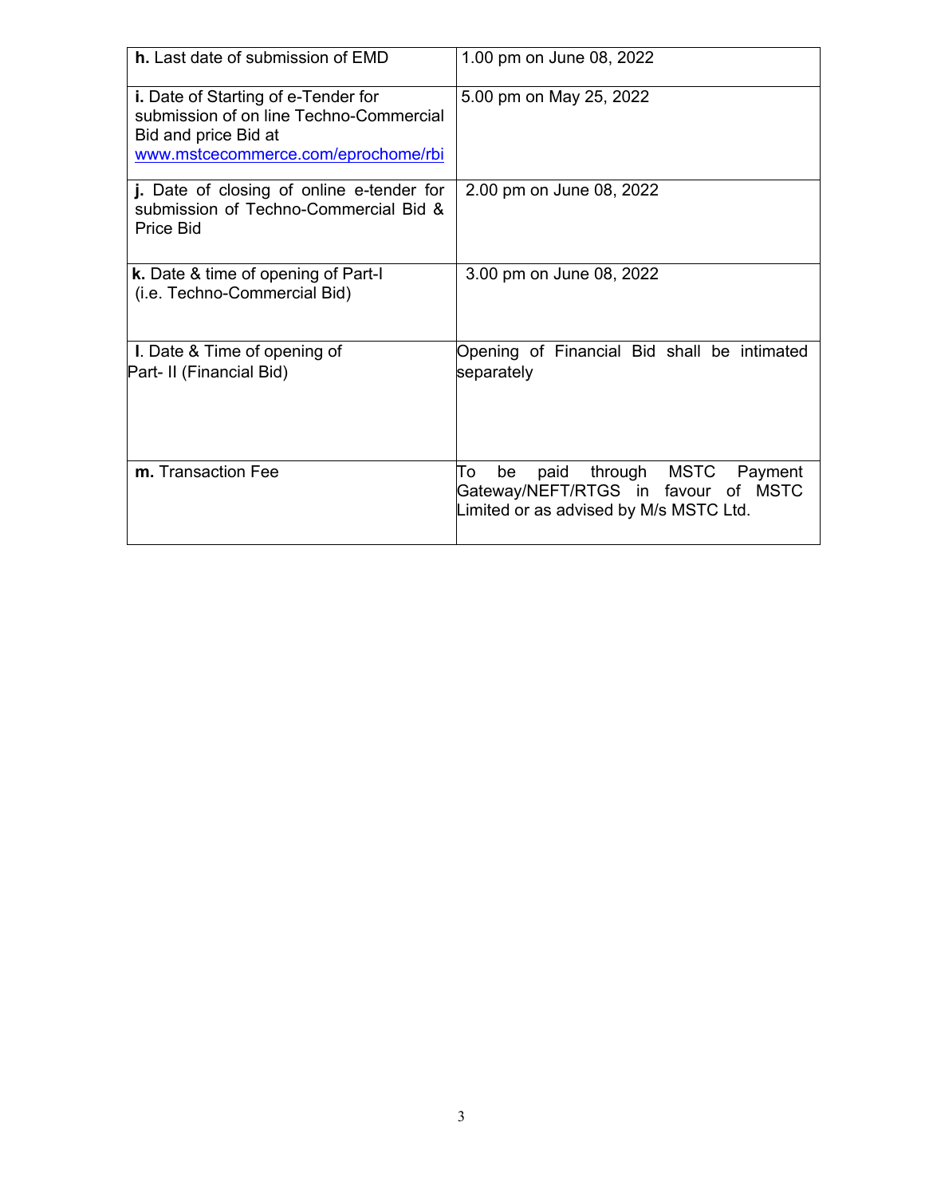| | |
|---|---|
| **h.** Last date of submission of EMD | 1.00 pm on June 08, 2022 |
| **i.** Date of Starting of e-Tender for submission of on line Techno-Commercial Bid and price Bid at www.mstcecommerce.com/eprochome/rbi | 5.00 pm on May 25, 2022 |
| **j.** Date of closing of online e-tender for submission of Techno-Commercial Bid & Price Bid | 2.00 pm on June 08, 2022 |
| **k.** Date & time of opening of Part-I (i.e. Techno-Commercial Bid) | 3.00 pm on June 08, 2022 |
| **l**. Date & Time of opening of Part- II (Financial Bid) | Opening of Financial Bid shall be intimated separately |
| **m.** Transaction Fee | To be paid through MSTC Payment Gateway/NEFT/RTGS in favour of MSTC Limited or as advised by M/s MSTC Ltd. |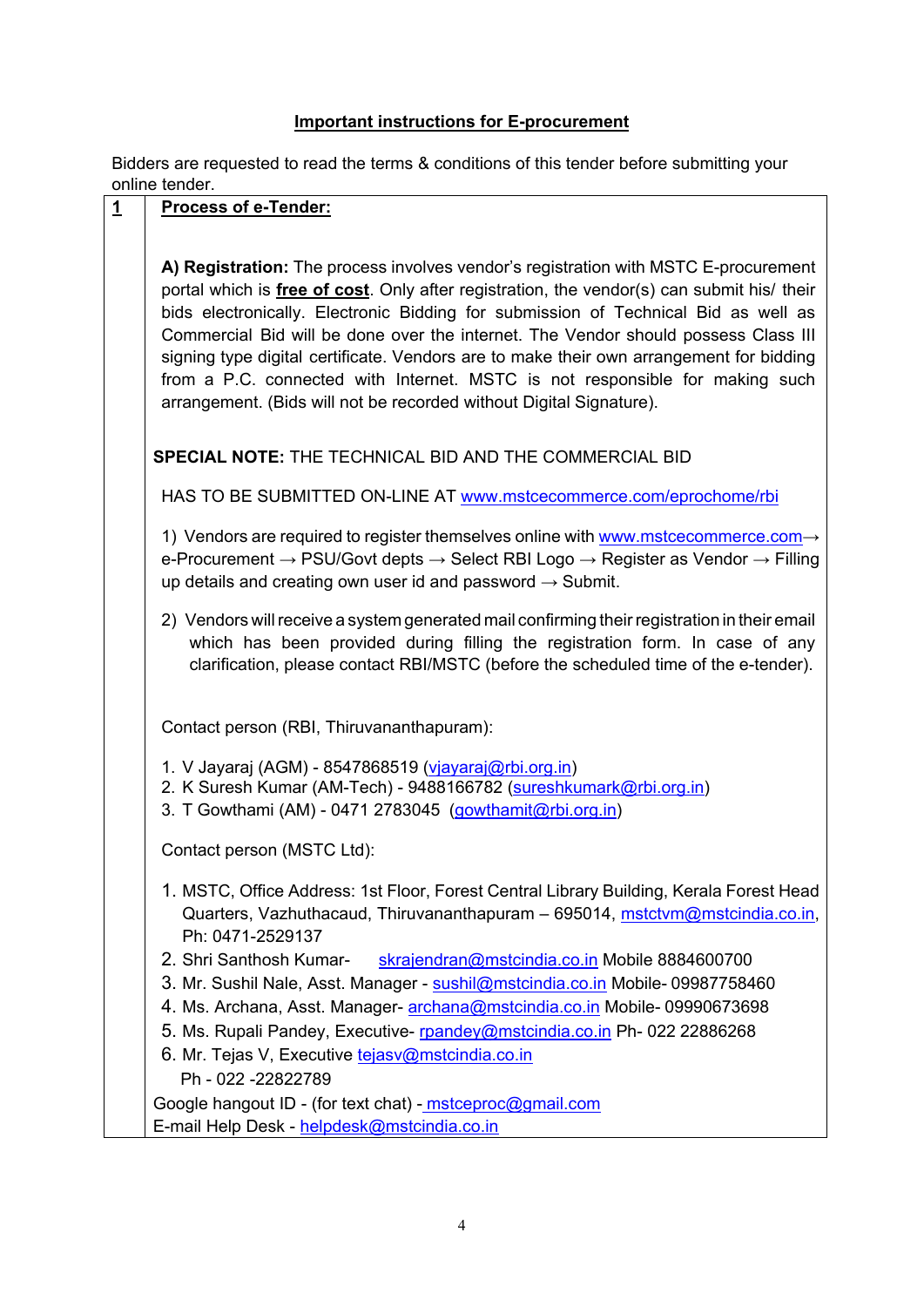# Important instructions for E-procurement

Bidders are requested to read the terms & conditions of this tender before submitting your online tender.

**1** **Process of e-Tender:**

**A) Registration:** The process involves vendor's registration with MSTC E-procurement portal which is **free of cost**. Only after registration, the vendor(s) can submit his/ their bids electronically. Electronic Bidding for submission of Technical Bid as well as Commercial Bid will be done over the internet. The Vendor should possess Class III signing type digital certificate. Vendors are to make their own arrangement for bidding from a P.C. connected with Internet. MSTC is not responsible for making such arrangement. (Bids will not be recorded without Digital Signature).

**SPECIAL NOTE:** THE TECHNICAL BID AND THE COMMERCIAL BID

HAS TO BE SUBMITTED ON-LINE AT www.mstcecommerce.com/eprochome/rbi

1) Vendors are required to register themselves online with www.mstcecommerce.com→ e-Procurement → PSU/Govt depts → Select RBI Logo → Register as Vendor → Filling up details and creating own user id and password → Submit.

2) Vendors will receive a system generated mail confirming their registration in their email which has been provided during filling the registration form. In case of any clarification, please contact RBI/MSTC (before the scheduled time of the e-tender).

Contact person (RBI, Thiruvananthapuram):

1. V Jayaraj (AGM) - 8547868519 (vjayaraj@rbi.org.in)
2. K Suresh Kumar (AM-Tech) - 9488166782 (sureshkumark@rbi.org.in)
3. T Gowthami (AM) - 0471 2783045 (gowthamit@rbi.org.in)

Contact person (MSTC Ltd):

1. MSTC, Office Address: 1st Floor, Forest Central Library Building, Kerala Forest Head Quarters, Vazhuthacaud, Thiruvananthapuram – 695014, mstctvm@mstcindia.co.in, Ph: 0471-2529137
2. Shri Santhosh Kumar- skrajendran@mstcindia.co.in Mobile 8884600700
3. Mr. Sushil Nale, Asst. Manager - sushil@mstcindia.co.in Mobile- 09987758460
4. Ms. Archana, Asst. Manager- archana@mstcindia.co.in Mobile- 09990673698
5. Ms. Rupali Pandey, Executive- rpandey@mstcindia.co.in Ph- 022 22886268
6. Mr. Tejas V, Executive tejasv@mstcindia.co.in Ph - 022 -22822789

Google hangout ID - (for text chat) - mstceproc@gmail.com

E-mail Help Desk - helpdesk@mstcindia.co.in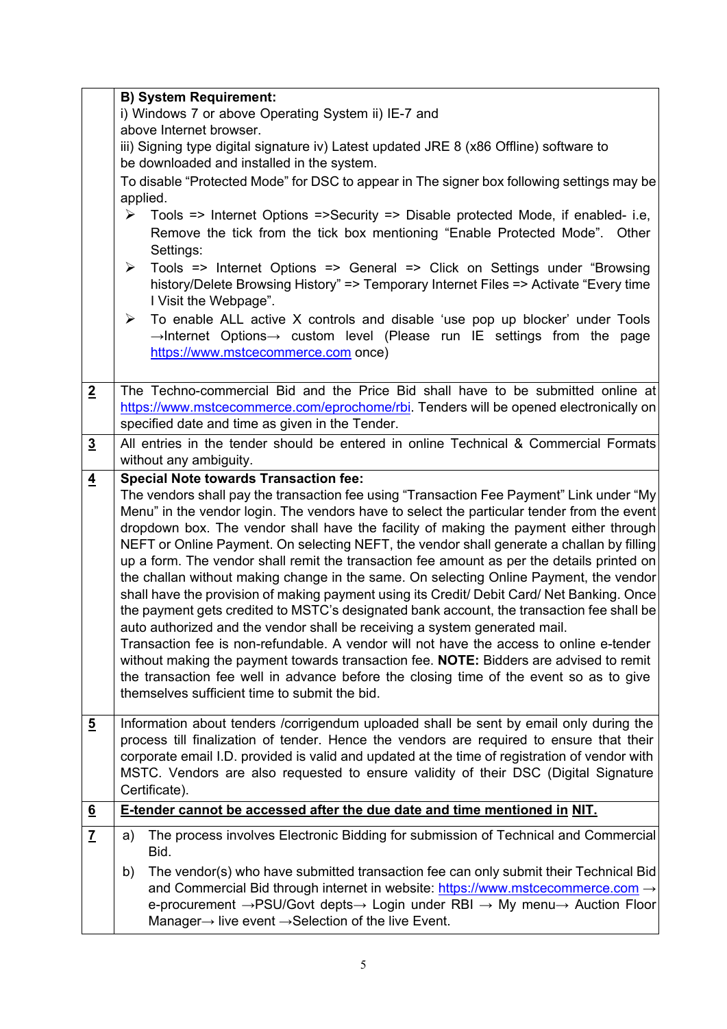|  |  |
|---|---|
|  | **B) System Requirement:**<br>i) Windows 7 or above Operating System ii) IE-7 and above Internet browser.<br>iii) Signing type digital signature iv) Latest updated JRE 8 (x86 Offline) software to be downloaded and installed in the system.<br>To disable "Protected Mode" for DSC to appear in The signer box following settings may be applied.<br>➢ Tools => Internet Options =>Security => Disable protected Mode, if enabled- i.e, Remove the tick from the tick box mentioning "Enable Protected Mode". Other Settings:<br>➢ Tools => Internet Options => General => Click on Settings under "Browsing history/Delete Browsing History" => Temporary Internet Files => Activate "Every time I Visit the Webpage".<br>➢ To enable ALL active X controls and disable 'use pop up blocker' under Tools →Internet Options→ custom level (Please run IE settings from the page https://www.mstcecommerce.com once) |
| **2** | The Techno-commercial Bid and the Price Bid shall have to be submitted online at https://www.mstcecommerce.com/eprochome/rbi. Tenders will be opened electronically on specified date and time as given in the Tender. |
| **3** | All entries in the tender should be entered in online Technical & Commercial Formats without any ambiguity. |
| **4** | **Special Note towards Transaction fee:**<br>The vendors shall pay the transaction fee using "Transaction Fee Payment" Link under "My Menu" in the vendor login. The vendors have to select the particular tender from the event dropdown box. The vendor shall have the facility of making the payment either through NEFT or Online Payment. On selecting NEFT, the vendor shall generate a challan by filling up a form. The vendor shall remit the transaction fee amount as per the details printed on the challan without making change in the same. On selecting Online Payment, the vendor shall have the provision of making payment using its Credit/ Debit Card/ Net Banking. Once the payment gets credited to MSTC's designated bank account, the transaction fee shall be auto authorized and the vendor shall be receiving a system generated mail.<br>Transaction fee is non-refundable. A vendor will not have the access to online e-tender without making the payment towards transaction fee. **NOTE:** Bidders are advised to remit the transaction fee well in advance before the closing time of the event so as to give themselves sufficient time to submit the bid. |
| **5** | Information about tenders /corrigendum uploaded shall be sent by email only during the process till finalization of tender. Hence the vendors are required to ensure that their corporate email I.D. provided is valid and updated at the time of registration of vendor with MSTC. Vendors are also requested to ensure validity of their DSC (Digital Signature Certificate). |
| **6** | **E-tender cannot be accessed after the due date and time mentioned in NIT.** |
| **7** | a) The process involves Electronic Bidding for submission of Technical and Commercial Bid.<br>b) The vendor(s) who have submitted transaction fee can only submit their Technical Bid and Commercial Bid through internet in website: https://www.mstcecommerce.com → e-procurement →PSU/Govt depts→ Login under RBI → My menu→ Auction Floor Manager→ live event →Selection of the live Event. |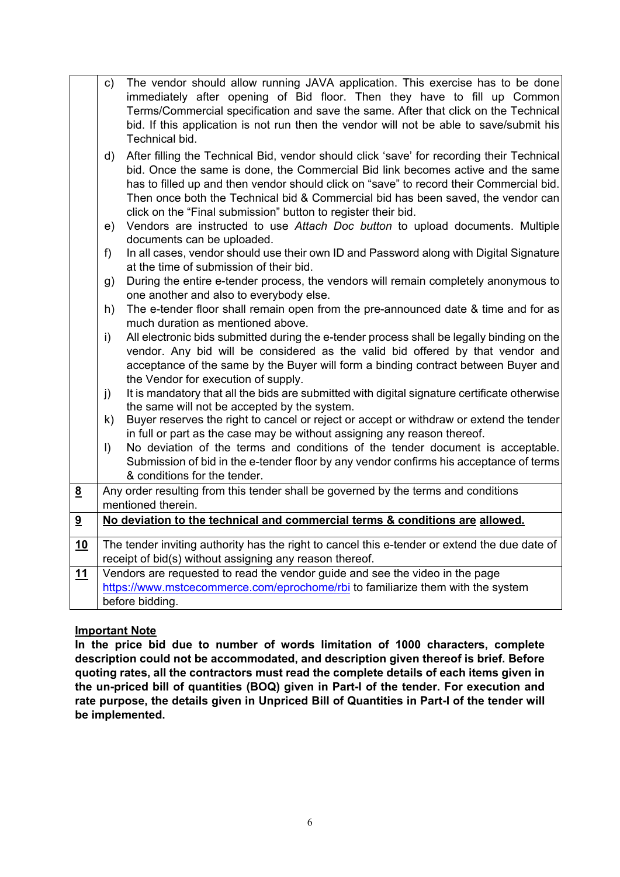|  |  |
|---|---|
|  | c) The vendor should allow running JAVA application. This exercise has to be done immediately after opening of Bid floor. Then they have to fill up Common Terms/Commercial specification and save the same. After that click on the Technical bid. If this application is not run then the vendor will not be able to save/submit his Technical bid.<br>d) After filling the Technical Bid, vendor should click 'save' for recording their Technical bid. Once the same is done, the Commercial Bid link becomes active and the same has to filled up and then vendor should click on "save" to record their Commercial bid. Then once both the Technical bid & Commercial bid has been saved, the vendor can click on the "Final submission" button to register their bid.<br>e) Vendors are instructed to use *Attach Doc button* to upload documents. Multiple documents can be uploaded.<br>f) In all cases, vendor should use their own ID and Password along with Digital Signature at the time of submission of their bid.<br>g) During the entire e-tender process, the vendors will remain completely anonymous to one another and also to everybody else.<br>h) The e-tender floor shall remain open from the pre-announced date & time and for as much duration as mentioned above.<br>i) All electronic bids submitted during the e-tender process shall be legally binding on the vendor. Any bid will be considered as the valid bid offered by that vendor and acceptance of the same by the Buyer will form a binding contract between Buyer and the Vendor for execution of supply.<br>j) It is mandatory that all the bids are submitted with digital signature certificate otherwise the same will not be accepted by the system.<br>k) Buyer reserves the right to cancel or reject or accept or withdraw or extend the tender in full or part as the case may be without assigning any reason thereof.<br>l) No deviation of the terms and conditions of the tender document is acceptable. Submission of bid in the e-tender floor by any vendor confirms his acceptance of terms & conditions for the tender. |
| **8** | Any order resulting from this tender shall be governed by the terms and conditions mentioned therein. |
| **9** | **No deviation to the technical and commercial terms & conditions are allowed.** |
| **10** | The tender inviting authority has the right to cancel this e-tender or extend the due date of receipt of bid(s) without assigning any reason thereof. |
| **11** | Vendors are requested to read the vendor guide and see the video in the page https://www.mstcecommerce.com/eprochome/rbi to familiarize them with the system before bidding. |

**Important Note**

**In the price bid due to number of words limitation of 1000 characters, complete description could not be accommodated, and description given thereof is brief. Before quoting rates, all the contractors must read the complete details of each items given in the un-priced bill of quantities (BOQ) given in Part-I of the tender. For execution and rate purpose, the details given in Unpriced Bill of Quantities in Part-I of the tender will be implemented.**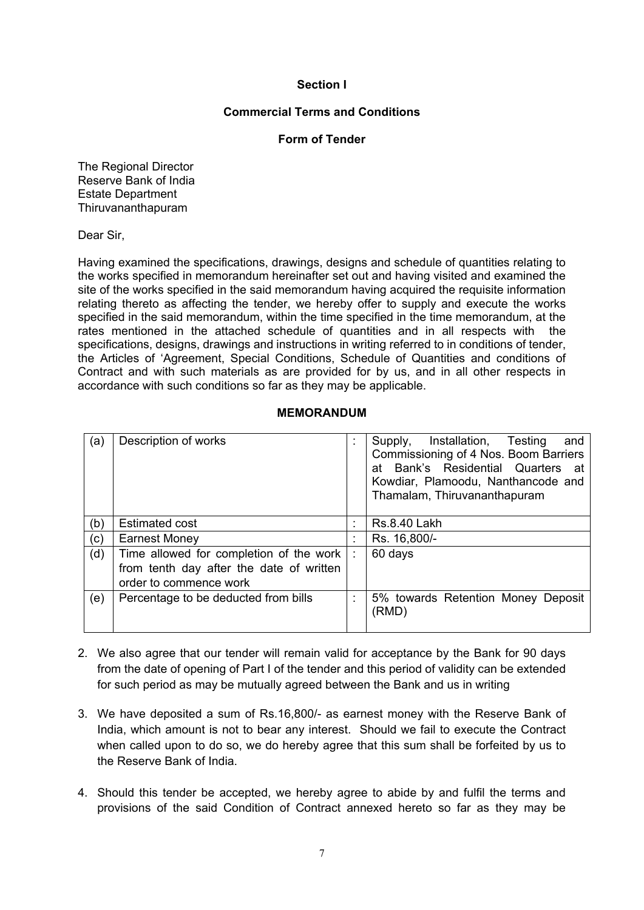**Section I**

**Commercial Terms and Conditions**

**Form of Tender**

The Regional Director
Reserve Bank of India
Estate Department
Thiruvananthapuram

Dear Sir,

Having examined the specifications, drawings, designs and schedule of quantities relating to the works specified in memorandum hereinafter set out and having visited and examined the site of the works specified in the said memorandum having acquired the requisite information relating thereto as affecting the tender, we hereby offer to supply and execute the works specified in the said memorandum, within the time specified in the time memorandum, at the rates mentioned in the attached schedule of quantities and in all respects with the specifications, designs, drawings and instructions in writing referred to in conditions of tender, the Articles of 'Agreement, Special Conditions, Schedule of Quantities and conditions of Contract and with such materials as are provided for by us, and in all other respects in accordance with such conditions so far as they may be applicable.

**MEMORANDUM**

| | | | |
|---|---|---|---|
| (a) | Description of works | : | Supply, Installation, Testing and Commissioning of 4 Nos. Boom Barriers at Bank's Residential Quarters at Kowdiar, Plamoodu, Nanthancode and Thamalam, Thiruvananthapuram |
| (b) | Estimated cost | : | Rs.8.40 Lakh |
| (c) | Earnest Money | : | Rs. 16,800/- |
| (d) | Time allowed for completion of the work from tenth day after the date of written order to commence work | : | 60 days |
| (e) | Percentage to be deducted from bills | : | 5% towards Retention Money Deposit (RMD) |

2. We also agree that our tender will remain valid for acceptance by the Bank for 90 days from the date of opening of Part I of the tender and this period of validity can be extended for such period as may be mutually agreed between the Bank and us in writing

3. We have deposited a sum of Rs.16,800/- as earnest money with the Reserve Bank of India, which amount is not to bear any interest. Should we fail to execute the Contract when called upon to do so, we do hereby agree that this sum shall be forfeited by us to the Reserve Bank of India.

4. Should this tender be accepted, we hereby agree to abide by and fulfil the terms and provisions of the said Condition of Contract annexed hereto so far as they may be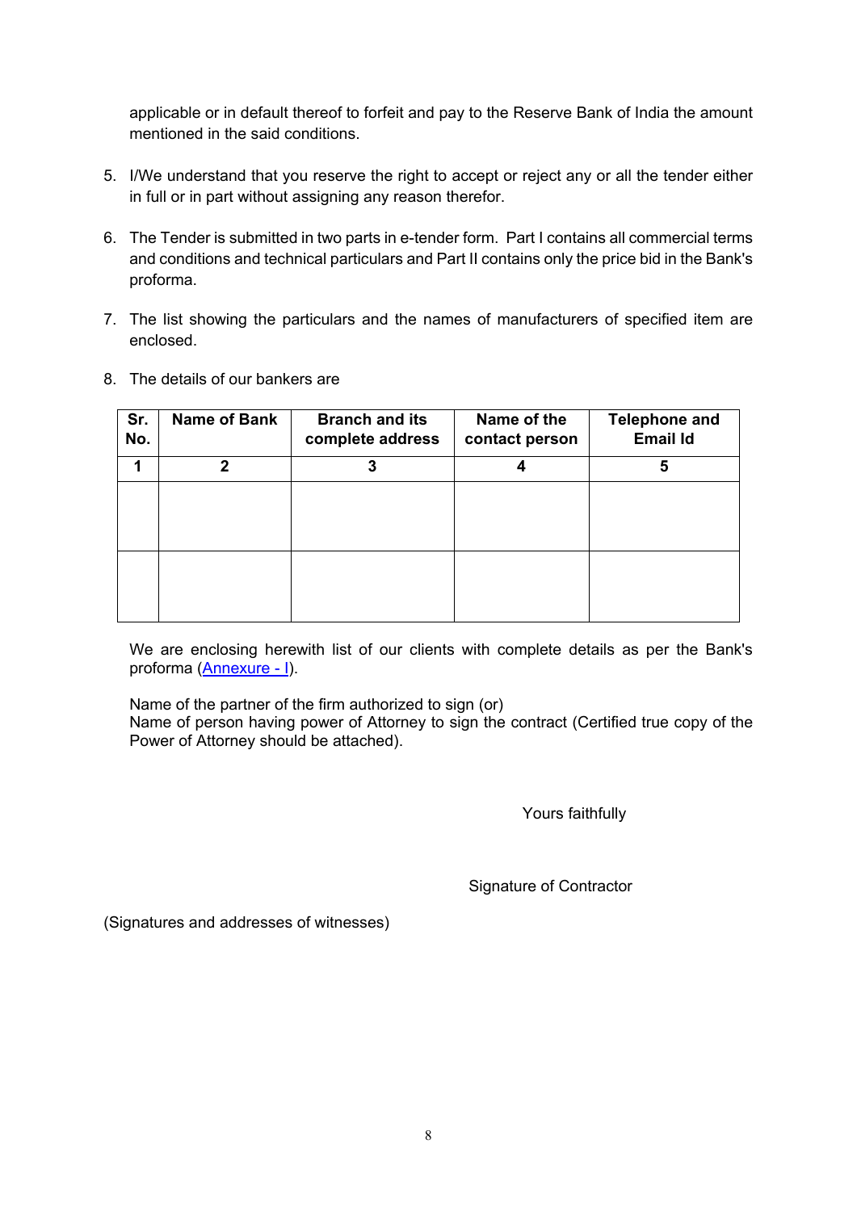applicable or in default thereof to forfeit and pay to the Reserve Bank of India the amount mentioned in the said conditions.

5. I/We understand that you reserve the right to accept or reject any or all the tender either in full or in part without assigning any reason therefor.

6. The Tender is submitted in two parts in e-tender form. Part I contains all commercial terms and conditions and technical particulars and Part II contains only the price bid in the Bank's proforma.

7. The list showing the particulars and the names of manufacturers of specified item are enclosed.

8. The details of our bankers are

| Sr. No. | Name of Bank | Branch and its complete address | Name of the contact person | Telephone and Email Id |
|---|---|---|---|---|
| 1 | 2 | 3 | 4 | 5 |
| | | | | |
| | | | | |

We are enclosing herewith list of our clients with complete details as per the Bank's proforma (Annexure - I).

Name of the partner of the firm authorized to sign (or)
Name of person having power of Attorney to sign the contract (Certified true copy of the Power of Attorney should be attached).

Yours faithfully

Signature of Contractor

(Signatures and addresses of witnesses)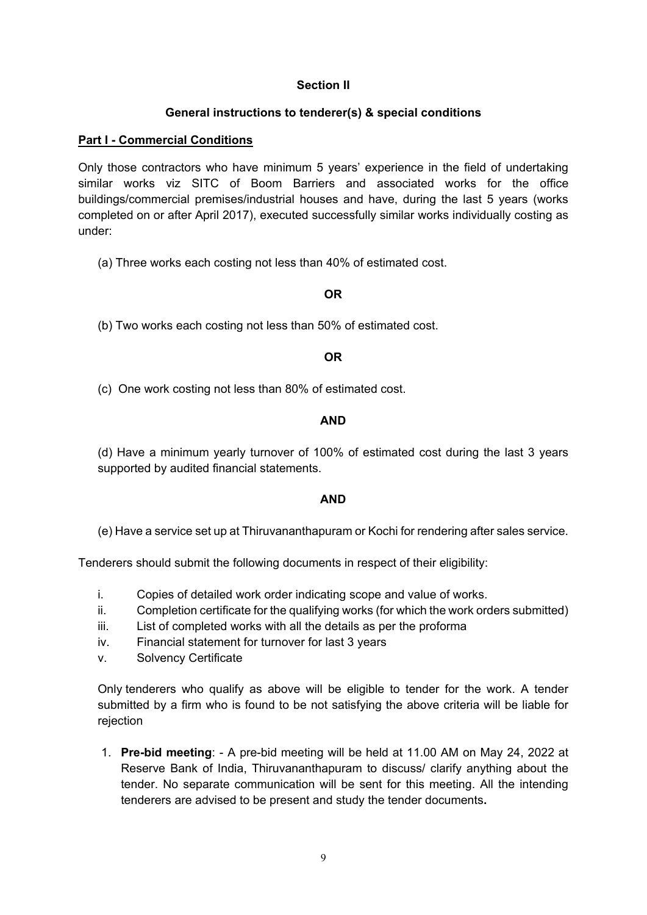**Section II**

**General instructions to tenderer(s) & special conditions**

**Part I - Commercial Conditions**

Only those contractors who have minimum 5 years' experience in the field of undertaking similar works viz SITC of Boom Barriers and associated works for the office buildings/commercial premises/industrial houses and have, during the last 5 years (works completed on or after April 2017), executed successfully similar works individually costing as under:

(a) Three works each costing not less than 40% of estimated cost.

**OR**

(b) Two works each costing not less than 50% of estimated cost.

**OR**

(c) One work costing not less than 80% of estimated cost.

**AND**

(d) Have a minimum yearly turnover of 100% of estimated cost during the last 3 years supported by audited financial statements.

**AND**

(e) Have a service set up at Thiruvananthapuram or Kochi for rendering after sales service.

Tenderers should submit the following documents in respect of their eligibility:

i. Copies of detailed work order indicating scope and value of works.
ii. Completion certificate for the qualifying works (for which the work orders submitted)
iii. List of completed works with all the details as per the proforma
iv. Financial statement for turnover for last 3 years
v. Solvency Certificate

Only tenderers who qualify as above will be eligible to tender for the work. A tender submitted by a firm who is found to be not satisfying the above criteria will be liable for rejection

1. **Pre-bid meeting**: - A pre-bid meeting will be held at 11.00 AM on May 24, 2022 at Reserve Bank of India, Thiruvananthapuram to discuss/ clarify anything about the tender. No separate communication will be sent for this meeting. All the intending tenderers are advised to be present and study the tender documents**.**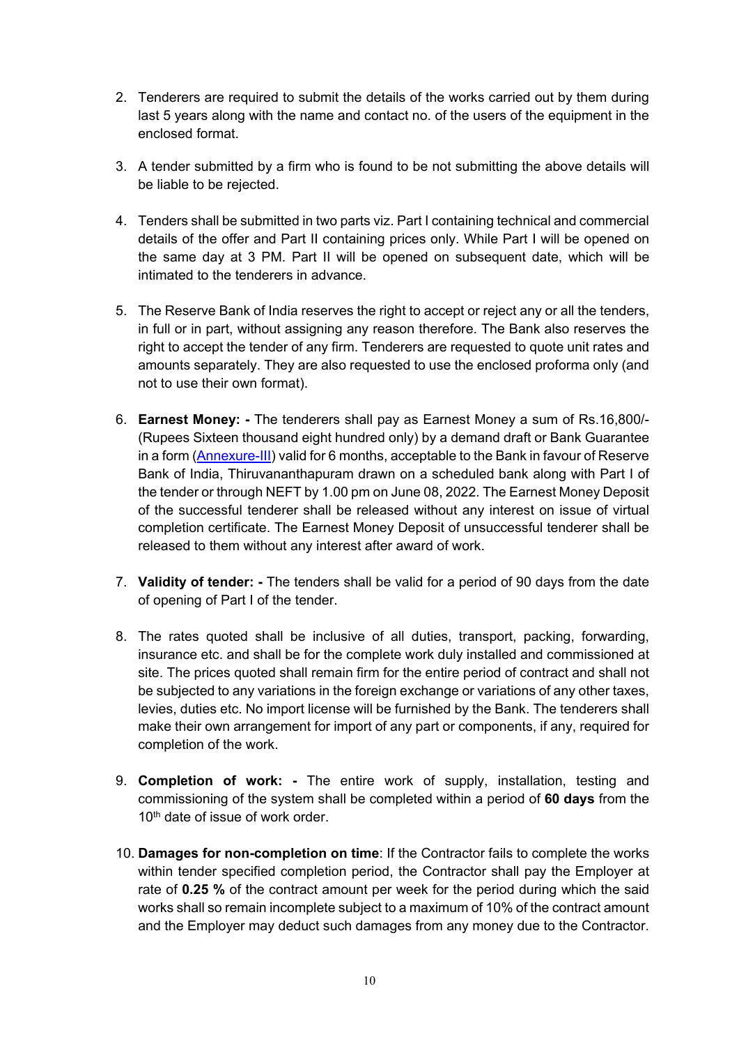2. Tenderers are required to submit the details of the works carried out by them during last 5 years along with the name and contact no. of the users of the equipment in the enclosed format.

3. A tender submitted by a firm who is found to be not submitting the above details will be liable to be rejected.

4. Tenders shall be submitted in two parts viz. Part I containing technical and commercial details of the offer and Part II containing prices only. While Part I will be opened on the same day at 3 PM. Part II will be opened on subsequent date, which will be intimated to the tenderers in advance.

5. The Reserve Bank of India reserves the right to accept or reject any or all the tenders, in full or in part, without assigning any reason therefore. The Bank also reserves the right to accept the tender of any firm. Tenderers are requested to quote unit rates and amounts separately. They are also requested to use the enclosed proforma only (and not to use their own format).

6. **Earnest Money: -** The tenderers shall pay as Earnest Money a sum of Rs.16,800/- (Rupees Sixteen thousand eight hundred only) by a demand draft or Bank Guarantee in a form (Annexure-III) valid for 6 months, acceptable to the Bank in favour of Reserve Bank of India, Thiruvananthapuram drawn on a scheduled bank along with Part I of the tender or through NEFT by 1.00 pm on June 08, 2022. The Earnest Money Deposit of the successful tenderer shall be released without any interest on issue of virtual completion certificate. The Earnest Money Deposit of unsuccessful tenderer shall be released to them without any interest after award of work.

7. **Validity of tender: -** The tenders shall be valid for a period of 90 days from the date of opening of Part I of the tender.

8. The rates quoted shall be inclusive of all duties, transport, packing, forwarding, insurance etc. and shall be for the complete work duly installed and commissioned at site. The prices quoted shall remain firm for the entire period of contract and shall not be subjected to any variations in the foreign exchange or variations of any other taxes, levies, duties etc. No import license will be furnished by the Bank. The tenderers shall make their own arrangement for import of any part or components, if any, required for completion of the work.

9. **Completion of work: -** The entire work of supply, installation, testing and commissioning of the system shall be completed within a period of **60 days** from the 10th date of issue of work order.

10. **Damages for non-completion on time**: If the Contractor fails to complete the works within tender specified completion period, the Contractor shall pay the Employer at rate of **0.25 %** of the contract amount per week for the period during which the said works shall so remain incomplete subject to a maximum of 10% of the contract amount and the Employer may deduct such damages from any money due to the Contractor.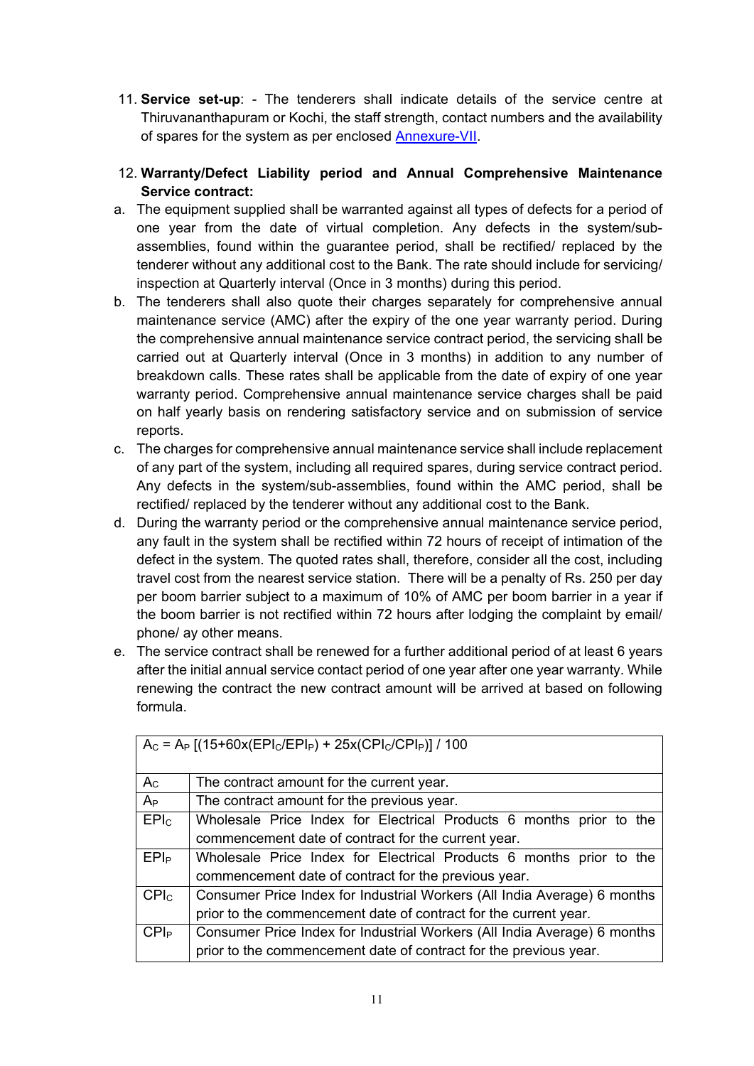11. **Service set-up**: - The tenderers shall indicate details of the service centre at Thiruvananthapuram or Kochi, the staff strength, contact numbers and the availability of spares for the system as per enclosed Annexure-VII.

12. **Warranty/Defect Liability period and Annual Comprehensive Maintenance Service contract:**

a. The equipment supplied shall be warranted against all types of defects for a period of one year from the date of virtual completion. Any defects in the system/sub-assemblies, found within the guarantee period, shall be rectified/ replaced by the tenderer without any additional cost to the Bank. The rate should include for servicing/ inspection at Quarterly interval (Once in 3 months) during this period.

b. The tenderers shall also quote their charges separately for comprehensive annual maintenance service (AMC) after the expiry of the one year warranty period. During the comprehensive annual maintenance service contract period, the servicing shall be carried out at Quarterly interval (Once in 3 months) in addition to any number of breakdown calls. These rates shall be applicable from the date of expiry of one year warranty period. Comprehensive annual maintenance service charges shall be paid on half yearly basis on rendering satisfactory service and on submission of service reports.

c. The charges for comprehensive annual maintenance service shall include replacement of any part of the system, including all required spares, during service contract period. Any defects in the system/sub-assemblies, found within the AMC period, shall be rectified/ replaced by the tenderer without any additional cost to the Bank.

d. During the warranty period or the comprehensive annual maintenance service period, any fault in the system shall be rectified within 72 hours of receipt of intimation of the defect in the system. The quoted rates shall, therefore, consider all the cost, including travel cost from the nearest service station. There will be a penalty of Rs. 250 per day per boom barrier subject to a maximum of 10% of AMC per boom barrier in a year if the boom barrier is not rectified within 72 hours after lodging the complaint by email/ phone/ ay other means.

e. The service contract shall be renewed for a further additional period of at least 6 years after the initial annual service contact period of one year after one year warranty. While renewing the contract the new contract amount will be arrived at based on following formula.

| $A_C = A_P\,[(15+60\times(EPI_C/EPI_P) + 25\times(CPI_C/CPI_P)] / 100$ | |
|---|---|
| $A_C$ | The contract amount for the current year. |
| $A_P$ | The contract amount for the previous year. |
| $EPI_C$ | Wholesale Price Index for Electrical Products 6 months prior to the commencement date of contract for the current year. |
| $EPI_P$ | Wholesale Price Index for Electrical Products 6 months prior to the commencement date of contract for the previous year. |
| $CPI_C$ | Consumer Price Index for Industrial Workers (All India Average) 6 months prior to the commencement date of contract for the current year. |
| $CPI_P$ | Consumer Price Index for Industrial Workers (All India Average) 6 months prior to the commencement date of contract for the previous year. |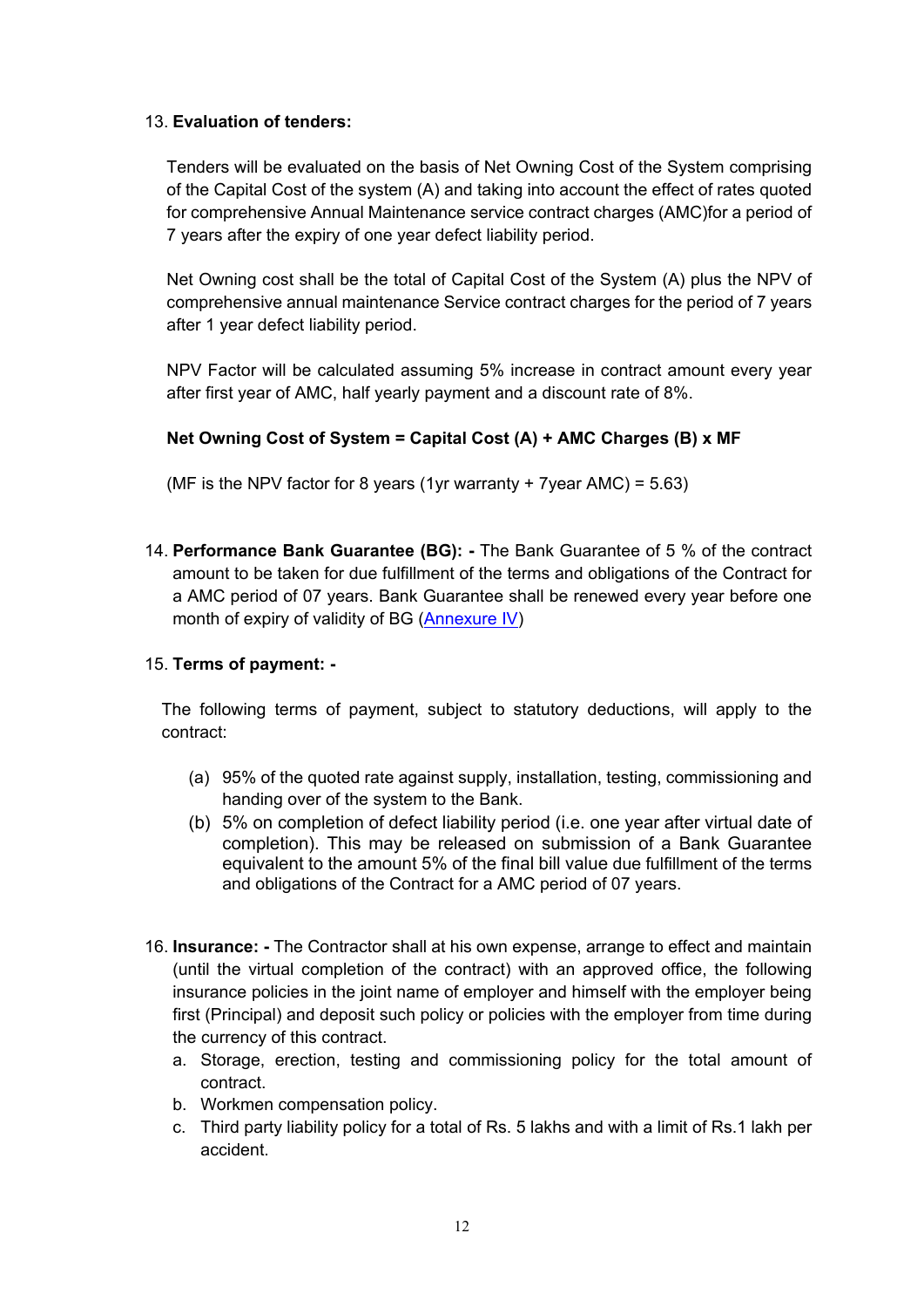13. **Evaluation of tenders:**

 Tenders will be evaluated on the basis of Net Owning Cost of the System comprising of the Capital Cost of the system (A) and taking into account the effect of rates quoted for comprehensive Annual Maintenance service contract charges (AMC)for a period of 7 years after the expiry of one year defect liability period.

 Net Owning cost shall be the total of Capital Cost of the System (A) plus the NPV of comprehensive annual maintenance Service contract charges for the period of 7 years after 1 year defect liability period.

 NPV Factor will be calculated assuming 5% increase in contract amount every year after first year of AMC, half yearly payment and a discount rate of 8%.

 **Net Owning Cost of System = Capital Cost (A) + AMC Charges (B) x MF**

 (MF is the NPV factor for 8 years (1yr warranty + 7year AMC) = 5.63)

14. **Performance Bank Guarantee (BG): -** The Bank Guarantee of 5 % of the contract amount to be taken for due fulfillment of the terms and obligations of the Contract for a AMC period of 07 years. Bank Guarantee shall be renewed every year before one month of expiry of validity of BG (Annexure IV)

15. **Terms of payment: -**

 The following terms of payment, subject to statutory deductions, will apply to the contract:

 (a) 95% of the quoted rate against supply, installation, testing, commissioning and handing over of the system to the Bank.
 (b) 5% on completion of defect liability period (i.e. one year after virtual date of completion). This may be released on submission of a Bank Guarantee equivalent to the amount 5% of the final bill value due fulfillment of the terms and obligations of the Contract for a AMC period of 07 years.

16. **Insurance: -** The Contractor shall at his own expense, arrange to effect and maintain (until the virtual completion of the contract) with an approved office, the following insurance policies in the joint name of employer and himself with the employer being first (Principal) and deposit such policy or policies with the employer from time during the currency of this contract.
 a. Storage, erection, testing and commissioning policy for the total amount of contract.
 b. Workmen compensation policy.
 c. Third party liability policy for a total of Rs. 5 lakhs and with a limit of Rs.1 lakh per accident.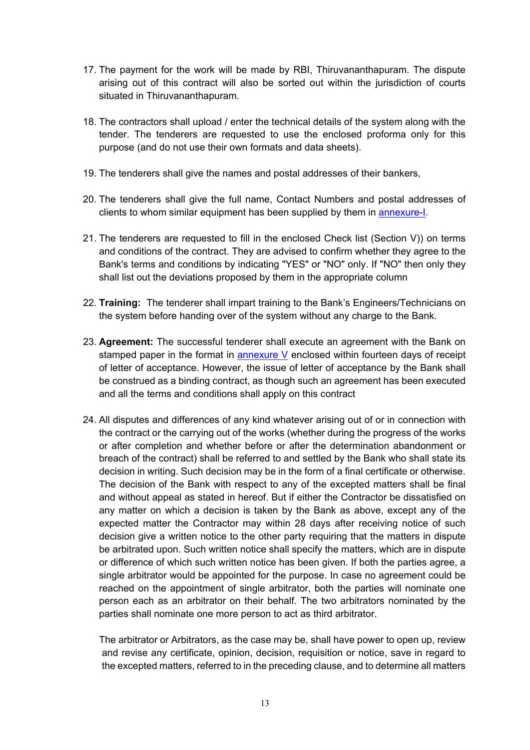17. The payment for the work will be made by RBI, Thiruvananthapuram. The dispute arising out of this contract will also be sorted out within the jurisdiction of courts situated in Thiruvananthapuram.

18. The contractors shall upload / enter the technical details of the system along with the tender. The tenderers are requested to use the enclosed proforma only for this purpose (and do not use their own formats and data sheets).

19. The tenderers shall give the names and postal addresses of their bankers,

20. The tenderers shall give the full name, Contact Numbers and postal addresses of clients to whom similar equipment has been supplied by them in annexure-I.

21. The tenderers are requested to fill in the enclosed Check list (Section V)) on terms and conditions of the contract. They are advised to confirm whether they agree to the Bank's terms and conditions by indicating "YES" or "NO" only. If "NO" then only they shall list out the deviations proposed by them in the appropriate column

22. **Training:** The tenderer shall impart training to the Bank's Engineers/Technicians on the system before handing over of the system without any charge to the Bank.

23. **Agreement:** The successful tenderer shall execute an agreement with the Bank on stamped paper in the format in annexure V enclosed within fourteen days of receipt of letter of acceptance. However, the issue of letter of acceptance by the Bank shall be construed as a binding contract, as though such an agreement has been executed and all the terms and conditions shall apply on this contract

24. All disputes and differences of any kind whatever arising out of or in connection with the contract or the carrying out of the works (whether during the progress of the works or after completion and whether before or after the determination abandonment or breach of the contract) shall be referred to and settled by the Bank who shall state its decision in writing. Such decision may be in the form of a final certificate or otherwise. The decision of the Bank with respect to any of the excepted matters shall be final and without appeal as stated in hereof. But if either the Contractor be dissatisfied on any matter on which a decision is taken by the Bank as above, except any of the expected matter the Contractor may within 28 days after receiving notice of such decision give a written notice to the other party requiring that the matters in dispute be arbitrated upon. Such written notice shall specify the matters, which are in dispute or difference of which such written notice has been given. If both the parties agree, a single arbitrator would be appointed for the purpose. In case no agreement could be reached on the appointment of single arbitrator, both the parties will nominate one person each as an arbitrator on their behalf. The two arbitrators nominated by the parties shall nominate one more person to act as third arbitrator.

    The arbitrator or Arbitrators, as the case may be, shall have power to open up, review and revise any certificate, opinion, decision, requisition or notice, save in regard to the excepted matters, referred to in the preceding clause, and to determine all matters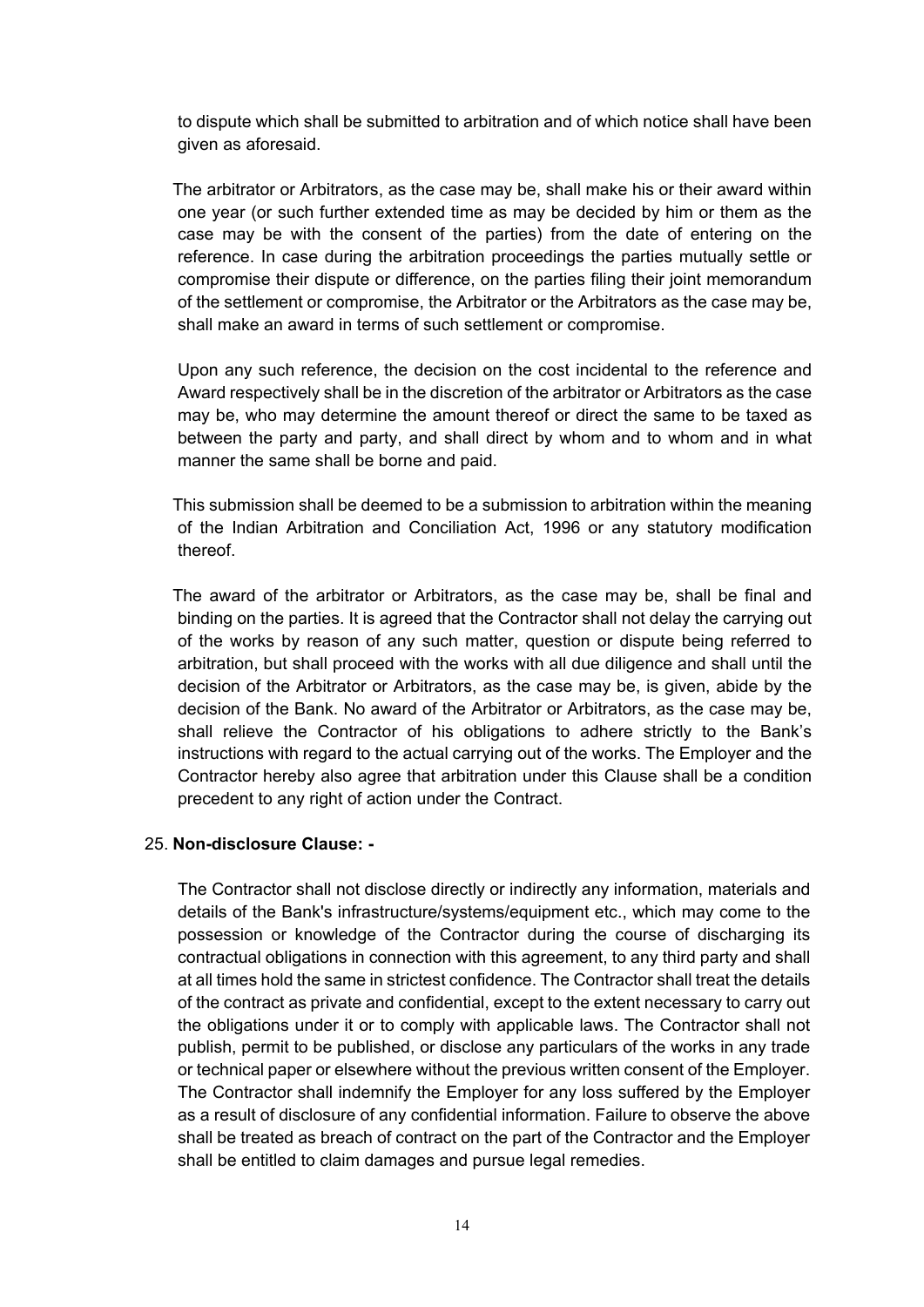to dispute which shall be submitted to arbitration and of which notice shall have been given as aforesaid.

The arbitrator or Arbitrators, as the case may be, shall make his or their award within one year (or such further extended time as may be decided by him or them as the case may be with the consent of the parties) from the date of entering on the reference. In case during the arbitration proceedings the parties mutually settle or compromise their dispute or difference, on the parties filing their joint memorandum of the settlement or compromise, the Arbitrator or the Arbitrators as the case may be, shall make an award in terms of such settlement or compromise.

Upon any such reference, the decision on the cost incidental to the reference and Award respectively shall be in the discretion of the arbitrator or Arbitrators as the case may be, who may determine the amount thereof or direct the same to be taxed as between the party and party, and shall direct by whom and to whom and in what manner the same shall be borne and paid.

This submission shall be deemed to be a submission to arbitration within the meaning of the Indian Arbitration and Conciliation Act, 1996 or any statutory modification thereof.

The award of the arbitrator or Arbitrators, as the case may be, shall be final and binding on the parties. It is agreed that the Contractor shall not delay the carrying out of the works by reason of any such matter, question or dispute being referred to arbitration, but shall proceed with the works with all due diligence and shall until the decision of the Arbitrator or Arbitrators, as the case may be, is given, abide by the decision of the Bank. No award of the Arbitrator or Arbitrators, as the case may be, shall relieve the Contractor of his obligations to adhere strictly to the Bank's instructions with regard to the actual carrying out of the works. The Employer and the Contractor hereby also agree that arbitration under this Clause shall be a condition precedent to any right of action under the Contract.

25. **Non-disclosure Clause: -**

The Contractor shall not disclose directly or indirectly any information, materials and details of the Bank's infrastructure/systems/equipment etc., which may come to the possession or knowledge of the Contractor during the course of discharging its contractual obligations in connection with this agreement, to any third party and shall at all times hold the same in strictest confidence. The Contractor shall treat the details of the contract as private and confidential, except to the extent necessary to carry out the obligations under it or to comply with applicable laws. The Contractor shall not publish, permit to be published, or disclose any particulars of the works in any trade or technical paper or elsewhere without the previous written consent of the Employer. The Contractor shall indemnify the Employer for any loss suffered by the Employer as a result of disclosure of any confidential information. Failure to observe the above shall be treated as breach of contract on the part of the Contractor and the Employer shall be entitled to claim damages and pursue legal remedies.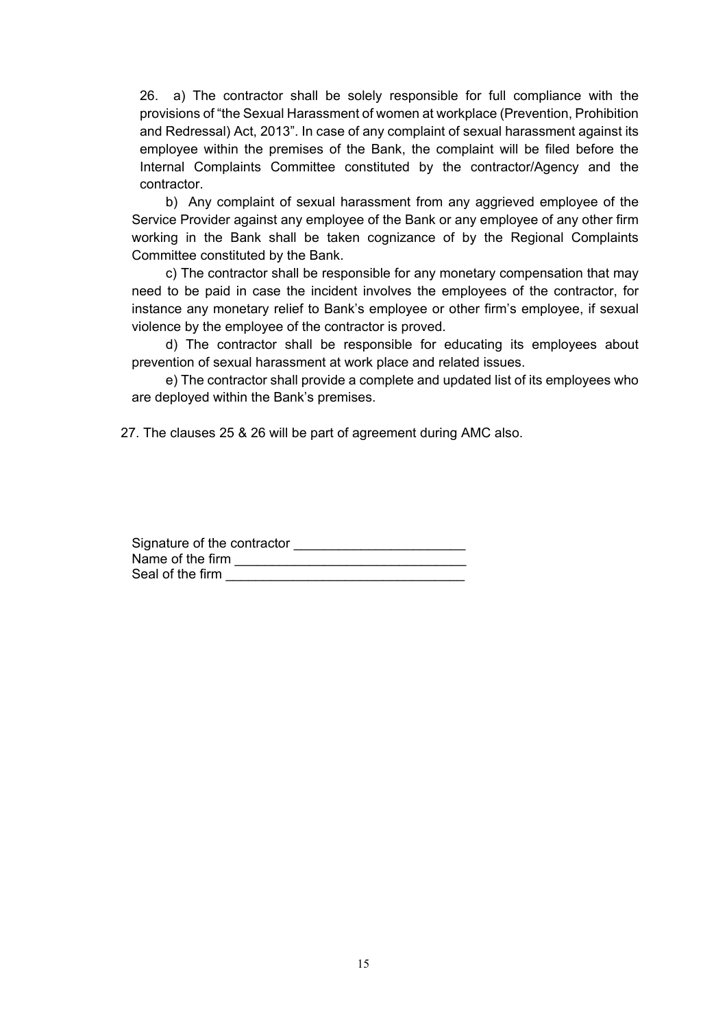26. a) The contractor shall be solely responsible for full compliance with the provisions of "the Sexual Harassment of women at workplace (Prevention, Prohibition and Redressal) Act, 2013". In case of any complaint of sexual harassment against its employee within the premises of the Bank, the complaint will be filed before the Internal Complaints Committee constituted by the contractor/Agency and the contractor.

b) Any complaint of sexual harassment from any aggrieved employee of the Service Provider against any employee of the Bank or any employee of any other firm working in the Bank shall be taken cognizance of by the Regional Complaints Committee constituted by the Bank.

c) The contractor shall be responsible for any monetary compensation that may need to be paid in case the incident involves the employees of the contractor, for instance any monetary relief to Bank's employee or other firm's employee, if sexual violence by the employee of the contractor is proved.

d) The contractor shall be responsible for educating its employees about prevention of sexual harassment at work place and related issues.

e) The contractor shall provide a complete and updated list of its employees who are deployed within the Bank's premises.

27. The clauses 25 & 26 will be part of agreement during AMC also.

Signature of the contractor _______________________

Name of the firm _______________________________

Seal of the firm ________________________________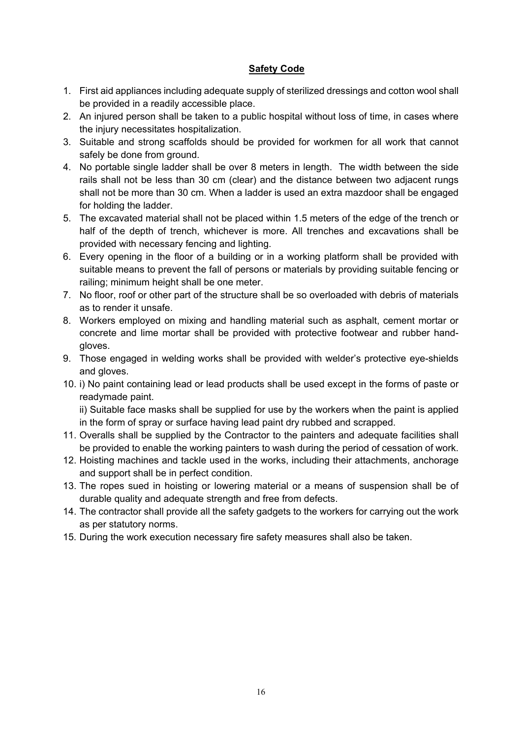**Safety Code**

1. First aid appliances including adequate supply of sterilized dressings and cotton wool shall be provided in a readily accessible place.
2. An injured person shall be taken to a public hospital without loss of time, in cases where the injury necessitates hospitalization.
3. Suitable and strong scaffolds should be provided for workmen for all work that cannot safely be done from ground.
4. No portable single ladder shall be over 8 meters in length. The width between the side rails shall not be less than 30 cm (clear) and the distance between two adjacent rungs shall not be more than 30 cm. When a ladder is used an extra mazdoor shall be engaged for holding the ladder.
5. The excavated material shall not be placed within 1.5 meters of the edge of the trench or half of the depth of trench, whichever is more. All trenches and excavations shall be provided with necessary fencing and lighting.
6. Every opening in the floor of a building or in a working platform shall be provided with suitable means to prevent the fall of persons or materials by providing suitable fencing or railing; minimum height shall be one meter.
7. No floor, roof or other part of the structure shall be so overloaded with debris of materials as to render it unsafe.
8. Workers employed on mixing and handling material such as asphalt, cement mortar or concrete and lime mortar shall be provided with protective footwear and rubber hand-gloves.
9. Those engaged in welding works shall be provided with welder's protective eye-shields and gloves.
10. i) No paint containing lead or lead products shall be used except in the forms of paste or readymade paint.

    ii) Suitable face masks shall be supplied for use by the workers when the paint is applied in the form of spray or surface having lead paint dry rubbed and scrapped.
11. Overalls shall be supplied by the Contractor to the painters and adequate facilities shall be provided to enable the working painters to wash during the period of cessation of work.
12. Hoisting machines and tackle used in the works, including their attachments, anchorage and support shall be in perfect condition.
13. The ropes sued in hoisting or lowering material or a means of suspension shall be of durable quality and adequate strength and free from defects.
14. The contractor shall provide all the safety gadgets to the workers for carrying out the work as per statutory norms.
15. During the work execution necessary fire safety measures shall also be taken.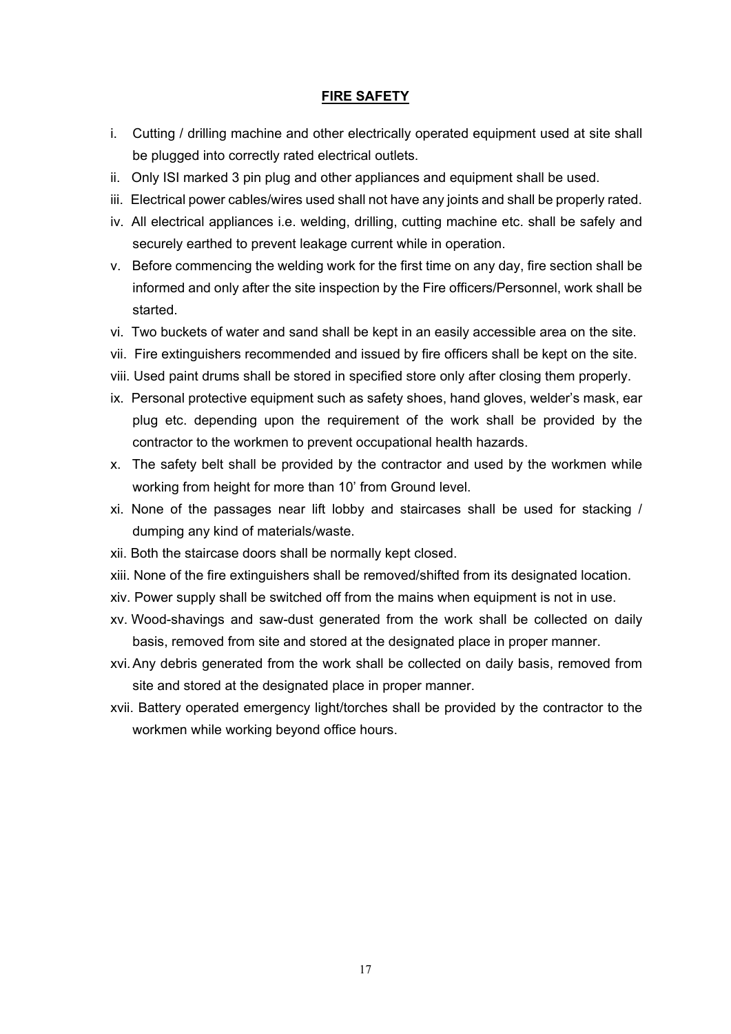## FIRE SAFETY

i. Cutting / drilling machine and other electrically operated equipment used at site shall be plugged into correctly rated electrical outlets.

ii. Only ISI marked 3 pin plug and other appliances and equipment shall be used.

iii. Electrical power cables/wires used shall not have any joints and shall be properly rated.

iv. All electrical appliances i.e. welding, drilling, cutting machine etc. shall be safely and securely earthed to prevent leakage current while in operation.

v. Before commencing the welding work for the first time on any day, fire section shall be informed and only after the site inspection by the Fire officers/Personnel, work shall be started.

vi. Two buckets of water and sand shall be kept in an easily accessible area on the site.

vii. Fire extinguishers recommended and issued by fire officers shall be kept on the site.

viii. Used paint drums shall be stored in specified store only after closing them properly.

ix. Personal protective equipment such as safety shoes, hand gloves, welder's mask, ear plug etc. depending upon the requirement of the work shall be provided by the contractor to the workmen to prevent occupational health hazards.

x. The safety belt shall be provided by the contractor and used by the workmen while working from height for more than 10' from Ground level.

xi. None of the passages near lift lobby and staircases shall be used for stacking / dumping any kind of materials/waste.

xii. Both the staircase doors shall be normally kept closed.

xiii. None of the fire extinguishers shall be removed/shifted from its designated location.

xiv. Power supply shall be switched off from the mains when equipment is not in use.

xv. Wood-shavings and saw-dust generated from the work shall be collected on daily basis, removed from site and stored at the designated place in proper manner.

xvi. Any debris generated from the work shall be collected on daily basis, removed from site and stored at the designated place in proper manner.

xvii. Battery operated emergency light/torches shall be provided by the contractor to the workmen while working beyond office hours.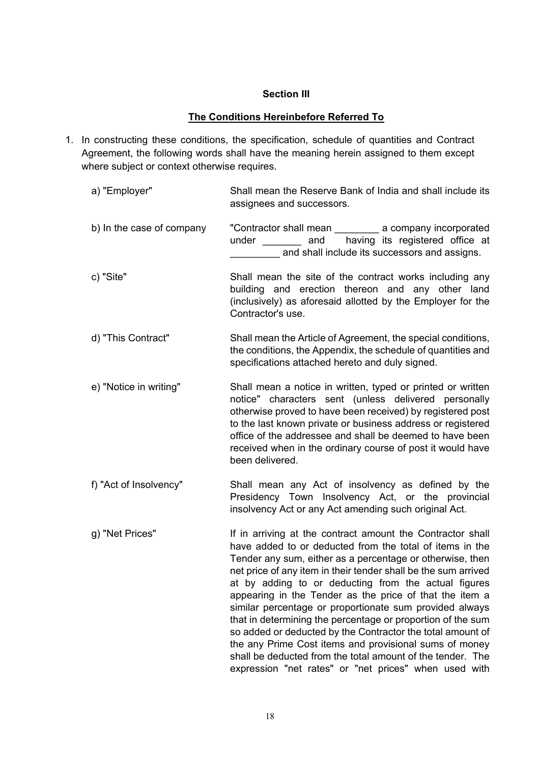**Section III**

**<u>The Conditions Hereinbefore Referred To</u>**

1. In constructing these conditions, the specification, schedule of quantities and Contract Agreement, the following words shall have the meaning herein assigned to them except where subject or context otherwise requires.

| | |
|---|---|
| a) "Employer" | Shall mean the Reserve Bank of India and shall include its assignees and successors. |
| b) In the case of company | "Contractor shall mean ________ a company incorporated under _______ and having its registered office at _________ and shall include its successors and assigns. |
| c) "Site" | Shall mean the site of the contract works including any building and erection thereon and any other land (inclusively) as aforesaid allotted by the Employer for the Contractor's use. |
| d) "This Contract" | Shall mean the Article of Agreement, the special conditions, the conditions, the Appendix, the schedule of quantities and specifications attached hereto and duly signed. |
| e) "Notice in writing" | Shall mean a notice in written, typed or printed or written notice" characters sent (unless delivered personally otherwise proved to have been received) by registered post to the last known private or business address or registered office of the addressee and shall be deemed to have been received when in the ordinary course of post it would have been delivered. |
| f) "Act of Insolvency" | Shall mean any Act of insolvency as defined by the Presidency Town Insolvency Act, or the provincial insolvency Act or any Act amending such original Act. |
| g) "Net Prices" | If in arriving at the contract amount the Contractor shall have added to or deducted from the total of items in the Tender any sum, either as a percentage or otherwise, then net price of any item in their tender shall be the sum arrived at by adding to or deducting from the actual figures appearing in the Tender as the price of that the item a similar percentage or proportionate sum provided always that in determining the percentage or proportion of the sum so added or deducted by the Contractor the total amount of the any Prime Cost items and provisional sums of money shall be deducted from the total amount of the tender. The expression "net rates" or "net prices" when used with |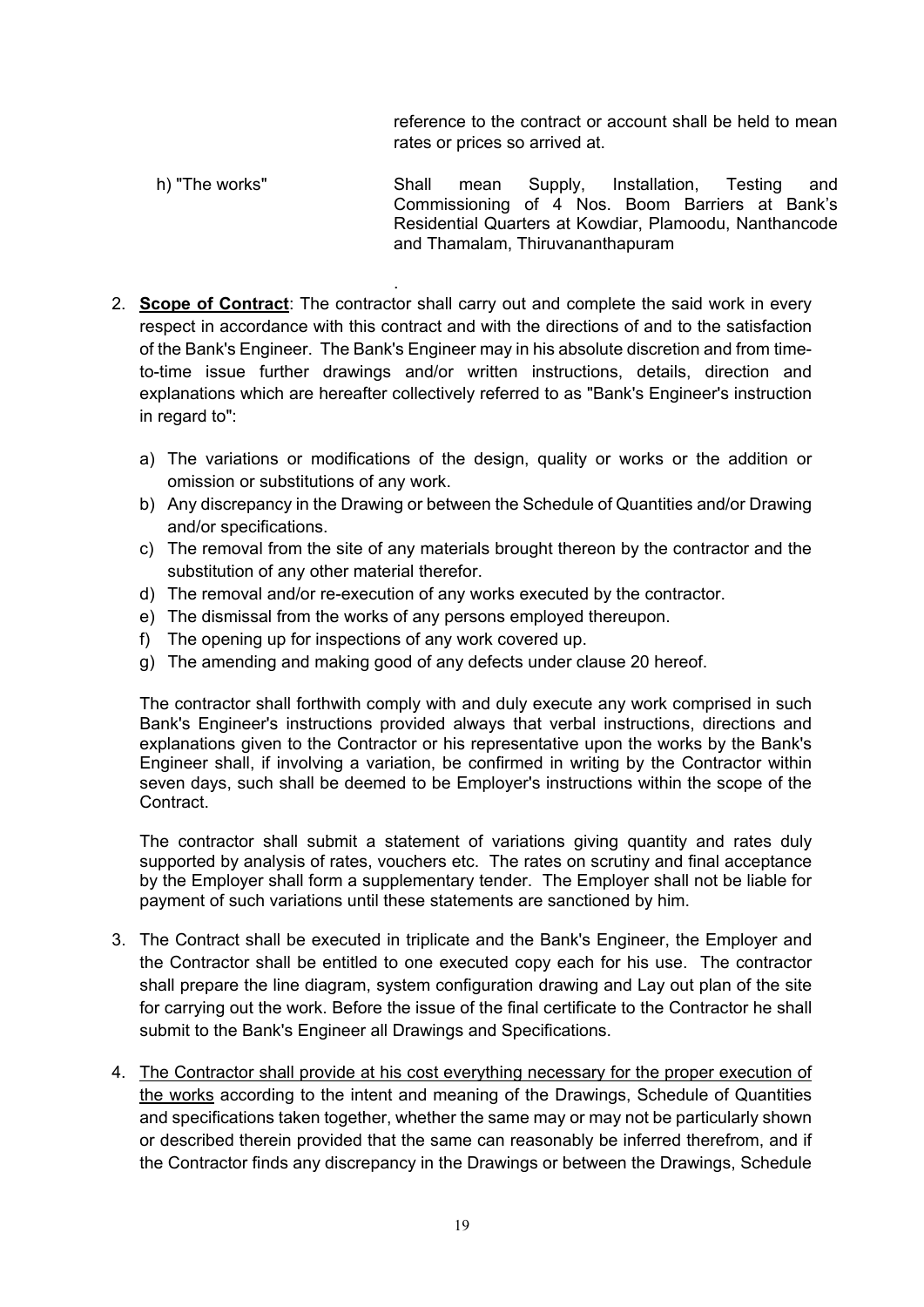reference to the contract or account shall be held to mean rates or prices so arrived at.

h) "The works" Shall mean Supply, Installation, Testing and Commissioning of 4 Nos. Boom Barriers at Bank's Residential Quarters at Kowdiar, Plamoodu, Nanthancode and Thamalam, Thiruvananthapuram

.

2. **<u>Scope of Contract</u>**: The contractor shall carry out and complete the said work in every respect in accordance with this contract and with the directions of and to the satisfaction of the Bank's Engineer. The Bank's Engineer may in his absolute discretion and from time-to-time issue further drawings and/or written instructions, details, direction and explanations which are hereafter collectively referred to as "Bank's Engineer's instruction in regard to":

   a) The variations or modifications of the design, quality or works or the addition or omission or substitutions of any work.
   b) Any discrepancy in the Drawing or between the Schedule of Quantities and/or Drawing and/or specifications.
   c) The removal from the site of any materials brought thereon by the contractor and the substitution of any other material therefor.
   d) The removal and/or re-execution of any works executed by the contractor.
   e) The dismissal from the works of any persons employed thereupon.
   f) The opening up for inspections of any work covered up.
   g) The amending and making good of any defects under clause 20 hereof.

   The contractor shall forthwith comply with and duly execute any work comprised in such Bank's Engineer's instructions provided always that verbal instructions, directions and explanations given to the Contractor or his representative upon the works by the Bank's Engineer shall, if involving a variation, be confirmed in writing by the Contractor within seven days, such shall be deemed to be Employer's instructions within the scope of the Contract.

   The contractor shall submit a statement of variations giving quantity and rates duly supported by analysis of rates, vouchers etc. The rates on scrutiny and final acceptance by the Employer shall form a supplementary tender. The Employer shall not be liable for payment of such variations until these statements are sanctioned by him.

3. The Contract shall be executed in triplicate and the Bank's Engineer, the Employer and the Contractor shall be entitled to one executed copy each for his use. The contractor shall prepare the line diagram, system configuration drawing and Lay out plan of the site for carrying out the work. Before the issue of the final certificate to the Contractor he shall submit to the Bank's Engineer all Drawings and Specifications.

4. <u>The Contractor shall provide at his cost everything necessary for the proper execution of the works</u> according to the intent and meaning of the Drawings, Schedule of Quantities and specifications taken together, whether the same may or may not be particularly shown or described therein provided that the same can reasonably be inferred therefrom, and if the Contractor finds any discrepancy in the Drawings or between the Drawings, Schedule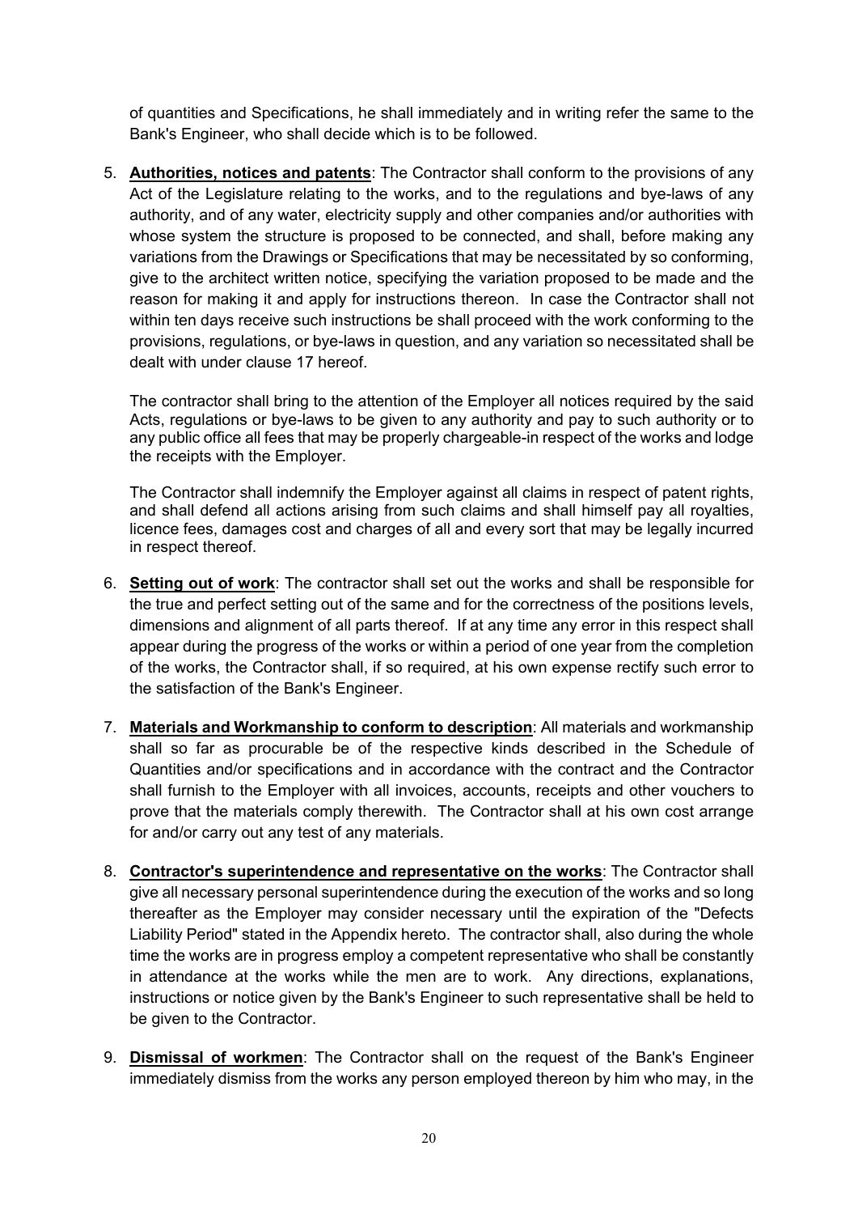of quantities and Specifications, he shall immediately and in writing refer the same to the Bank's Engineer, who shall decide which is to be followed.

5. **Authorities, notices and patents**: The Contractor shall conform to the provisions of any Act of the Legislature relating to the works, and to the regulations and bye-laws of any authority, and of any water, electricity supply and other companies and/or authorities with whose system the structure is proposed to be connected, and shall, before making any variations from the Drawings or Specifications that may be necessitated by so conforming, give to the architect written notice, specifying the variation proposed to be made and the reason for making it and apply for instructions thereon. In case the Contractor shall not within ten days receive such instructions be shall proceed with the work conforming to the provisions, regulations, or bye-laws in question, and any variation so necessitated shall be dealt with under clause 17 hereof.

   The contractor shall bring to the attention of the Employer all notices required by the said Acts, regulations or bye-laws to be given to any authority and pay to such authority or to any public office all fees that may be properly chargeable-in respect of the works and lodge the receipts with the Employer.

   The Contractor shall indemnify the Employer against all claims in respect of patent rights, and shall defend all actions arising from such claims and shall himself pay all royalties, licence fees, damages cost and charges of all and every sort that may be legally incurred in respect thereof.

6. **Setting out of work**: The contractor shall set out the works and shall be responsible for the true and perfect setting out of the same and for the correctness of the positions levels, dimensions and alignment of all parts thereof. If at any time any error in this respect shall appear during the progress of the works or within a period of one year from the completion of the works, the Contractor shall, if so required, at his own expense rectify such error to the satisfaction of the Bank's Engineer.

7. **Materials and Workmanship to conform to description**: All materials and workmanship shall so far as procurable be of the respective kinds described in the Schedule of Quantities and/or specifications and in accordance with the contract and the Contractor shall furnish to the Employer with all invoices, accounts, receipts and other vouchers to prove that the materials comply therewith. The Contractor shall at his own cost arrange for and/or carry out any test of any materials.

8. **Contractor's superintendence and representative on the works**: The Contractor shall give all necessary personal superintendence during the execution of the works and so long thereafter as the Employer may consider necessary until the expiration of the "Defects Liability Period" stated in the Appendix hereto. The contractor shall, also during the whole time the works are in progress employ a competent representative who shall be constantly in attendance at the works while the men are to work. Any directions, explanations, instructions or notice given by the Bank's Engineer to such representative shall be held to be given to the Contractor.

9. **Dismissal of workmen**: The Contractor shall on the request of the Bank's Engineer immediately dismiss from the works any person employed thereon by him who may, in the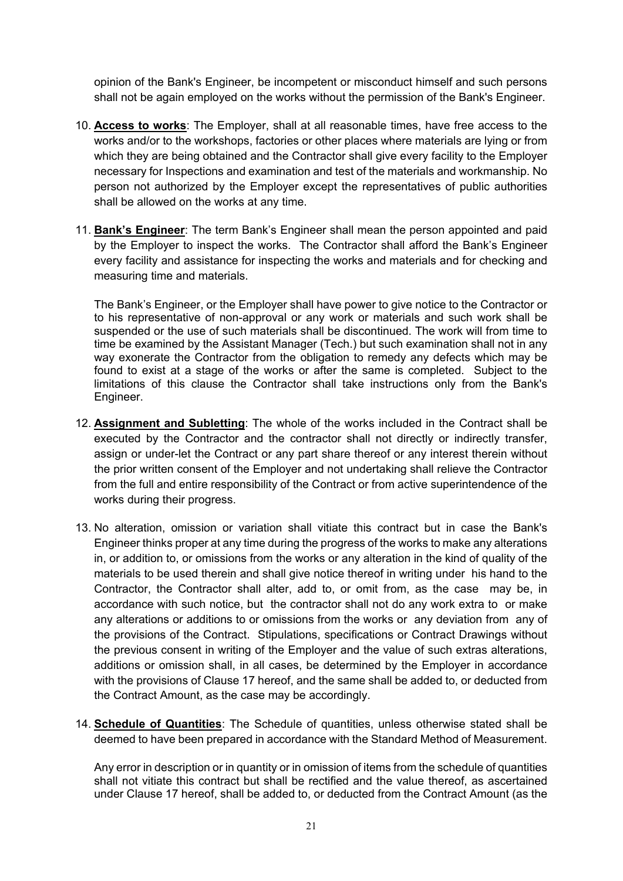opinion of the Bank's Engineer, be incompetent or misconduct himself and such persons shall not be again employed on the works without the permission of the Bank's Engineer.

10. **Access to works**: The Employer, shall at all reasonable times, have free access to the works and/or to the workshops, factories or other places where materials are lying or from which they are being obtained and the Contractor shall give every facility to the Employer necessary for Inspections and examination and test of the materials and workmanship. No person not authorized by the Employer except the representatives of public authorities shall be allowed on the works at any time.

11. **Bank's Engineer**: The term Bank's Engineer shall mean the person appointed and paid by the Employer to inspect the works. The Contractor shall afford the Bank's Engineer every facility and assistance for inspecting the works and materials and for checking and measuring time and materials.

    The Bank's Engineer, or the Employer shall have power to give notice to the Contractor or to his representative of non-approval or any work or materials and such work shall be suspended or the use of such materials shall be discontinued. The work will from time to time be examined by the Assistant Manager (Tech.) but such examination shall not in any way exonerate the Contractor from the obligation to remedy any defects which may be found to exist at a stage of the works or after the same is completed. Subject to the limitations of this clause the Contractor shall take instructions only from the Bank's Engineer.

12. **Assignment and Subletting**: The whole of the works included in the Contract shall be executed by the Contractor and the contractor shall not directly or indirectly transfer, assign or under-let the Contract or any part share thereof or any interest therein without the prior written consent of the Employer and not undertaking shall relieve the Contractor from the full and entire responsibility of the Contract or from active superintendence of the works during their progress.

13. No alteration, omission or variation shall vitiate this contract but in case the Bank's Engineer thinks proper at any time during the progress of the works to make any alterations in, or addition to, or omissions from the works or any alteration in the kind of quality of the materials to be used therein and shall give notice thereof in writing under his hand to the Contractor, the Contractor shall alter, add to, or omit from, as the case may be, in accordance with such notice, but the contractor shall not do any work extra to or make any alterations or additions to or omissions from the works or any deviation from any of the provisions of the Contract. Stipulations, specifications or Contract Drawings without the previous consent in writing of the Employer and the value of such extras alterations, additions or omission shall, in all cases, be determined by the Employer in accordance with the provisions of Clause 17 hereof, and the same shall be added to, or deducted from the Contract Amount, as the case may be accordingly.

14. **Schedule of Quantities**: The Schedule of quantities, unless otherwise stated shall be deemed to have been prepared in accordance with the Standard Method of Measurement.

    Any error in description or in quantity or in omission of items from the schedule of quantities shall not vitiate this contract but shall be rectified and the value thereof, as ascertained under Clause 17 hereof, shall be added to, or deducted from the Contract Amount (as the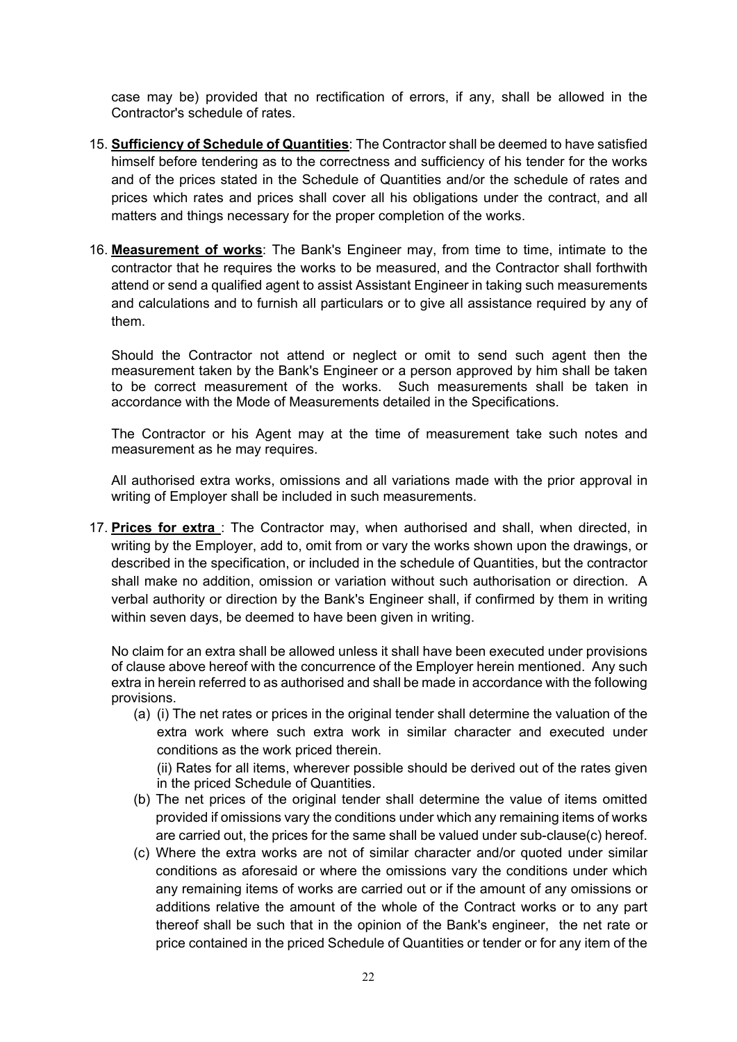case may be) provided that no rectification of errors, if any, shall be allowed in the Contractor's schedule of rates.

15. **Sufficiency of Schedule of Quantities**: The Contractor shall be deemed to have satisfied himself before tendering as to the correctness and sufficiency of his tender for the works and of the prices stated in the Schedule of Quantities and/or the schedule of rates and prices which rates and prices shall cover all his obligations under the contract, and all matters and things necessary for the proper completion of the works.

16. **Measurement of works**: The Bank's Engineer may, from time to time, intimate to the contractor that he requires the works to be measured, and the Contractor shall forthwith attend or send a qualified agent to assist Assistant Engineer in taking such measurements and calculations and to furnish all particulars or to give all assistance required by any of them.

    Should the Contractor not attend or neglect or omit to send such agent then the measurement taken by the Bank's Engineer or a person approved by him shall be taken to be correct measurement of the works. Such measurements shall be taken in accordance with the Mode of Measurements detailed in the Specifications.

    The Contractor or his Agent may at the time of measurement take such notes and measurement as he may requires.

    All authorised extra works, omissions and all variations made with the prior approval in writing of Employer shall be included in such measurements.

17. **Prices for extra** : The Contractor may, when authorised and shall, when directed, in writing by the Employer, add to, omit from or vary the works shown upon the drawings, or described in the specification, or included in the schedule of Quantities, but the contractor shall make no addition, omission or variation without such authorisation or direction. A verbal authority or direction by the Bank's Engineer shall, if confirmed by them in writing within seven days, be deemed to have been given in writing.

    No claim for an extra shall be allowed unless it shall have been executed under provisions of clause above hereof with the concurrence of the Employer herein mentioned. Any such extra in herein referred to as authorised and shall be made in accordance with the following provisions.

    (a) (i) The net rates or prices in the original tender shall determine the valuation of the extra work where such extra work in similar character and executed under conditions as the work priced therein.

    (ii) Rates for all items, wherever possible should be derived out of the rates given in the priced Schedule of Quantities.

    (b) The net prices of the original tender shall determine the value of items omitted provided if omissions vary the conditions under which any remaining items of works are carried out, the prices for the same shall be valued under sub-clause(c) hereof.

    (c) Where the extra works are not of similar character and/or quoted under similar conditions as aforesaid or where the omissions vary the conditions under which any remaining items of works are carried out or if the amount of any omissions or additions relative the amount of the whole of the Contract works or to any part thereof shall be such that in the opinion of the Bank's engineer, the net rate or price contained in the priced Schedule of Quantities or tender or for any item of the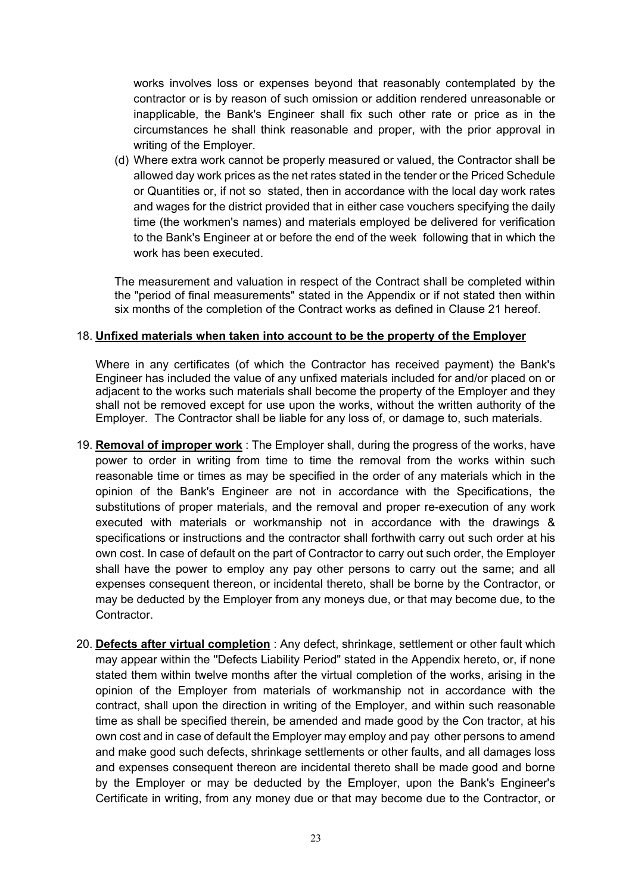works involves loss or expenses beyond that reasonably contemplated by the contractor or is by reason of such omission or addition rendered unreasonable or inapplicable, the Bank's Engineer shall fix such other rate or price as in the circumstances he shall think reasonable and proper, with the prior approval in writing of the Employer.

(d) Where extra work cannot be properly measured or valued, the Contractor shall be allowed day work prices as the net rates stated in the tender or the Priced Schedule or Quantities or, if not so stated, then in accordance with the local day work rates and wages for the district provided that in either case vouchers specifying the daily time (the workmen's names) and materials employed be delivered for verification to the Bank's Engineer at or before the end of the week following that in which the work has been executed.

The measurement and valuation in respect of the Contract shall be completed within the "period of final measurements" stated in the Appendix or if not stated then within six months of the completion of the Contract works as defined in Clause 21 hereof.

18. **Unfixed materials when taken into account to be the property of the Employer**

Where in any certificates (of which the Contractor has received payment) the Bank's Engineer has included the value of any unfixed materials included for and/or placed on or adjacent to the works such materials shall become the property of the Employer and they shall not be removed except for use upon the works, without the written authority of the Employer. The Contractor shall be liable for any loss of, or damage to, such materials.

19. **Removal of improper work** : The Employer shall, during the progress of the works, have power to order in writing from time to time the removal from the works within such reasonable time or times as may be specified in the order of any materials which in the opinion of the Bank's Engineer are not in accordance with the Specifications, the substitutions of proper materials, and the removal and proper re-execution of any work executed with materials or workmanship not in accordance with the drawings & specifications or instructions and the contractor shall forthwith carry out such order at his own cost. In case of default on the part of Contractor to carry out such order, the Employer shall have the power to employ any pay other persons to carry out the same; and all expenses consequent thereon, or incidental thereto, shall be borne by the Contractor, or may be deducted by the Employer from any moneys due, or that may become due, to the Contractor.

20. **Defects after virtual completion** : Any defect, shrinkage, settlement or other fault which may appear within the "Defects Liability Period" stated in the Appendix hereto, or, if none stated them within twelve months after the virtual completion of the works, arising in the opinion of the Employer from materials of workmanship not in accordance with the contract, shall upon the direction in writing of the Employer, and within such reasonable time as shall be specified therein, be amended and made good by the Con tractor, at his own cost and in case of default the Employer may employ and pay other persons to amend and make good such defects, shrinkage settlements or other faults, and all damages loss and expenses consequent thereon are incidental thereto shall be made good and borne by the Employer or may be deducted by the Employer, upon the Bank's Engineer's Certificate in writing, from any money due or that may become due to the Contractor, or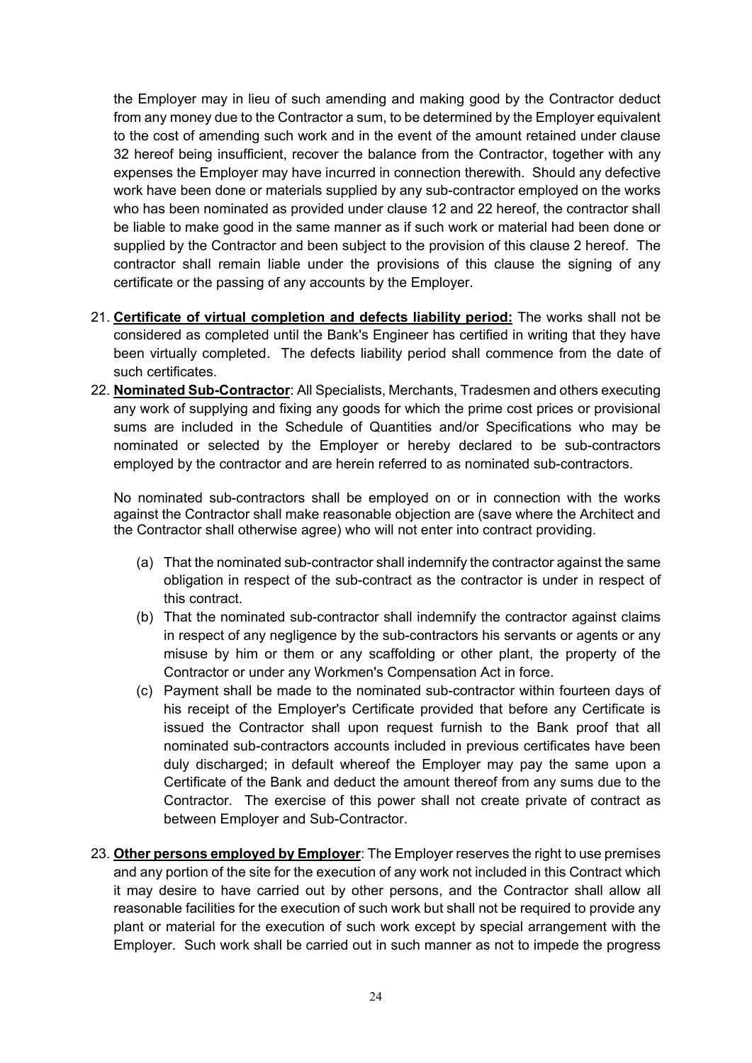the Employer may in lieu of such amending and making good by the Contractor deduct from any money due to the Contractor a sum, to be determined by the Employer equivalent to the cost of amending such work and in the event of the amount retained under clause 32 hereof being insufficient, recover the balance from the Contractor, together with any expenses the Employer may have incurred in connection therewith. Should any defective work have been done or materials supplied by any sub-contractor employed on the works who has been nominated as provided under clause 12 and 22 hereof, the contractor shall be liable to make good in the same manner as if such work or material had been done or supplied by the Contractor and been subject to the provision of this clause 2 hereof. The contractor shall remain liable under the provisions of this clause the signing of any certificate or the passing of any accounts by the Employer.

21. **Certificate of virtual completion and defects liability period:** The works shall not be considered as completed until the Bank's Engineer has certified in writing that they have been virtually completed. The defects liability period shall commence from the date of such certificates.

22. **Nominated Sub-Contractor**: All Specialists, Merchants, Tradesmen and others executing any work of supplying and fixing any goods for which the prime cost prices or provisional sums are included in the Schedule of Quantities and/or Specifications who may be nominated or selected by the Employer or hereby declared to be sub-contractors employed by the contractor and are herein referred to as nominated sub-contractors.

    No nominated sub-contractors shall be employed on or in connection with the works against the Contractor shall make reasonable objection are (save where the Architect and the Contractor shall otherwise agree) who will not enter into contract providing.

    (a) That the nominated sub-contractor shall indemnify the contractor against the same obligation in respect of the sub-contract as the contractor is under in respect of this contract.

    (b) That the nominated sub-contractor shall indemnify the contractor against claims in respect of any negligence by the sub-contractors his servants or agents or any misuse by him or them or any scaffolding or other plant, the property of the Contractor or under any Workmen's Compensation Act in force.

    (c) Payment shall be made to the nominated sub-contractor within fourteen days of his receipt of the Employer's Certificate provided that before any Certificate is issued the Contractor shall upon request furnish to the Bank proof that all nominated sub-contractors accounts included in previous certificates have been duly discharged; in default whereof the Employer may pay the same upon a Certificate of the Bank and deduct the amount thereof from any sums due to the Contractor. The exercise of this power shall not create private of contract as between Employer and Sub-Contractor.

23. **Other persons employed by Employer**: The Employer reserves the right to use premises and any portion of the site for the execution of any work not included in this Contract which it may desire to have carried out by other persons, and the Contractor shall allow all reasonable facilities for the execution of such work but shall not be required to provide any plant or material for the execution of such work except by special arrangement with the Employer. Such work shall be carried out in such manner as not to impede the progress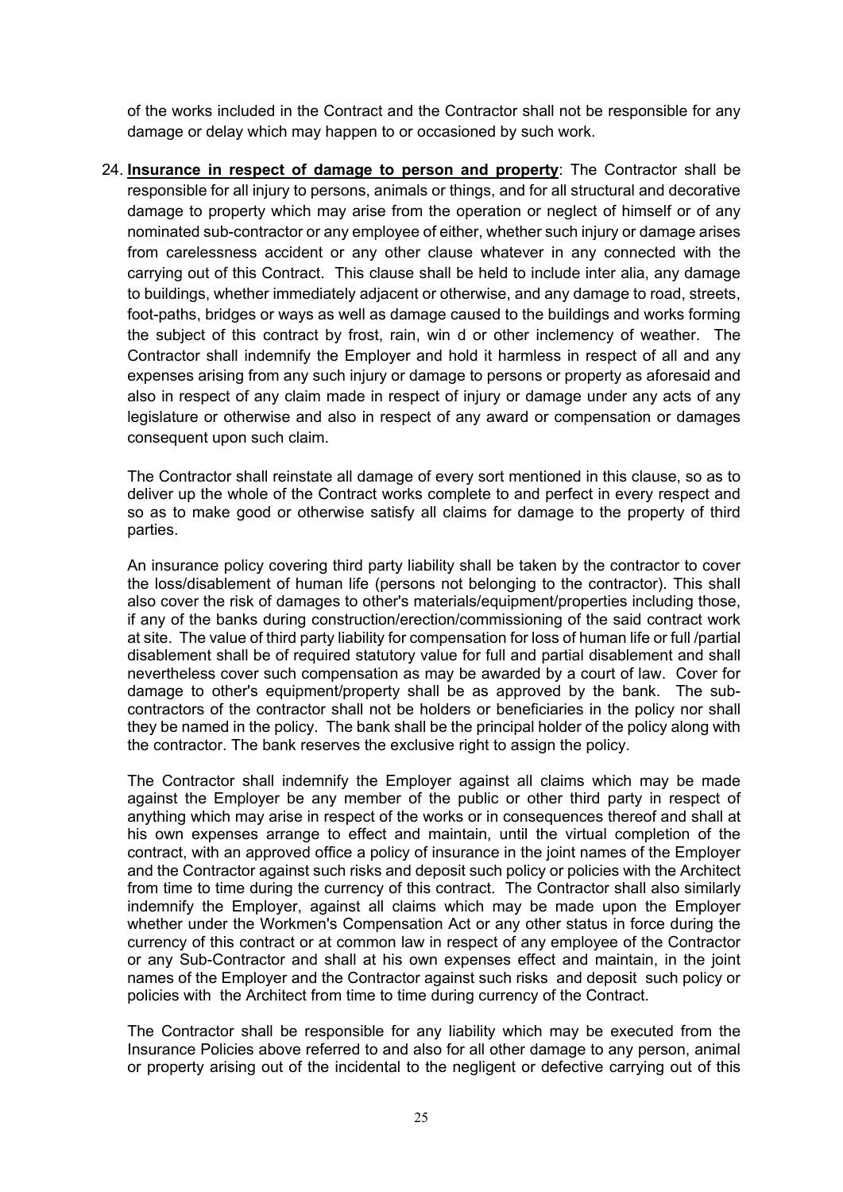of the works included in the Contract and the Contractor shall not be responsible for any damage or delay which may happen to or occasioned by such work.

24. **Insurance in respect of damage to person and property**: The Contractor shall be responsible for all injury to persons, animals or things, and for all structural and decorative damage to property which may arise from the operation or neglect of himself or of any nominated sub-contractor or any employee of either, whether such injury or damage arises from carelessness accident or any other clause whatever in any connected with the carrying out of this Contract. This clause shall be held to include inter alia, any damage to buildings, whether immediately adjacent or otherwise, and any damage to road, streets, foot-paths, bridges or ways as well as damage caused to the buildings and works forming the subject of this contract by frost, rain, win d or other inclemency of weather. The Contractor shall indemnify the Employer and hold it harmless in respect of all and any expenses arising from any such injury or damage to persons or property as aforesaid and also in respect of any claim made in respect of injury or damage under any acts of any legislature or otherwise and also in respect of any award or compensation or damages consequent upon such claim.

    The Contractor shall reinstate all damage of every sort mentioned in this clause, so as to deliver up the whole of the Contract works complete to and perfect in every respect and so as to make good or otherwise satisfy all claims for damage to the property of third parties.

    An insurance policy covering third party liability shall be taken by the contractor to cover the loss/disablement of human life (persons not belonging to the contractor). This shall also cover the risk of damages to other's materials/equipment/properties including those, if any of the banks during construction/erection/commissioning of the said contract work at site. The value of third party liability for compensation for loss of human life or full /partial disablement shall be of required statutory value for full and partial disablement and shall nevertheless cover such compensation as may be awarded by a court of law. Cover for damage to other's equipment/property shall be as approved by the bank. The sub-contractors of the contractor shall not be holders or beneficiaries in the policy nor shall they be named in the policy. The bank shall be the principal holder of the policy along with the contractor. The bank reserves the exclusive right to assign the policy.

    The Contractor shall indemnify the Employer against all claims which may be made against the Employer be any member of the public or other third party in respect of anything which may arise in respect of the works or in consequences thereof and shall at his own expenses arrange to effect and maintain, until the virtual completion of the contract, with an approved office a policy of insurance in the joint names of the Employer and the Contractor against such risks and deposit such policy or policies with the Architect from time to time during the currency of this contract. The Contractor shall also similarly indemnify the Employer, against all claims which may be made upon the Employer whether under the Workmen's Compensation Act or any other status in force during the currency of this contract or at common law in respect of any employee of the Contractor or any Sub-Contractor and shall at his own expenses effect and maintain, in the joint names of the Employer and the Contractor against such risks and deposit such policy or policies with the Architect from time to time during currency of the Contract.

    The Contractor shall be responsible for any liability which may be executed from the Insurance Policies above referred to and also for all other damage to any person, animal or property arising out of the incidental to the negligent or defective carrying out of this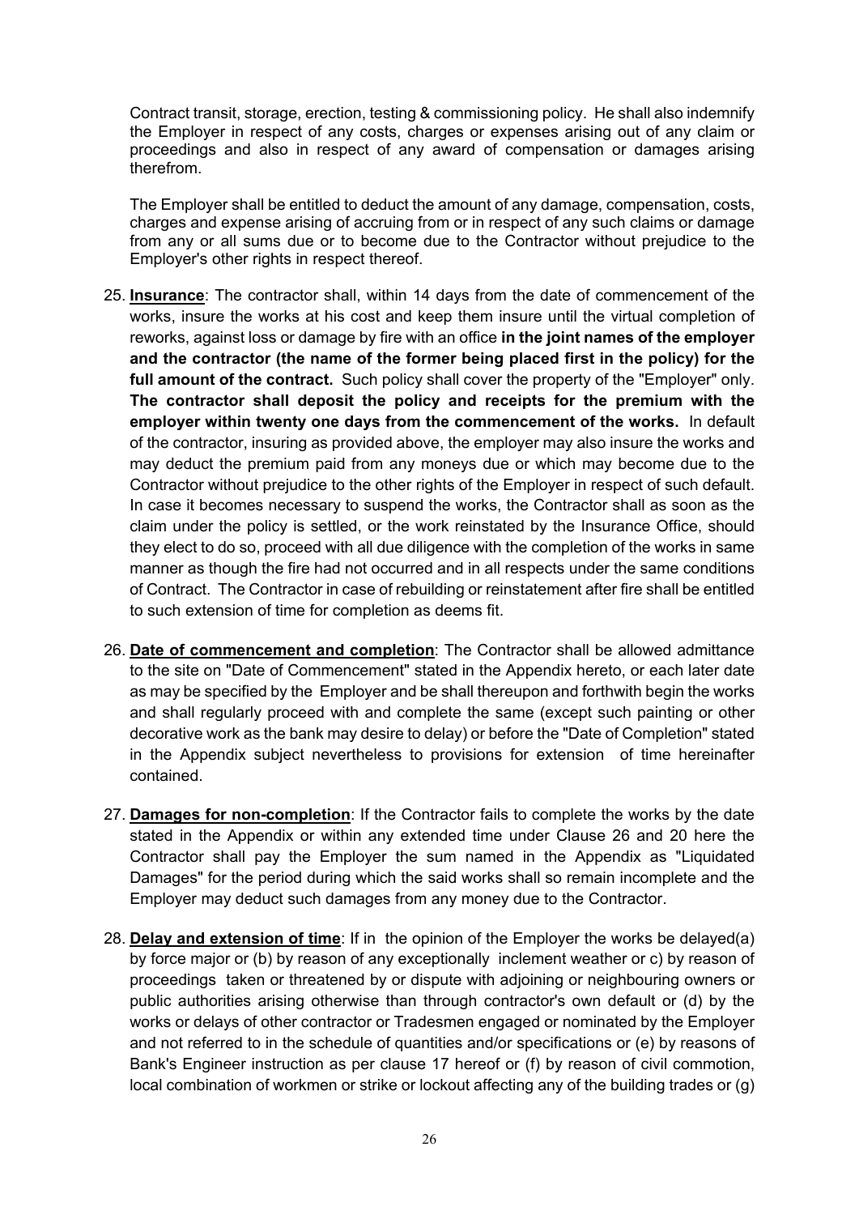Contract transit, storage, erection, testing & commissioning policy. He shall also indemnify the Employer in respect of any costs, charges or expenses arising out of any claim or proceedings and also in respect of any award of compensation or damages arising therefrom.

The Employer shall be entitled to deduct the amount of any damage, compensation, costs, charges and expense arising of accruing from or in respect of any such claims or damage from any or all sums due or to become due to the Contractor without prejudice to the Employer's other rights in respect thereof.

25. **Insurance**: The contractor shall, within 14 days from the date of commencement of the works, insure the works at his cost and keep them insure until the virtual completion of reworks, against loss or damage by fire with an office **in the joint names of the employer and the contractor (the name of the former being placed first in the policy) for the full amount of the contract.** Such policy shall cover the property of the "Employer" only. **The contractor shall deposit the policy and receipts for the premium with the employer within twenty one days from the commencement of the works.** In default of the contractor, insuring as provided above, the employer may also insure the works and may deduct the premium paid from any moneys due or which may become due to the Contractor without prejudice to the other rights of the Employer in respect of such default. In case it becomes necessary to suspend the works, the Contractor shall as soon as the claim under the policy is settled, or the work reinstated by the Insurance Office, should they elect to do so, proceed with all due diligence with the completion of the works in same manner as though the fire had not occurred and in all respects under the same conditions of Contract. The Contractor in case of rebuilding or reinstatement after fire shall be entitled to such extension of time for completion as deems fit.

26. **Date of commencement and completion**: The Contractor shall be allowed admittance to the site on "Date of Commencement" stated in the Appendix hereto, or each later date as may be specified by the Employer and be shall thereupon and forthwith begin the works and shall regularly proceed with and complete the same (except such painting or other decorative work as the bank may desire to delay) or before the "Date of Completion" stated in the Appendix subject nevertheless to provisions for extension of time hereinafter contained.

27. **Damages for non-completion**: If the Contractor fails to complete the works by the date stated in the Appendix or within any extended time under Clause 26 and 20 here the Contractor shall pay the Employer the sum named in the Appendix as "Liquidated Damages" for the period during which the said works shall so remain incomplete and the Employer may deduct such damages from any money due to the Contractor.

28. **Delay and extension of time**: If in the opinion of the Employer the works be delayed(a) by force major or (b) by reason of any exceptionally inclement weather or c) by reason of proceedings taken or threatened by or dispute with adjoining or neighbouring owners or public authorities arising otherwise than through contractor's own default or (d) by the works or delays of other contractor or Tradesmen engaged or nominated by the Employer and not referred to in the schedule of quantities and/or specifications or (e) by reasons of Bank's Engineer instruction as per clause 17 hereof or (f) by reason of civil commotion, local combination of workmen or strike or lockout affecting any of the building trades or (g)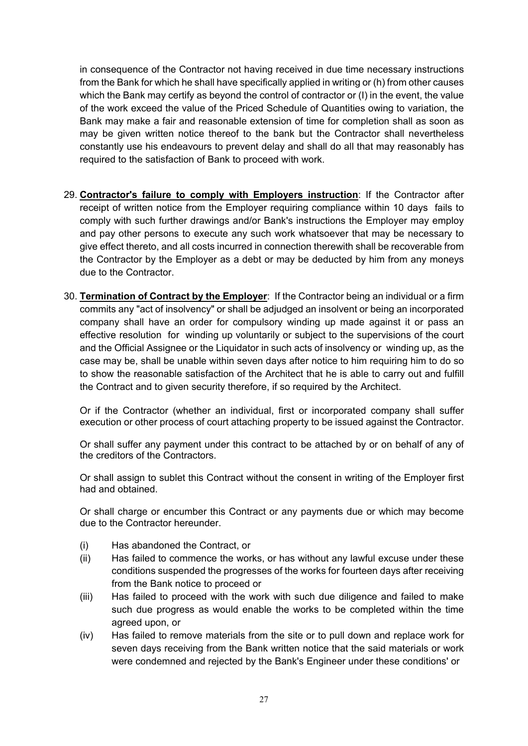in consequence of the Contractor not having received in due time necessary instructions from the Bank for which he shall have specifically applied in writing or (h) from other causes which the Bank may certify as beyond the control of contractor or (I) in the event, the value of the work exceed the value of the Priced Schedule of Quantities owing to variation, the Bank may make a fair and reasonable extension of time for completion shall as soon as may be given written notice thereof to the bank but the Contractor shall nevertheless constantly use his endeavours to prevent delay and shall do all that may reasonably has required to the satisfaction of Bank to proceed with work.

29. **Contractor's failure to comply with Employers instruction**: If the Contractor after receipt of written notice from the Employer requiring compliance within 10 days fails to comply with such further drawings and/or Bank's instructions the Employer may employ and pay other persons to execute any such work whatsoever that may be necessary to give effect thereto, and all costs incurred in connection therewith shall be recoverable from the Contractor by the Employer as a debt or may be deducted by him from any moneys due to the Contractor.

30. **Termination of Contract by the Employer**: If the Contractor being an individual or a firm commits any "act of insolvency" or shall be adjudged an insolvent or being an incorporated company shall have an order for compulsory winding up made against it or pass an effective resolution for winding up voluntarily or subject to the supervisions of the court and the Official Assignee or the Liquidator in such acts of insolvency or winding up, as the case may be, shall be unable within seven days after notice to him requiring him to do so to show the reasonable satisfaction of the Architect that he is able to carry out and fulfill the Contract and to given security therefore, if so required by the Architect.

    Or if the Contractor (whether an individual, first or incorporated company shall suffer execution or other process of court attaching property to be issued against the Contractor.

    Or shall suffer any payment under this contract to be attached by or on behalf of any of the creditors of the Contractors.

    Or shall assign to sublet this Contract without the consent in writing of the Employer first had and obtained.

    Or shall charge or encumber this Contract or any payments due or which may become due to the Contractor hereunder.

    (i) Has abandoned the Contract, or
    (ii) Has failed to commence the works, or has without any lawful excuse under these conditions suspended the progresses of the works for fourteen days after receiving from the Bank notice to proceed or
    (iii) Has failed to proceed with the work with such due diligence and failed to make such due progress as would enable the works to be completed within the time agreed upon, or
    (iv) Has failed to remove materials from the site or to pull down and replace work for seven days receiving from the Bank written notice that the said materials or work were condemned and rejected by the Bank's Engineer under these conditions' or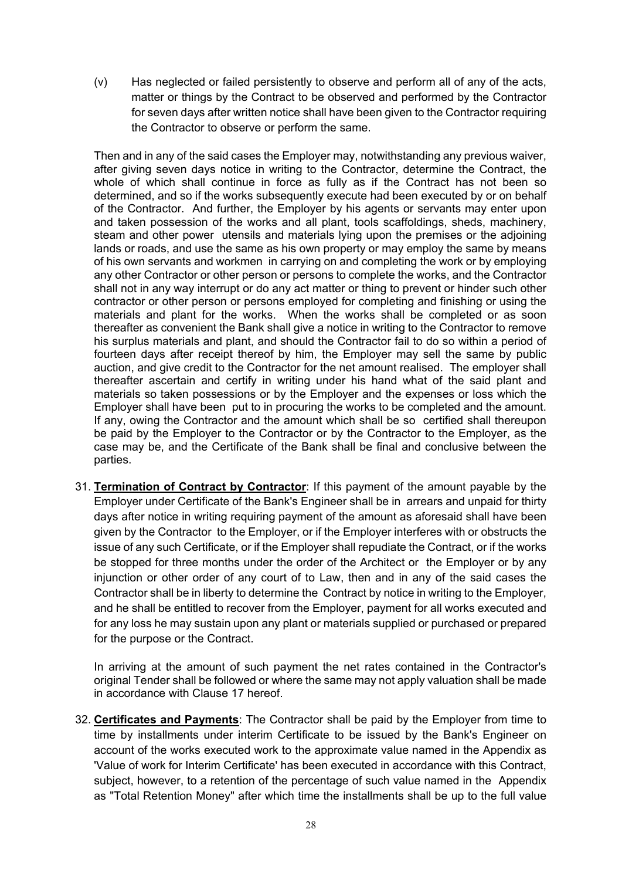(v) Has neglected or failed persistently to observe and perform all of any of the acts, matter or things by the Contract to be observed and performed by the Contractor for seven days after written notice shall have been given to the Contractor requiring the Contractor to observe or perform the same.

Then and in any of the said cases the Employer may, notwithstanding any previous waiver, after giving seven days notice in writing to the Contractor, determine the Contract, the whole of which shall continue in force as fully as if the Contract has not been so determined, and so if the works subsequently execute had been executed by or on behalf of the Contractor. And further, the Employer by his agents or servants may enter upon and taken possession of the works and all plant, tools scaffoldings, sheds, machinery, steam and other power utensils and materials lying upon the premises or the adjoining lands or roads, and use the same as his own property or may employ the same by means of his own servants and workmen in carrying on and completing the work or by employing any other Contractor or other person or persons to complete the works, and the Contractor shall not in any way interrupt or do any act matter or thing to prevent or hinder such other contractor or other person or persons employed for completing and finishing or using the materials and plant for the works. When the works shall be completed or as soon thereafter as convenient the Bank shall give a notice in writing to the Contractor to remove his surplus materials and plant, and should the Contractor fail to do so within a period of fourteen days after receipt thereof by him, the Employer may sell the same by public auction, and give credit to the Contractor for the net amount realised. The employer shall thereafter ascertain and certify in writing under his hand what of the said plant and materials so taken possessions or by the Employer and the expenses or loss which the Employer shall have been put to in procuring the works to be completed and the amount. If any, owing the Contractor and the amount which shall be so certified shall thereupon be paid by the Employer to the Contractor or by the Contractor to the Employer, as the case may be, and the Certificate of the Bank shall be final and conclusive between the parties.

31. **Termination of Contract by Contractor**: If this payment of the amount payable by the Employer under Certificate of the Bank's Engineer shall be in arrears and unpaid for thirty days after notice in writing requiring payment of the amount as aforesaid shall have been given by the Contractor to the Employer, or if the Employer interferes with or obstructs the issue of any such Certificate, or if the Employer shall repudiate the Contract, or if the works be stopped for three months under the order of the Architect or the Employer or by any injunction or other order of any court of to Law, then and in any of the said cases the Contractor shall be in liberty to determine the Contract by notice in writing to the Employer, and he shall be entitled to recover from the Employer, payment for all works executed and for any loss he may sustain upon any plant or materials supplied or purchased or prepared for the purpose or the Contract.

   In arriving at the amount of such payment the net rates contained in the Contractor's original Tender shall be followed or where the same may not apply valuation shall be made in accordance with Clause 17 hereof.

32. **Certificates and Payments**: The Contractor shall be paid by the Employer from time to time by installments under interim Certificate to be issued by the Bank's Engineer on account of the works executed work to the approximate value named in the Appendix as 'Value of work for Interim Certificate' has been executed in accordance with this Contract, subject, however, to a retention of the percentage of such value named in the Appendix as "Total Retention Money" after which time the installments shall be up to the full value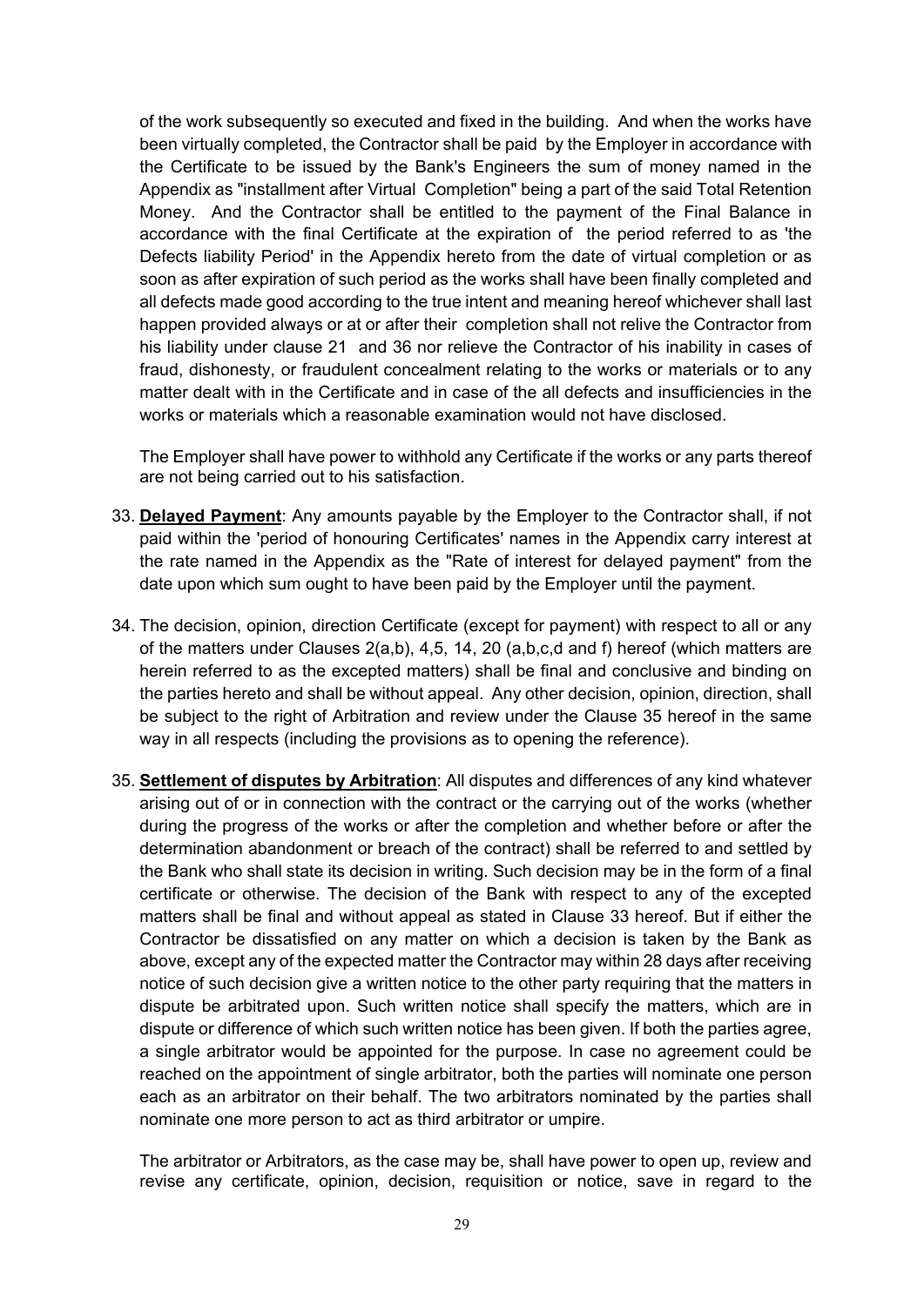of the work subsequently so executed and fixed in the building. And when the works have been virtually completed, the Contractor shall be paid by the Employer in accordance with the Certificate to be issued by the Bank's Engineers the sum of money named in the Appendix as "installment after Virtual Completion" being a part of the said Total Retention Money. And the Contractor shall be entitled to the payment of the Final Balance in accordance with the final Certificate at the expiration of the period referred to as 'the Defects liability Period' in the Appendix hereto from the date of virtual completion or as soon as after expiration of such period as the works shall have been finally completed and all defects made good according to the true intent and meaning hereof whichever shall last happen provided always or at or after their completion shall not relive the Contractor from his liability under clause 21 and 36 nor relieve the Contractor of his inability in cases of fraud, dishonesty, or fraudulent concealment relating to the works or materials or to any matter dealt with in the Certificate and in case of the all defects and insufficiencies in the works or materials which a reasonable examination would not have disclosed.

The Employer shall have power to withhold any Certificate if the works or any parts thereof are not being carried out to his satisfaction.

33. **Delayed Payment**: Any amounts payable by the Employer to the Contractor shall, if not paid within the 'period of honouring Certificates' names in the Appendix carry interest at the rate named in the Appendix as the "Rate of interest for delayed payment" from the date upon which sum ought to have been paid by the Employer until the payment.

34. The decision, opinion, direction Certificate (except for payment) with respect to all or any of the matters under Clauses 2(a,b), 4,5, 14, 20 (a,b,c,d and f) hereof (which matters are herein referred to as the excepted matters) shall be final and conclusive and binding on the parties hereto and shall be without appeal. Any other decision, opinion, direction, shall be subject to the right of Arbitration and review under the Clause 35 hereof in the same way in all respects (including the provisions as to opening the reference).

35. **Settlement of disputes by Arbitration**: All disputes and differences of any kind whatever arising out of or in connection with the contract or the carrying out of the works (whether during the progress of the works or after the completion and whether before or after the determination abandonment or breach of the contract) shall be referred to and settled by the Bank who shall state its decision in writing. Such decision may be in the form of a final certificate or otherwise. The decision of the Bank with respect to any of the excepted matters shall be final and without appeal as stated in Clause 33 hereof. But if either the Contractor be dissatisfied on any matter on which a decision is taken by the Bank as above, except any of the expected matter the Contractor may within 28 days after receiving notice of such decision give a written notice to the other party requiring that the matters in dispute be arbitrated upon. Such written notice shall specify the matters, which are in dispute or difference of which such written notice has been given. If both the parties agree, a single arbitrator would be appointed for the purpose. In case no agreement could be reached on the appointment of single arbitrator, both the parties will nominate one person each as an arbitrator on their behalf. The two arbitrators nominated by the parties shall nominate one more person to act as third arbitrator or umpire.

The arbitrator or Arbitrators, as the case may be, shall have power to open up, review and revise any certificate, opinion, decision, requisition or notice, save in regard to the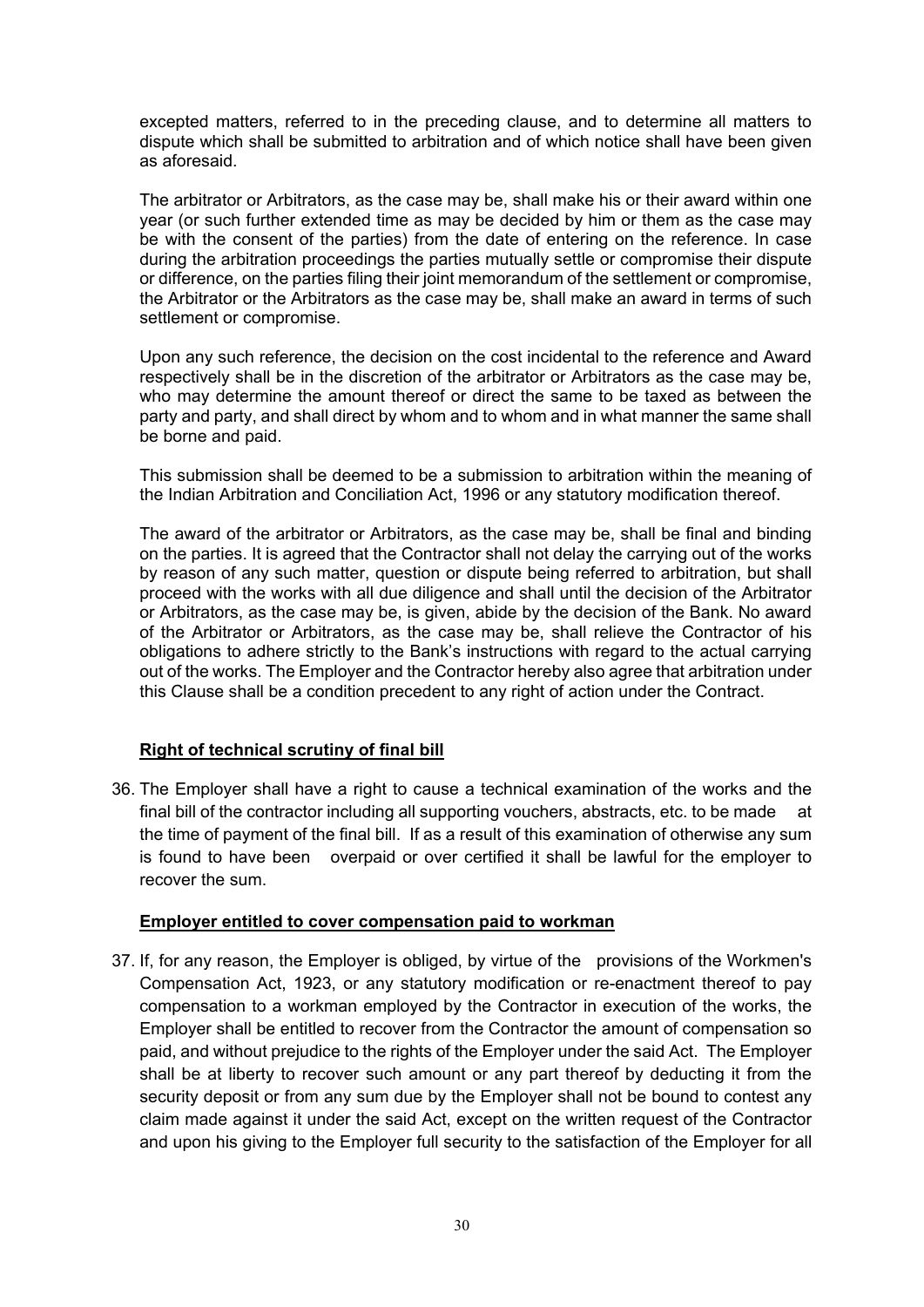excepted matters, referred to in the preceding clause, and to determine all matters to dispute which shall be submitted to arbitration and of which notice shall have been given as aforesaid.

The arbitrator or Arbitrators, as the case may be, shall make his or their award within one year (or such further extended time as may be decided by him or them as the case may be with the consent of the parties) from the date of entering on the reference. In case during the arbitration proceedings the parties mutually settle or compromise their dispute or difference, on the parties filing their joint memorandum of the settlement or compromise, the Arbitrator or the Arbitrators as the case may be, shall make an award in terms of such settlement or compromise.

Upon any such reference, the decision on the cost incidental to the reference and Award respectively shall be in the discretion of the arbitrator or Arbitrators as the case may be, who may determine the amount thereof or direct the same to be taxed as between the party and party, and shall direct by whom and to whom and in what manner the same shall be borne and paid.

This submission shall be deemed to be a submission to arbitration within the meaning of the Indian Arbitration and Conciliation Act, 1996 or any statutory modification thereof.

The award of the arbitrator or Arbitrators, as the case may be, shall be final and binding on the parties. It is agreed that the Contractor shall not delay the carrying out of the works by reason of any such matter, question or dispute being referred to arbitration, but shall proceed with the works with all due diligence and shall until the decision of the Arbitrator or Arbitrators, as the case may be, is given, abide by the decision of the Bank. No award of the Arbitrator or Arbitrators, as the case may be, shall relieve the Contractor of his obligations to adhere strictly to the Bank's instructions with regard to the actual carrying out of the works. The Employer and the Contractor hereby also agree that arbitration under this Clause shall be a condition precedent to any right of action under the Contract.

**Right of technical scrutiny of final bill**

36. The Employer shall have a right to cause a technical examination of the works and the final bill of the contractor including all supporting vouchers, abstracts, etc. to be made at the time of payment of the final bill. If as a result of this examination of otherwise any sum is found to have been overpaid or over certified it shall be lawful for the employer to recover the sum.

**Employer entitled to cover compensation paid to workman**

37. If, for any reason, the Employer is obliged, by virtue of the provisions of the Workmen's Compensation Act, 1923, or any statutory modification or re-enactment thereof to pay compensation to a workman employed by the Contractor in execution of the works, the Employer shall be entitled to recover from the Contractor the amount of compensation so paid, and without prejudice to the rights of the Employer under the said Act. The Employer shall be at liberty to recover such amount or any part thereof by deducting it from the security deposit or from any sum due by the Employer shall not be bound to contest any claim made against it under the said Act, except on the written request of the Contractor and upon his giving to the Employer full security to the satisfaction of the Employer for all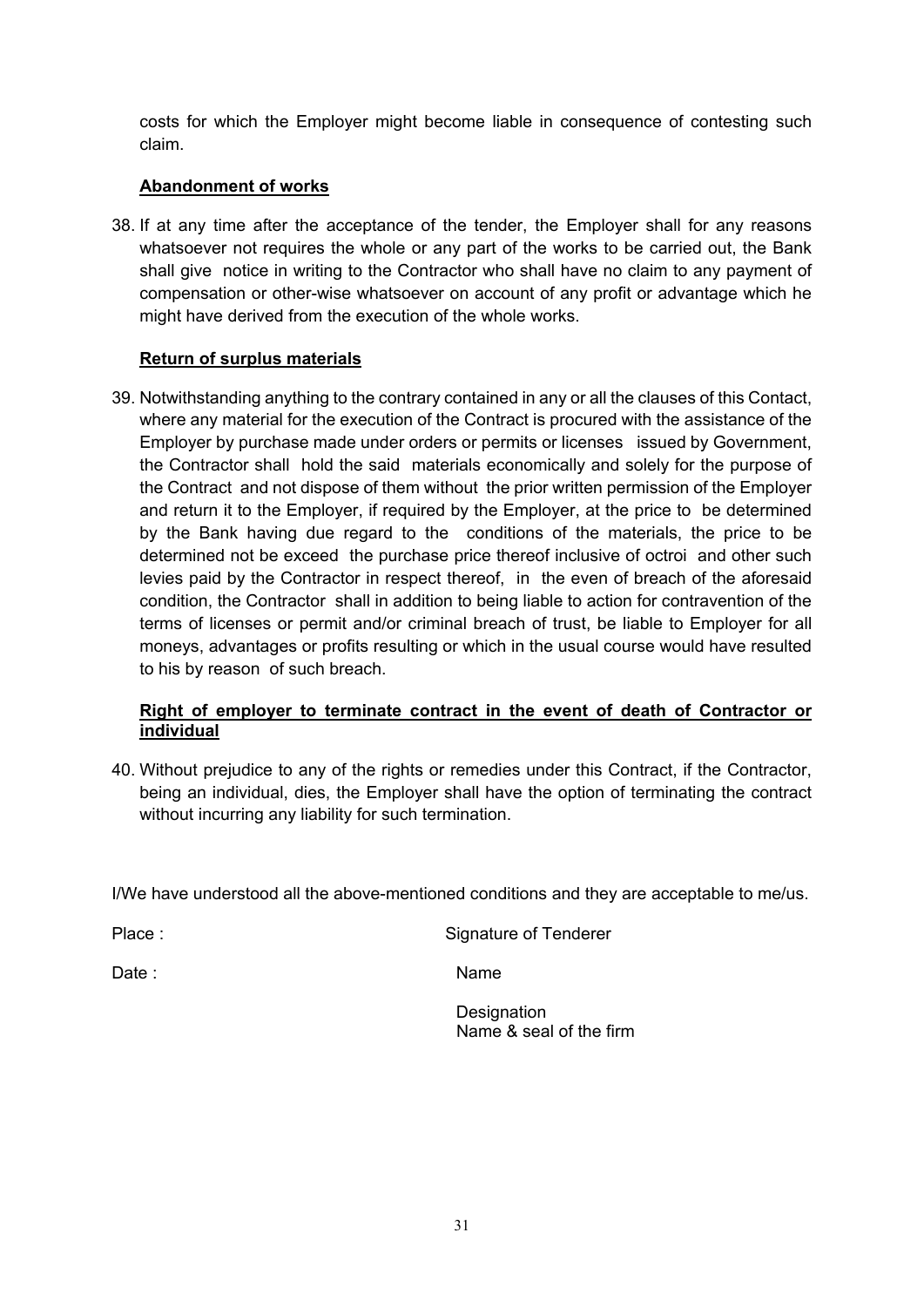costs for which the Employer might become liable in consequence of contesting such claim.

**Abandonment of works**

38. If at any time after the acceptance of the tender, the Employer shall for any reasons whatsoever not requires the whole or any part of the works to be carried out, the Bank shall give notice in writing to the Contractor who shall have no claim to any payment of compensation or other-wise whatsoever on account of any profit or advantage which he might have derived from the execution of the whole works.

**Return of surplus materials**

39. Notwithstanding anything to the contrary contained in any or all the clauses of this Contact, where any material for the execution of the Contract is procured with the assistance of the Employer by purchase made under orders or permits or licenses issued by Government, the Contractor shall hold the said materials economically and solely for the purpose of the Contract and not dispose of them without the prior written permission of the Employer and return it to the Employer, if required by the Employer, at the price to be determined by the Bank having due regard to the conditions of the materials, the price to be determined not be exceed the purchase price thereof inclusive of octroi and other such levies paid by the Contractor in respect thereof, in the even of breach of the aforesaid condition, the Contractor shall in addition to being liable to action for contravention of the terms of licenses or permit and/or criminal breach of trust, be liable to Employer for all moneys, advantages or profits resulting or which in the usual course would have resulted to his by reason of such breach.

**Right of employer to terminate contract in the event of death of Contractor or individual**

40. Without prejudice to any of the rights or remedies under this Contract, if the Contractor, being an individual, dies, the Employer shall have the option of terminating the contract without incurring any liability for such termination.

I/We have understood all the above-mentioned conditions and they are acceptable to me/us.

Place : Signature of Tenderer

Date : Name

Designation

Name & seal of the firm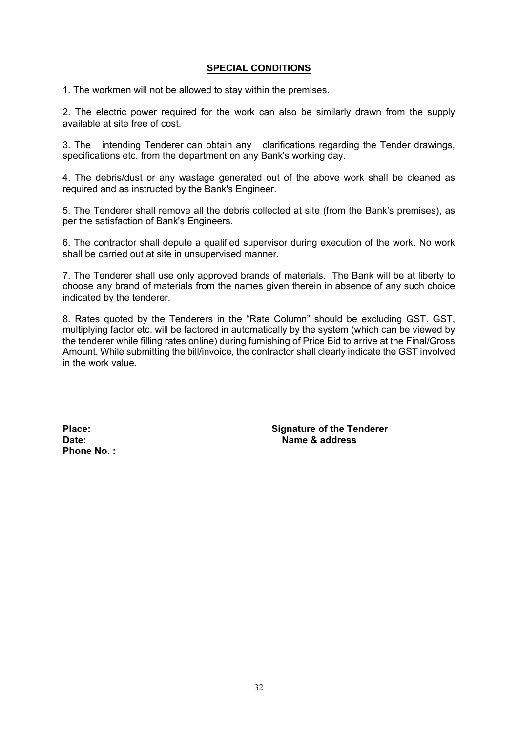## SPECIAL CONDITIONS

1. The workmen will not be allowed to stay within the premises.

2. The electric power required for the work can also be similarly drawn from the supply available at site free of cost.

3. The intending Tenderer can obtain any clarifications regarding the Tender drawings, specifications etc. from the department on any Bank's working day.

4. The debris/dust or any wastage generated out of the above work shall be cleaned as required and as instructed by the Bank's Engineer.

5. The Tenderer shall remove all the debris collected at site (from the Bank's premises), as per the satisfaction of Bank's Engineers.

6. The contractor shall depute a qualified supervisor during execution of the work. No work shall be carried out at site in unsupervised manner.

7. The Tenderer shall use only approved brands of materials. The Bank will be at liberty to choose any brand of materials from the names given therein in absence of any such choice indicated by the tenderer.

8. Rates quoted by the Tenderers in the "Rate Column" should be excluding GST. GST, multiplying factor etc. will be factored in automatically by the system (which can be viewed by the tenderer while filling rates online) during furnishing of Price Bid to arrive at the Final/Gross Amount. While submitting the bill/invoice, the contractor shall clearly indicate the GST involved in the work value.

**Place:** **Signature of the Tenderer**

**Date:** **Name & address**

**Phone No. :**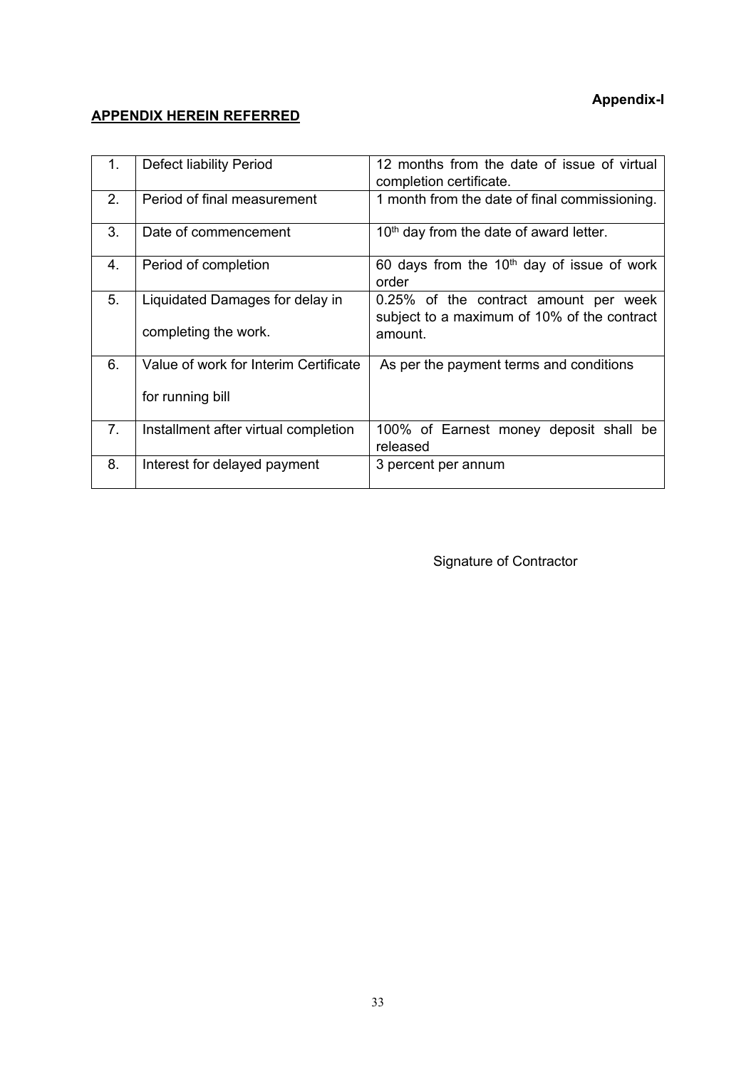**Appendix-I**

**APPENDIX HEREIN REFERRED**

| | | |
|---|---|---|
| 1. | Defect liability Period | 12 months from the date of issue of virtual completion certificate. |
| 2. | Period of final measurement | 1 month from the date of final commissioning. |
| 3. | Date of commencement | 10th day from the date of award letter. |
| 4. | Period of completion | 60 days from the 10th day of issue of work order |
| 5. | Liquidated Damages for delay in completing the work. | 0.25% of the contract amount per week subject to a maximum of 10% of the contract amount. |
| 6. | Value of work for Interim Certificate for running bill | As per the payment terms and conditions |
| 7. | Installment after virtual completion | 100% of Earnest money deposit shall be released |
| 8. | Interest for delayed payment | 3 percent per annum |

Signature of Contractor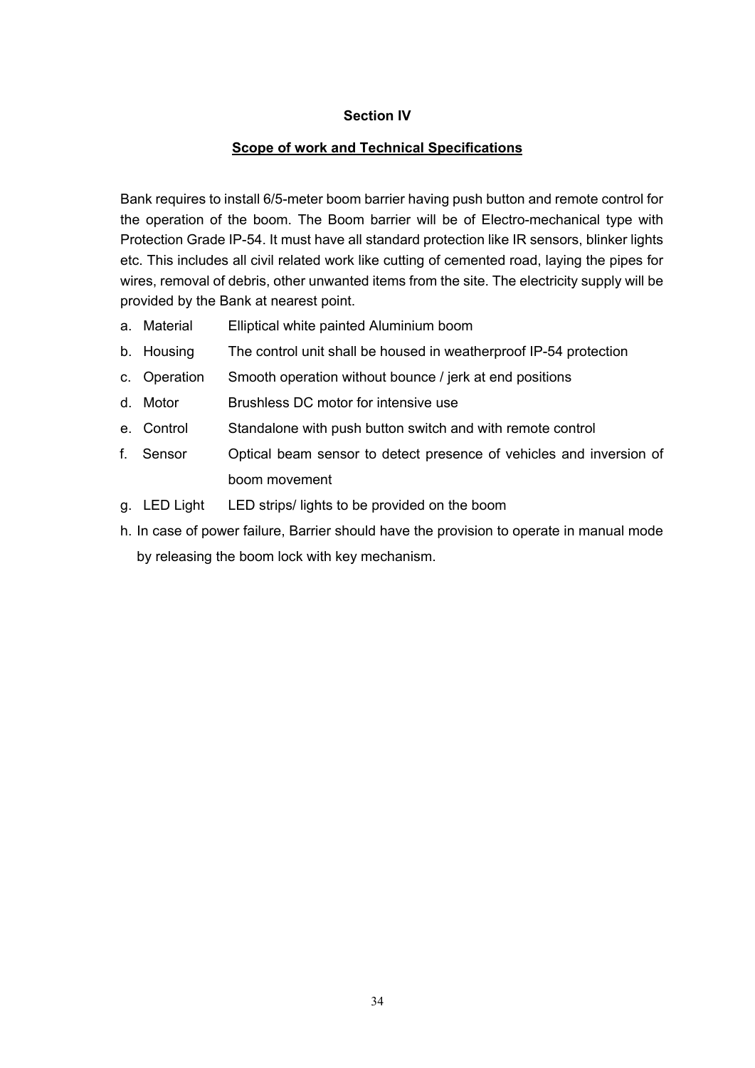## Section IV

## Scope of work and Technical Specifications

Bank requires to install 6/5-meter boom barrier having push button and remote control for the operation of the boom. The Boom barrier will be of Electro-mechanical type with Protection Grade IP-54. It must have all standard protection like IR sensors, blinker lights etc. This includes all civil related work like cutting of cemented road, laying the pipes for wires, removal of debris, other unwanted items from the site. The electricity supply will be provided by the Bank at nearest point.

a. Material — Elliptical white painted Aluminium boom

b. Housing — The control unit shall be housed in weatherproof IP-54 protection

c. Operation — Smooth operation without bounce / jerk at end positions

d. Motor — Brushless DC motor for intensive use

e. Control — Standalone with push button switch and with remote control

f. Sensor — Optical beam sensor to detect presence of vehicles and inversion of boom movement

g. LED Light — LED strips/ lights to be provided on the boom

h. In case of power failure, Barrier should have the provision to operate in manual mode by releasing the boom lock with key mechanism.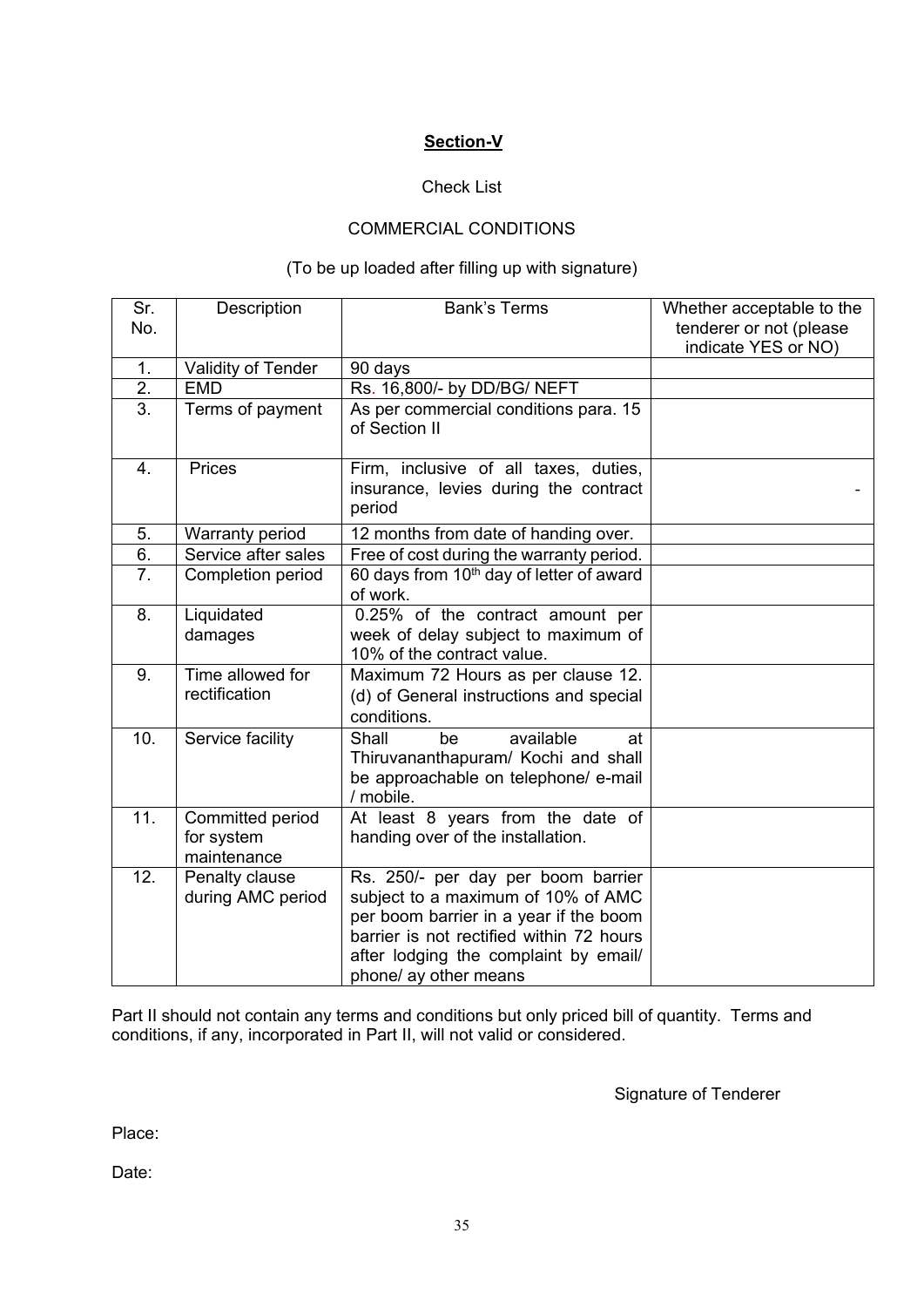## **Section-V**

Check List

COMMERCIAL CONDITIONS

(To be up loaded after filling up with signature)

| Sr. No. | Description | Bank's Terms | Whether acceptable to the tenderer or not (please indicate YES or NO) |
|---|---|---|---|
| 1. | Validity of Tender | 90 days | |
| 2. | EMD | Rs. 16,800/- by DD/BG/ NEFT | |
| 3. | Terms of payment | As per commercial conditions para. 15 of Section II | |
| 4. | Prices | Firm, inclusive of all taxes, duties, insurance, levies during the contract period | - |
| 5. | Warranty period | 12 months from date of handing over. | |
| 6. | Service after sales | Free of cost during the warranty period. | |
| 7. | Completion period | 60 days from 10th day of letter of award of work. | |
| 8. | Liquidated damages | 0.25% of the contract amount per week of delay subject to maximum of 10% of the contract value. | |
| 9. | Time allowed for rectification | Maximum 72 Hours as per clause 12. (d) of General instructions and special conditions. | |
| 10. | Service facility | Shall be available at Thiruvananthapuram/ Kochi and shall be approachable on telephone/ e-mail / mobile. | |
| 11. | Committed period for system maintenance | At least 8 years from the date of handing over of the installation. | |
| 12. | Penalty clause during AMC period | Rs. 250/- per day per boom barrier subject to a maximum of 10% of AMC per boom barrier in a year if the boom barrier is not rectified within 72 hours after lodging the complaint by email/ phone/ ay other means | |

Part II should not contain any terms and conditions but only priced bill of quantity. Terms and conditions, if any, incorporated in Part II, will not valid or considered.

Signature of Tenderer

Place:

Date: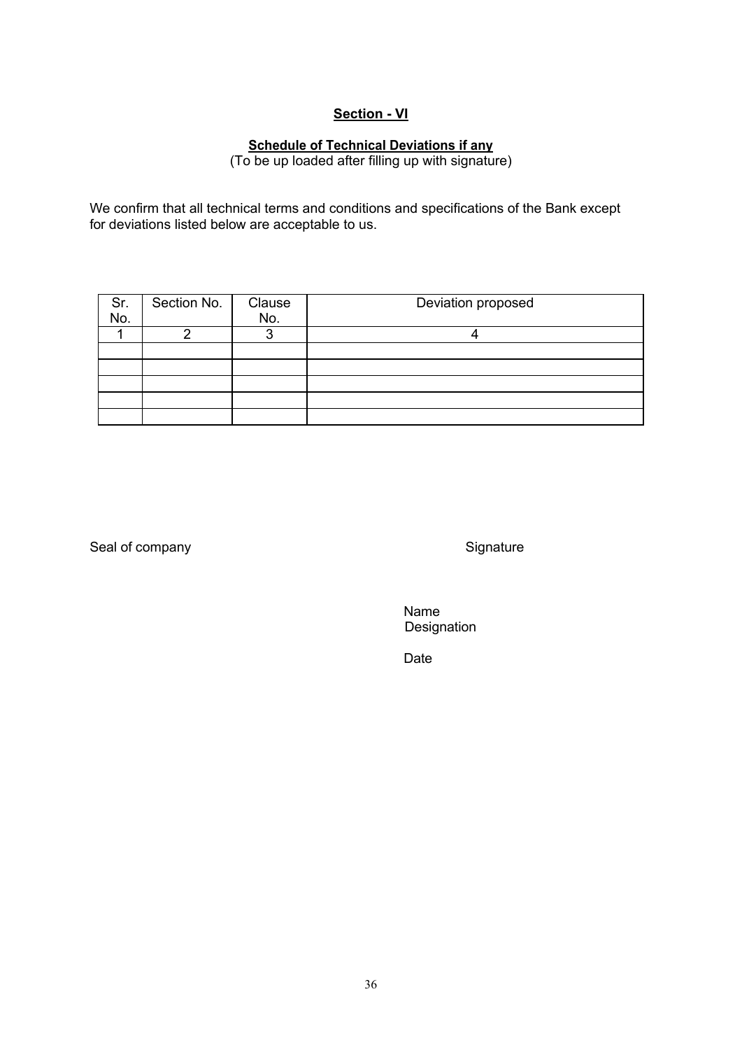## Section - VI

### Schedule of Technical Deviations if any

(To be up loaded after filling up with signature)

We confirm that all technical terms and conditions and specifications of the Bank except for deviations listed below are acceptable to us.

| Sr. No. | Section No. | Clause No. | Deviation proposed |
|---|---|---|---|
| 1 | 2 | 3 | 4 |
| | | | |
| | | | |
| | | | |
| | | | |
| | | | |

Seal of company

Signature

Name
Designation

Date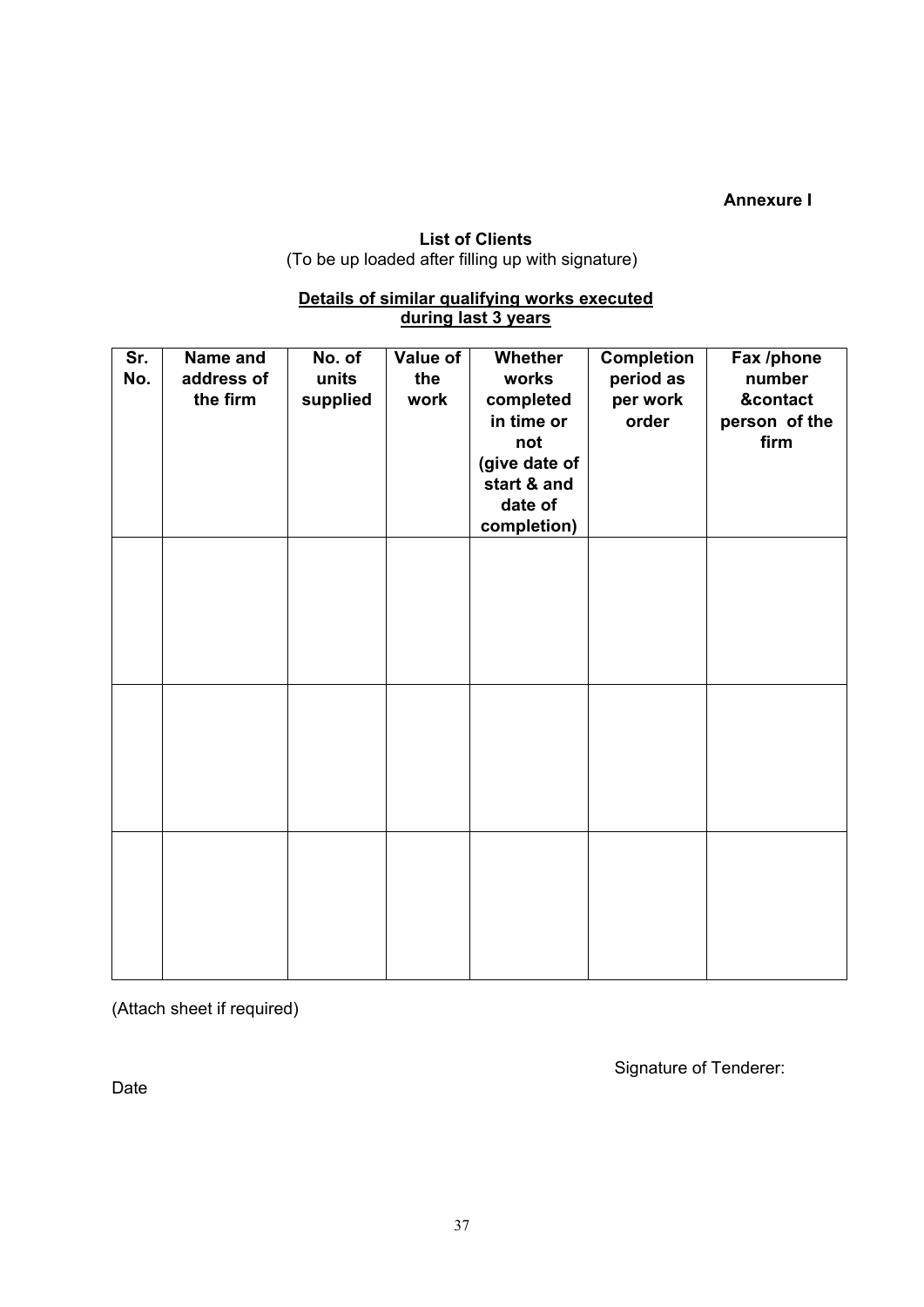**Annexure I**

**List of Clients**

(To be up loaded after filling up with signature)

**<u>Details of similar qualifying works executed during last 3 years</u>**

| Sr. No. | Name and address of the firm | No. of units supplied | Value of the work | Whether works completed in time or not (give date of start & and date of completion) | Completion period as per work order | Fax /phone number &contact person of the firm |
|---|---|---|---|---|---|---|
| | | | | | | |
| | | | | | | |
| | | | | | | |

(Attach sheet if required)

Signature of Tenderer:

Date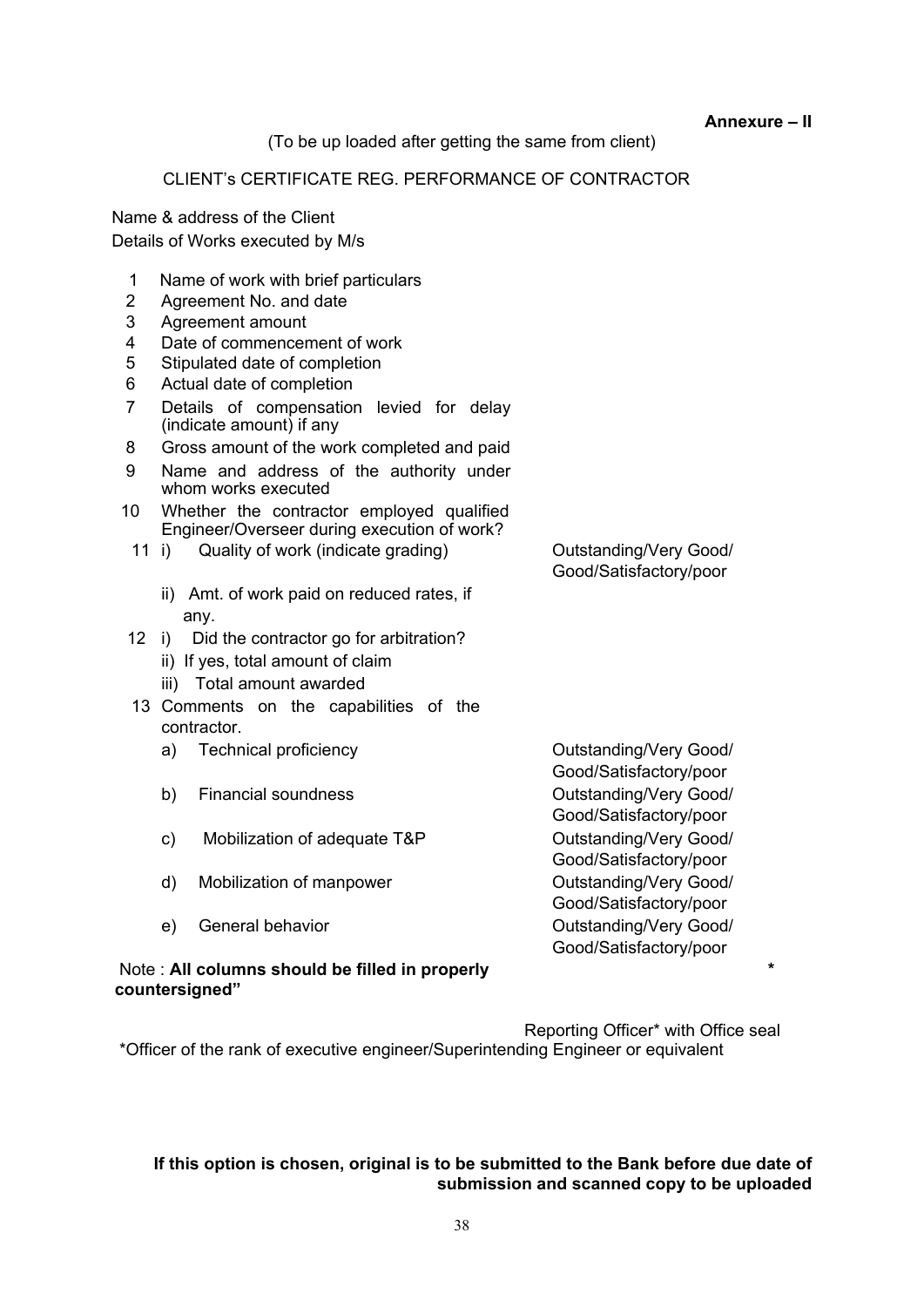**Annexure – II**

(To be up loaded after getting the same from client)

CLIENT's CERTIFICATE REG. PERFORMANCE OF CONTRACTOR

Name & address of the Client

Details of Works executed by M/s

| | | |
|---|---|---|
| 1 | Name of work with brief particulars | |
| 2 | Agreement No. and date | |
| 3 | Agreement amount | |
| 4 | Date of commencement of work | |
| 5 | Stipulated date of completion | |
| 6 | Actual date of completion | |
| 7 | Details of compensation levied for delay (indicate amount) if any | |
| 8 | Gross amount of the work completed and paid | |
| 9 | Name and address of the authority under whom works executed | |
| 10 | Whether the contractor employed qualified Engineer/Overseer during execution of work? | |
| 11 | i) Quality of work (indicate grading) | Outstanding/Very Good/ Good/Satisfactory/poor |
| | ii) Amt. of work paid on reduced rates, if any. | |
| 12 | i) Did the contractor go for arbitration? | |
| | ii) If yes, total amount of claim | |
| | iii) Total amount awarded | |
| 13 | Comments on the capabilities of the contractor. | |
| | a) Technical proficiency | Outstanding/Very Good/ Good/Satisfactory/poor |
| | b) Financial soundness | Outstanding/Very Good/ Good/Satisfactory/poor |
| | c) Mobilization of adequate T&P | Outstanding/Very Good/ Good/Satisfactory/poor |
| | d) Mobilization of manpower | Outstanding/Very Good/ Good/Satisfactory/poor |
| | e) General behavior | Outstanding/Very Good/ Good/Satisfactory/poor |

Note : **All columns should be filled in properly countersigned"** *

Reporting Officer* with Office seal

*Officer of the rank of executive engineer/Superintending Engineer or equivalent

**If this option is chosen, original is to be submitted to the Bank before due date of submission and scanned copy to be uploaded**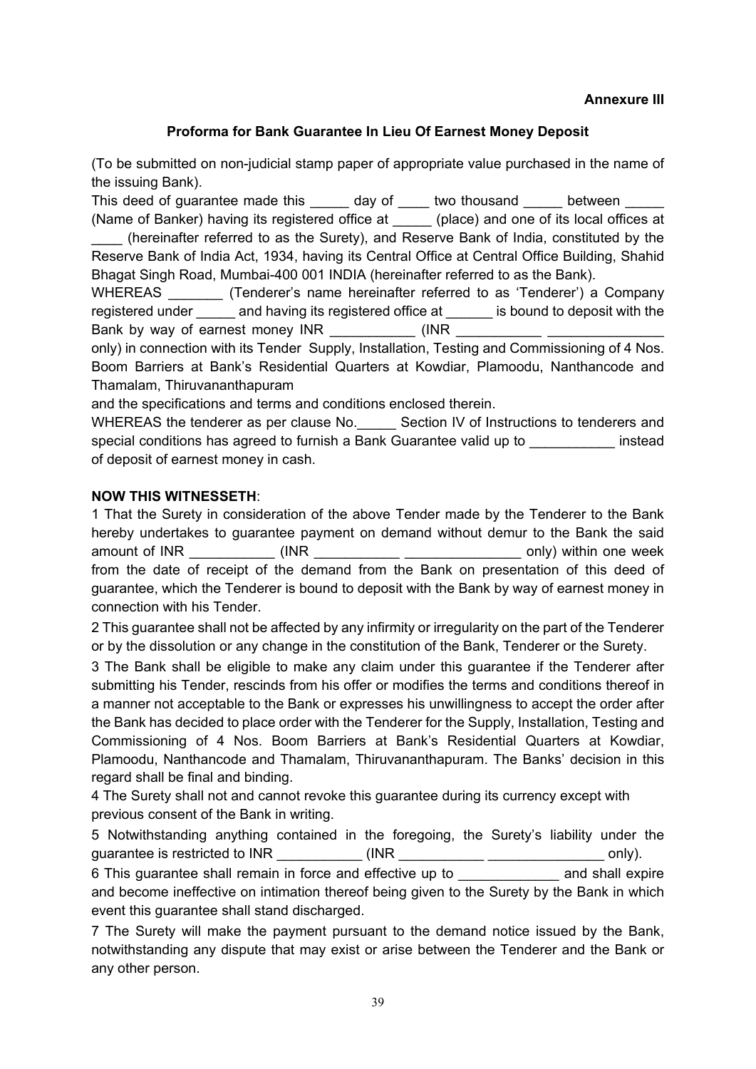**Annexure III**

### Proforma for Bank Guarantee In Lieu Of Earnest Money Deposit

(To be submitted on non-judicial stamp paper of appropriate value purchased in the name of the issuing Bank).

This deed of guarantee made this _____ day of ____ two thousand _____ between _____ (Name of Banker) having its registered office at _____ (place) and one of its local offices at ____ (hereinafter referred to as the Surety), and Reserve Bank of India, constituted by the Reserve Bank of India Act, 1934, having its Central Office at Central Office Building, Shahid Bhagat Singh Road, Mumbai-400 001 INDIA (hereinafter referred to as the Bank).

WHEREAS _______ (Tenderer's name hereinafter referred to as 'Tenderer') a Company registered under _____ and having its registered office at ______ is bound to deposit with the Bank by way of earnest money INR ___________ (INR ___________ _______________ only) in connection with its Tender Supply, Installation, Testing and Commissioning of 4 Nos. Boom Barriers at Bank's Residential Quarters at Kowdiar, Plamoodu, Nanthancode and Thamalam, Thiruvananthapuram

and the specifications and terms and conditions enclosed therein.

WHEREAS the tenderer as per clause No._____ Section IV of Instructions to tenderers and special conditions has agreed to furnish a Bank Guarantee valid up to ___________ instead of deposit of earnest money in cash.

**NOW THIS WITNESSETH**:

1 That the Surety in consideration of the above Tender made by the Tenderer to the Bank hereby undertakes to guarantee payment on demand without demur to the Bank the said amount of INR ___________ (INR ___________ _______________ only) within one week from the date of receipt of the demand from the Bank on presentation of this deed of guarantee, which the Tenderer is bound to deposit with the Bank by way of earnest money in connection with his Tender.

2 This guarantee shall not be affected by any infirmity or irregularity on the part of the Tenderer or by the dissolution or any change in the constitution of the Bank, Tenderer or the Surety.

3 The Bank shall be eligible to make any claim under this guarantee if the Tenderer after submitting his Tender, rescinds from his offer or modifies the terms and conditions thereof in a manner not acceptable to the Bank or expresses his unwillingness to accept the order after the Bank has decided to place order with the Tenderer for the Supply, Installation, Testing and Commissioning of 4 Nos. Boom Barriers at Bank's Residential Quarters at Kowdiar, Plamoodu, Nanthancode and Thamalam, Thiruvananthapuram. The Banks' decision in this regard shall be final and binding.

4 The Surety shall not and cannot revoke this guarantee during its currency except with previous consent of the Bank in writing.

5 Notwithstanding anything contained in the foregoing, the Surety's liability under the guarantee is restricted to INR ___________ (INR ___________ _______________ only).

6 This guarantee shall remain in force and effective up to _____________ and shall expire and become ineffective on intimation thereof being given to the Surety by the Bank in which event this guarantee shall stand discharged.

7 The Surety will make the payment pursuant to the demand notice issued by the Bank, notwithstanding any dispute that may exist or arise between the Tenderer and the Bank or any other person.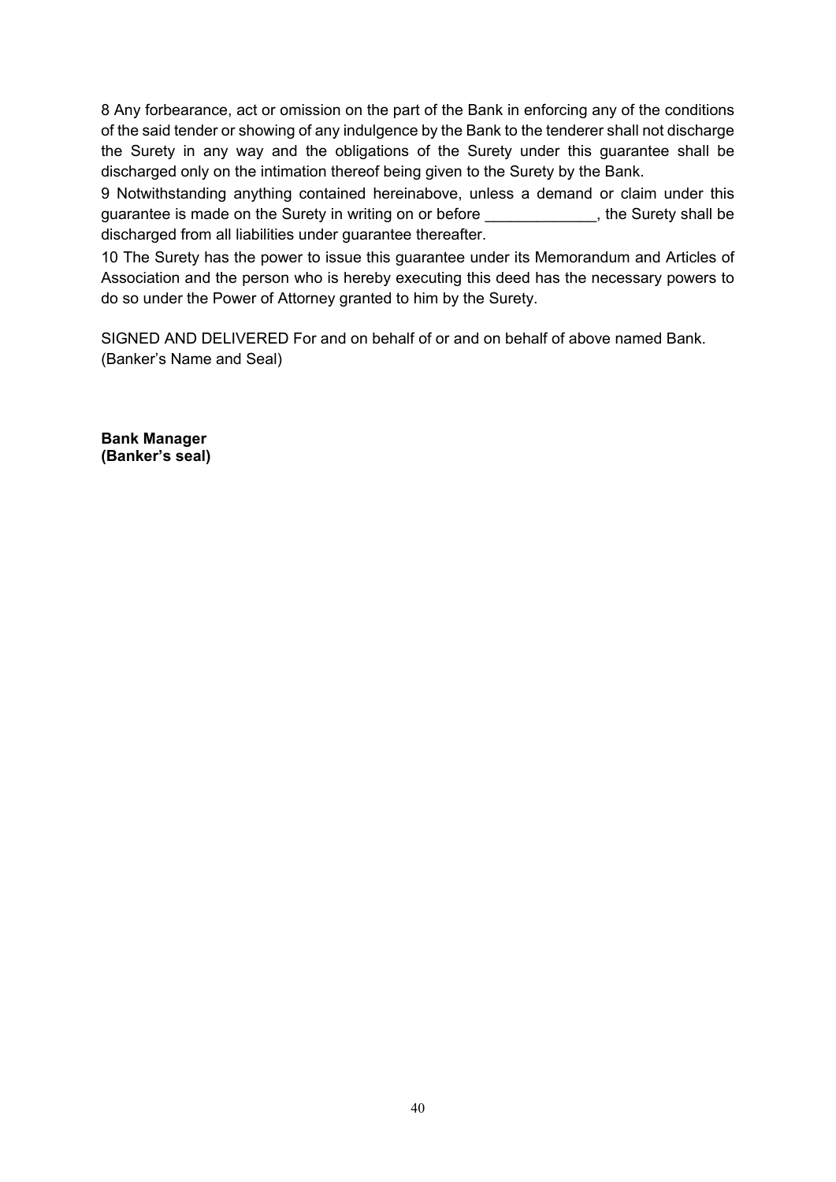8 Any forbearance, act or omission on the part of the Bank in enforcing any of the conditions of the said tender or showing of any indulgence by the Bank to the tenderer shall not discharge the Surety in any way and the obligations of the Surety under this guarantee shall be discharged only on the intimation thereof being given to the Surety by the Bank.

9 Notwithstanding anything contained hereinabove, unless a demand or claim under this guarantee is made on the Surety in writing on or before _____________, the Surety shall be discharged from all liabilities under guarantee thereafter.

10 The Surety has the power to issue this guarantee under its Memorandum and Articles of Association and the person who is hereby executing this deed has the necessary powers to do so under the Power of Attorney granted to him by the Surety.

SIGNED AND DELIVERED For and on behalf of or and on behalf of above named Bank.
(Banker's Name and Seal)

**Bank Manager**
**(Banker's seal)**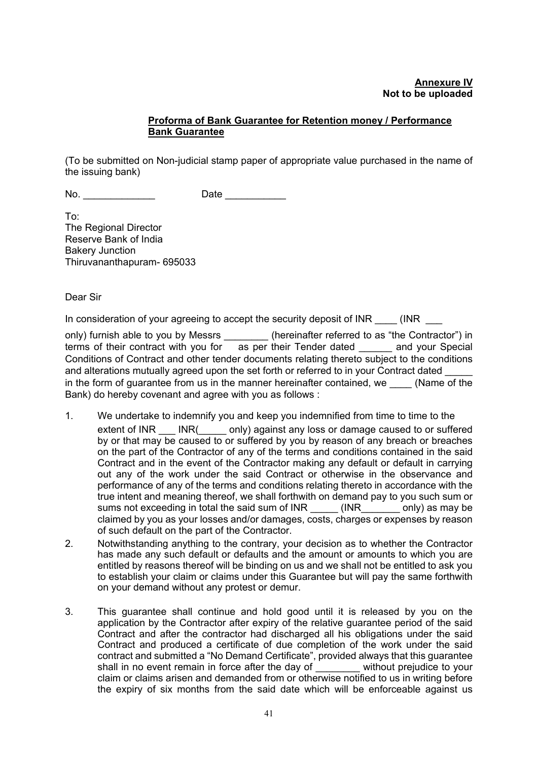**Annexure IV**
**Not to be uploaded**

**Proforma of Bank Guarantee for Retention money / Performance Bank Guarantee**

(To be submitted on Non-judicial stamp paper of appropriate value purchased in the name of the issuing bank)

No. _____________ Date ___________

To:
The Regional Director
Reserve Bank of India
Bakery Junction
Thiruvananthapuram- 695033

Dear Sir

In consideration of your agreeing to accept the security deposit of INR ____ (INR ___ only) furnish able to you by Messrs ________ (hereinafter referred to as "the Contractor") in terms of their contract with you for as per their Tender dated ______ and your Special Conditions of Contract and other tender documents relating thereto subject to the conditions and alterations mutually agreed upon the set forth or referred to in your Contract dated _____ in the form of guarantee from us in the manner hereinafter contained, we ____ (Name of the Bank) do hereby covenant and agree with you as follows :

1. We undertake to indemnify you and keep you indemnified from time to time to the extent of INR ___ INR(_____ only) against any loss or damage caused to or suffered by or that may be caused to or suffered by you by reason of any breach or breaches on the part of the Contractor of any of the terms and conditions contained in the said Contract and in the event of the Contractor making any default or default in carrying out any of the work under the said Contract or otherwise in the observance and performance of any of the terms and conditions relating thereto in accordance with the true intent and meaning thereof, we shall forthwith on demand pay to you such sum or sums not exceeding in total the said sum of INR _____ (INR_______ only) as may be claimed by you as your losses and/or damages, costs, charges or expenses by reason of such default on the part of the Contractor.
2. Notwithstanding anything to the contrary, your decision as to whether the Contractor has made any such default or defaults and the amount or amounts to which you are entitled by reasons thereof will be binding on us and we shall not be entitled to ask you to establish your claim or claims under this Guarantee but will pay the same forthwith on your demand without any protest or demur.
3. This guarantee shall continue and hold good until it is released by you on the application by the Contractor after expiry of the relative guarantee period of the said Contract and after the contractor had discharged all his obligations under the said Contract and produced a certificate of due completion of the work under the said contract and submitted a "No Demand Certificate", provided always that this guarantee shall in no event remain in force after the day of ________ without prejudice to your claim or claims arisen and demanded from or otherwise notified to us in writing before the expiry of six months from the said date which will be enforceable against us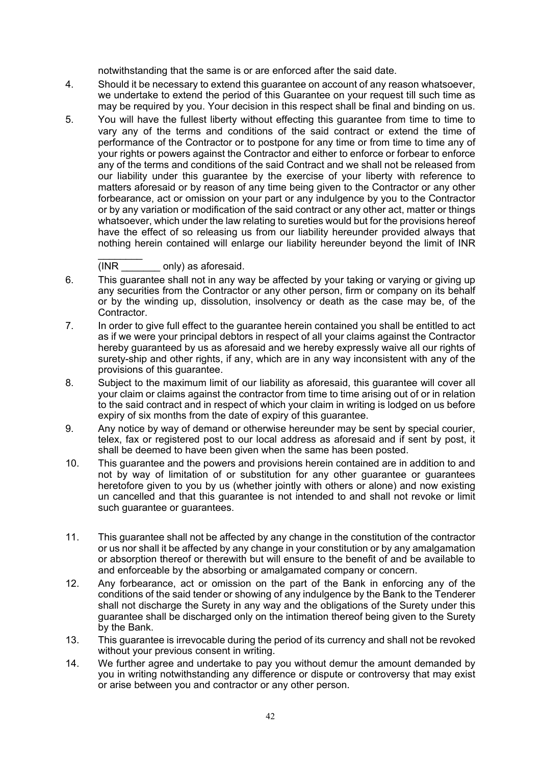notwithstanding that the same is or are enforced after the said date.

4. Should it be necessary to extend this guarantee on account of any reason whatsoever, we undertake to extend the period of this Guarantee on your request till such time as may be required by you. Your decision in this respect shall be final and binding on us.

5. You will have the fullest liberty without effecting this guarantee from time to time to vary any of the terms and conditions of the said contract or extend the time of performance of the Contractor or to postpone for any time or from time to time any of your rights or powers against the Contractor and either to enforce or forbear to enforce any of the terms and conditions of the said Contract and we shall not be released from our liability under this guarantee by the exercise of your liberty with reference to matters aforesaid or by reason of any time being given to the Contractor or any other forbearance, act or omission on your part or any indulgence by you to the Contractor or by any variation or modification of the said contract or any other act, matter or things whatsoever, which under the law relating to sureties would but for the provisions hereof have the effect of so releasing us from our liability hereunder provided always that nothing herein contained will enlarge our liability hereunder beyond the limit of INR ________ (INR _______ only) as aforesaid.

6. This guarantee shall not in any way be affected by your taking or varying or giving up any securities from the Contractor or any other person, firm or company on its behalf or by the winding up, dissolution, insolvency or death as the case may be, of the Contractor.

7. In order to give full effect to the guarantee herein contained you shall be entitled to act as if we were your principal debtors in respect of all your claims against the Contractor hereby guaranteed by us as aforesaid and we hereby expressly waive all our rights of surety-ship and other rights, if any, which are in any way inconsistent with any of the provisions of this guarantee.

8. Subject to the maximum limit of our liability as aforesaid, this guarantee will cover all your claim or claims against the contractor from time to time arising out of or in relation to the said contract and in respect of which your claim in writing is lodged on us before expiry of six months from the date of expiry of this guarantee.

9. Any notice by way of demand or otherwise hereunder may be sent by special courier, telex, fax or registered post to our local address as aforesaid and if sent by post, it shall be deemed to have been given when the same has been posted.

10. This guarantee and the powers and provisions herein contained are in addition to and not by way of limitation of or substitution for any other guarantee or guarantees heretofore given to you by us (whether jointly with others or alone) and now existing un cancelled and that this guarantee is not intended to and shall not revoke or limit such guarantee or guarantees.

11. This guarantee shall not be affected by any change in the constitution of the contractor or us nor shall it be affected by any change in your constitution or by any amalgamation or absorption thereof or therewith but will ensure to the benefit of and be available to and enforceable by the absorbing or amalgamated company or concern.

12. Any forbearance, act or omission on the part of the Bank in enforcing any of the conditions of the said tender or showing of any indulgence by the Bank to the Tenderer shall not discharge the Surety in any way and the obligations of the Surety under this guarantee shall be discharged only on the intimation thereof being given to the Surety by the Bank.

13. This guarantee is irrevocable during the period of its currency and shall not be revoked without your previous consent in writing.

14. We further agree and undertake to pay you without demur the amount demanded by you in writing notwithstanding any difference or dispute or controversy that may exist or arise between you and contractor or any other person.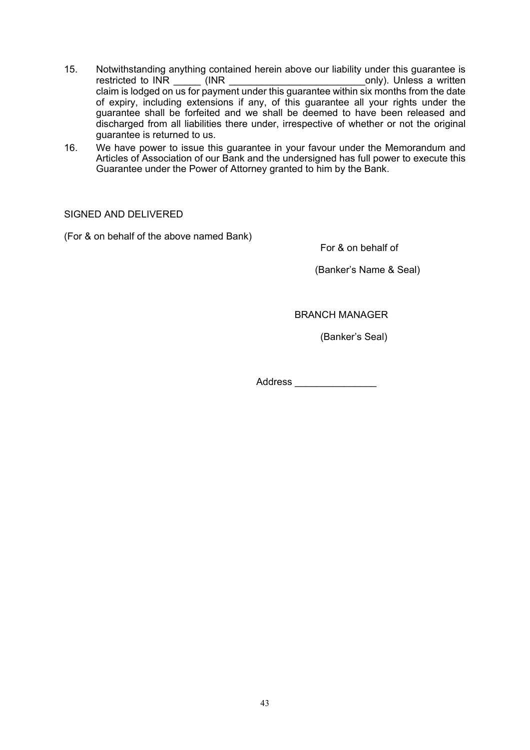15. Notwithstanding anything contained herein above our liability under this guarantee is restricted to INR _____ (INR _________________________only). Unless a written claim is lodged on us for payment under this guarantee within six months from the date of expiry, including extensions if any, of this guarantee all your rights under the guarantee shall be forfeited and we shall be deemed to have been released and discharged from all liabilities there under, irrespective of whether or not the original guarantee is returned to us.

16. We have power to issue this guarantee in your favour under the Memorandum and Articles of Association of our Bank and the undersigned has full power to execute this Guarantee under the Power of Attorney granted to him by the Bank.

SIGNED AND DELIVERED

(For & on behalf of the above named Bank)

For & on behalf of

(Banker's Name & Seal)

BRANCH MANAGER

(Banker's Seal)

Address _______________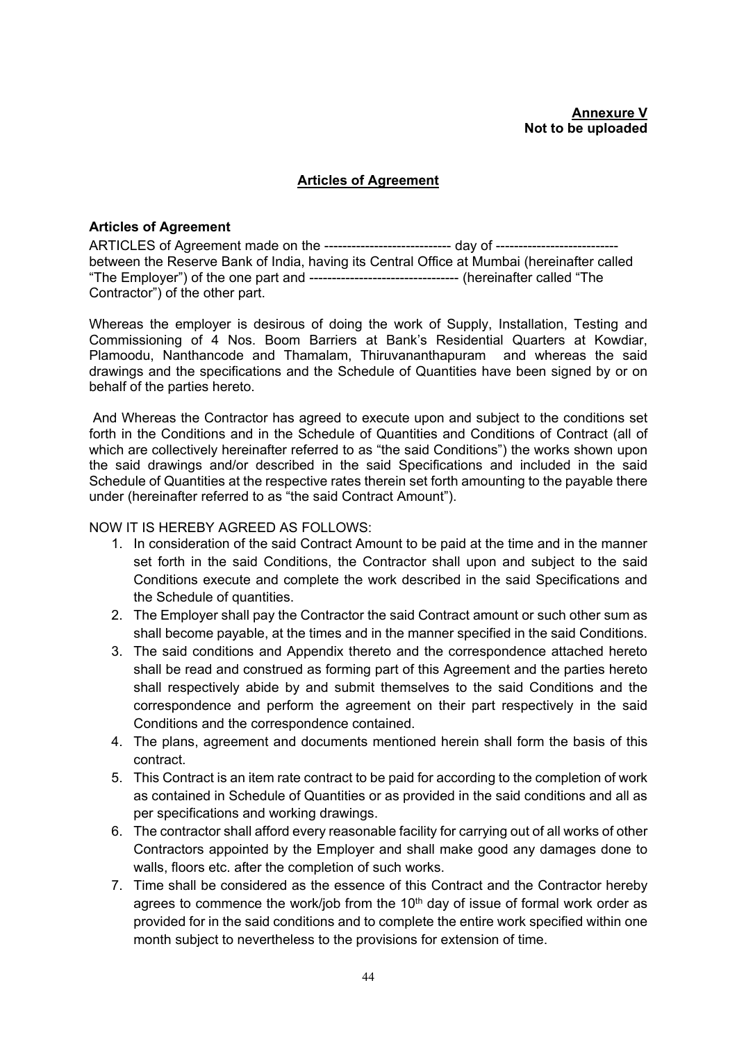**Annexure V**
**Not to be uploaded**

## Articles of Agreement

### Articles of Agreement

ARTICLES of Agreement made on the ---------------------------- day of --------------------------- between the Reserve Bank of India, having its Central Office at Mumbai (hereinafter called "The Employer") of the one part and --------------------------------- (hereinafter called "The Contractor") of the other part.

Whereas the employer is desirous of doing the work of Supply, Installation, Testing and Commissioning of 4 Nos. Boom Barriers at Bank's Residential Quarters at Kowdiar, Plamoodu, Nanthancode and Thamalam, Thiruvananthapuram and whereas the said drawings and the specifications and the Schedule of Quantities have been signed by or on behalf of the parties hereto.

And Whereas the Contractor has agreed to execute upon and subject to the conditions set forth in the Conditions and in the Schedule of Quantities and Conditions of Contract (all of which are collectively hereinafter referred to as "the said Conditions") the works shown upon the said drawings and/or described in the said Specifications and included in the said Schedule of Quantities at the respective rates therein set forth amounting to the payable there under (hereinafter referred to as "the said Contract Amount").

NOW IT IS HEREBY AGREED AS FOLLOWS:

1. In consideration of the said Contract Amount to be paid at the time and in the manner set forth in the said Conditions, the Contractor shall upon and subject to the said Conditions execute and complete the work described in the said Specifications and the Schedule of quantities.
2. The Employer shall pay the Contractor the said Contract amount or such other sum as shall become payable, at the times and in the manner specified in the said Conditions.
3. The said conditions and Appendix thereto and the correspondence attached hereto shall be read and construed as forming part of this Agreement and the parties hereto shall respectively abide by and submit themselves to the said Conditions and the correspondence and perform the agreement on their part respectively in the said Conditions and the correspondence contained.
4. The plans, agreement and documents mentioned herein shall form the basis of this contract.
5. This Contract is an item rate contract to be paid for according to the completion of work as contained in Schedule of Quantities or as provided in the said conditions and all as per specifications and working drawings.
6. The contractor shall afford every reasonable facility for carrying out of all works of other Contractors appointed by the Employer and shall make good any damages done to walls, floors etc. after the completion of such works.
7. Time shall be considered as the essence of this Contract and the Contractor hereby agrees to commence the work/job from the 10th day of issue of formal work order as provided for in the said conditions and to complete the entire work specified within one month subject to nevertheless to the provisions for extension of time.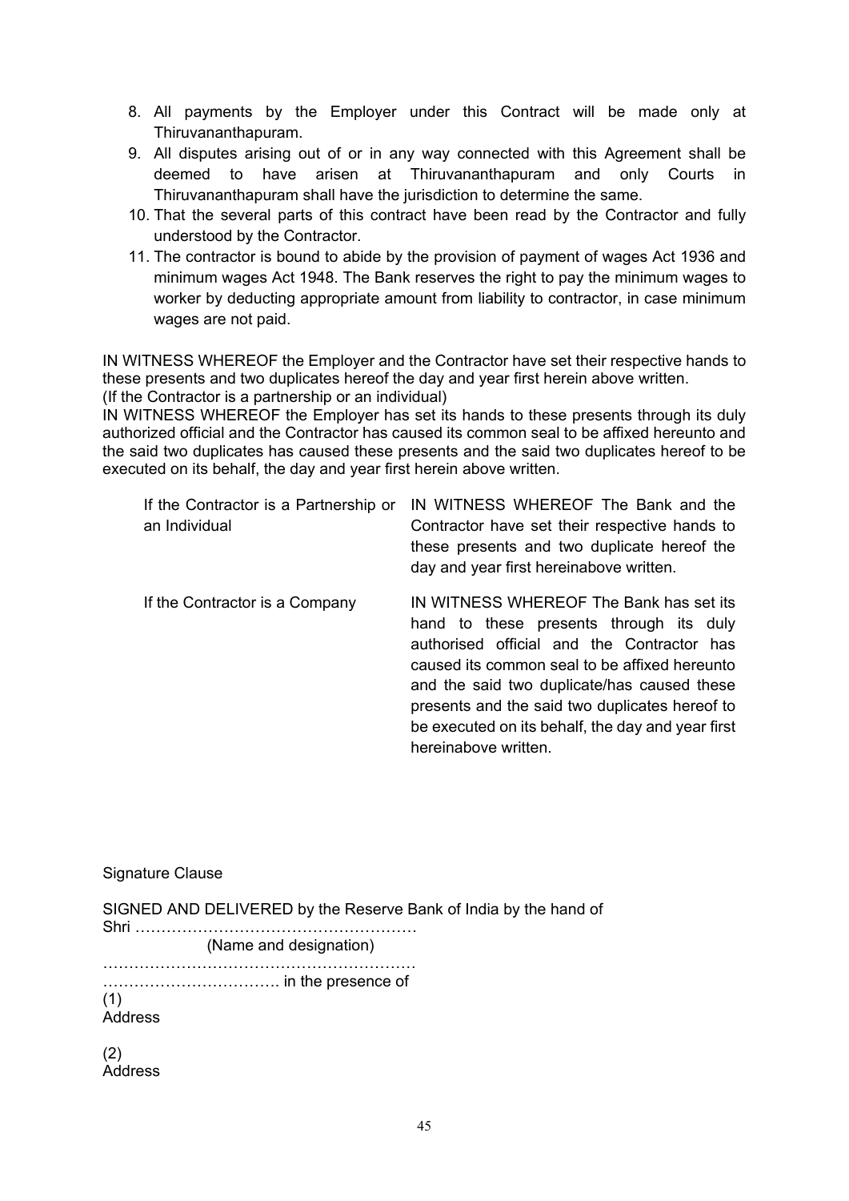8. All payments by the Employer under this Contract will be made only at Thiruvananthapuram.
9. All disputes arising out of or in any way connected with this Agreement shall be deemed to have arisen at Thiruvananthapuram and only Courts in Thiruvananthapuram shall have the jurisdiction to determine the same.
10. That the several parts of this contract have been read by the Contractor and fully understood by the Contractor.
11. The contractor is bound to abide by the provision of payment of wages Act 1936 and minimum wages Act 1948. The Bank reserves the right to pay the minimum wages to worker by deducting appropriate amount from liability to contractor, in case minimum wages are not paid.

IN WITNESS WHEREOF the Employer and the Contractor have set their respective hands to these presents and two duplicates hereof the day and year first herein above written.
(If the Contractor is a partnership or an individual)
IN WITNESS WHEREOF the Employer has set its hands to these presents through its duly authorized official and the Contractor has caused its common seal to be affixed hereunto and the said two duplicates has caused these presents and the said two duplicates hereof to be executed on its behalf, the day and year first herein above written.

| | |
|---|---|
| If the Contractor is a Partnership or an Individual | IN WITNESS WHEREOF The Bank and the Contractor have set their respective hands to these presents and two duplicate hereof the day and year first hereinabove written. |
| If the Contractor is a Company | IN WITNESS WHEREOF The Bank has set its hand to these presents through its duly authorised official and the Contractor has caused its common seal to be affixed hereunto and the said two duplicate/has caused these presents and the said two duplicates hereof to be executed on its behalf, the day and year first hereinabove written. |

Signature Clause

SIGNED AND DELIVERED by the Reserve Bank of India by the hand of
Shri ……………………………………………….
(Name and designation)
……………………………………………………
……………………………. in the presence of
(1)
Address

(2)
Address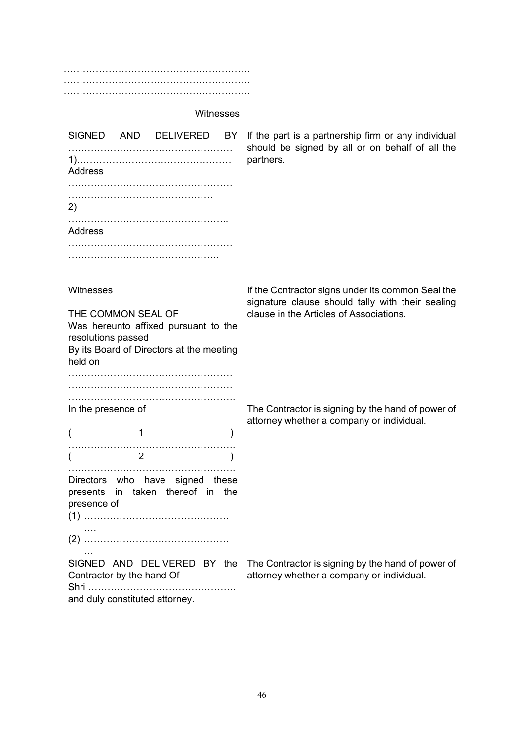…………………………………………………….
…………………………………………………….
…………………………………………………….

Witnesses

| | |
|---|---|
| SIGNED AND DELIVERED BY ……………………………………………<br>1)…………………………………………<br>Address<br>……………………………………………<br>………………………………………<br>2)<br>…………………………………………..<br>Address<br>……………………………………………<br>……………………………………….. | If the part is a partnership firm or any individual should be signed by all or on behalf of all the partners. |
| Witnesses<br><br>THE COMMON SEAL OF<br>Was hereunto affixed pursuant to the resolutions passed<br>By its Board of Directors at the meeting held on<br>……………………………………………<br>……………………………………………<br>……………………………………………. | If the Contractor signs under its common Seal the signature clause should tally with their sealing clause in the Articles of Associations. |
| In the presence of<br><br>( 1 )<br>…………………………………………….<br>( 2 )<br>…………………………………………….<br>Directors who have signed these presents in taken thereof in the presence of<br>(1) ……………………………………….<br>(2) ……………………………………… | The Contractor is signing by the hand of power of attorney whether a company or individual. |
| SIGNED AND DELIVERED BY the Contractor by the hand Of<br>Shri ……………………………………….<br>and duly constituted attorney. | The Contractor is signing by the hand of power of attorney whether a company or individual. |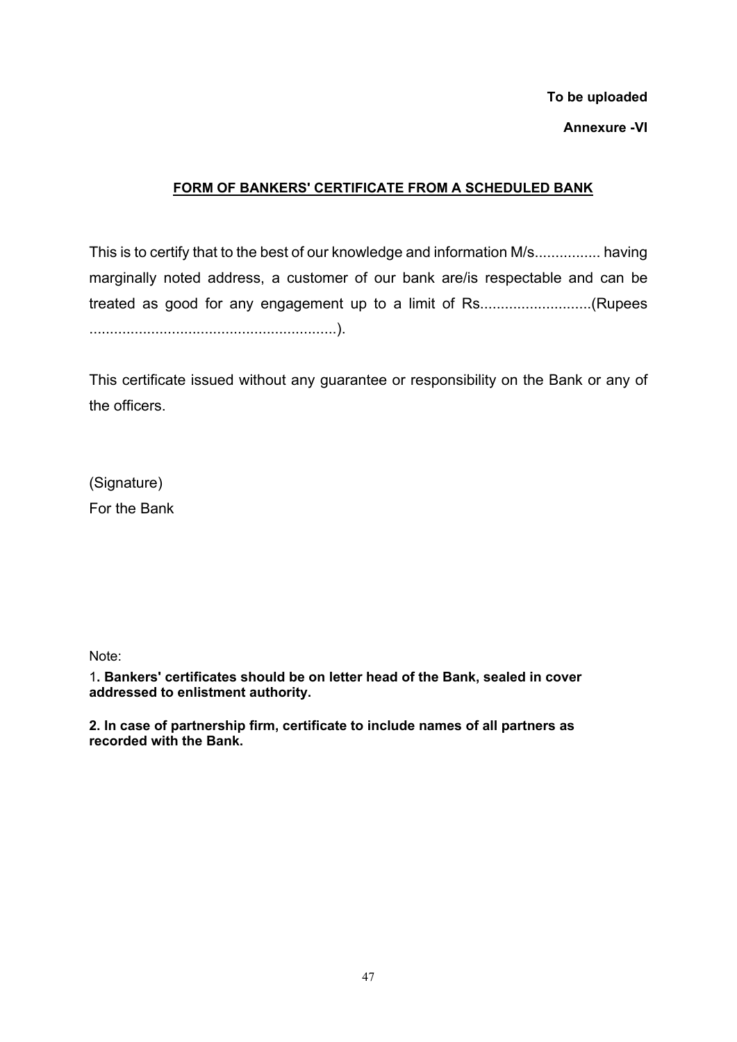**To be uploaded**

**Annexure -VI**

## FORM OF BANKERS' CERTIFICATE FROM A SCHEDULED BANK

This is to certify that to the best of our knowledge and information M/s................ having marginally noted address, a customer of our bank are/is respectable and can be treated as good for any engagement up to a limit of Rs...........................(Rupees ............................................................).

This certificate issued without any guarantee or responsibility on the Bank or any of the officers.

(Signature)
For the Bank

Note:

1**. Bankers' certificates should be on letter head of the Bank, sealed in cover addressed to enlistment authority.**

**2. In case of partnership firm, certificate to include names of all partners as recorded with the Bank.**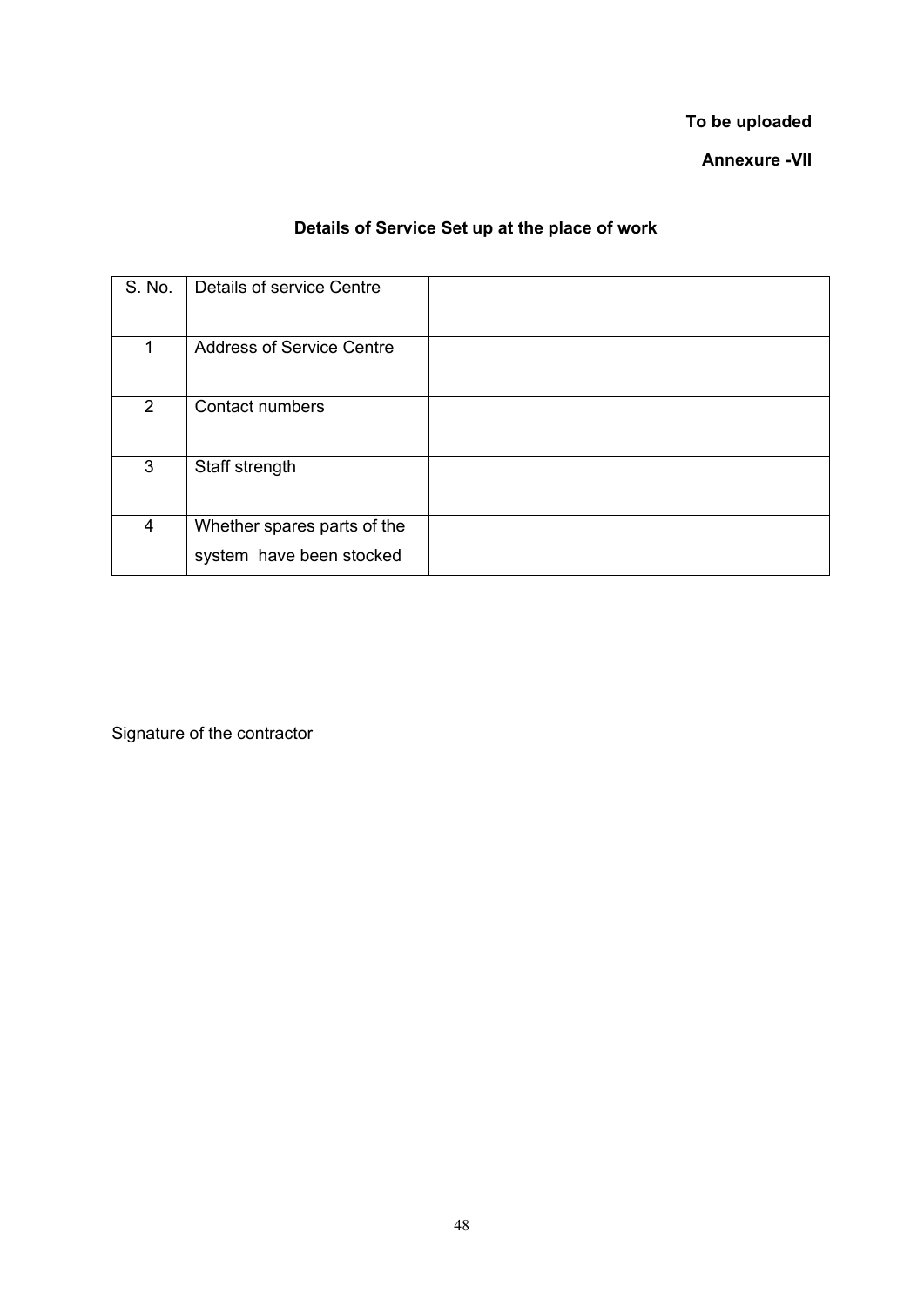**To be uploaded**

**Annexure -VII**

## Details of Service Set up at the place of work

| S. No. | Details of service Centre | |
|---|---|---|
| 1 | Address of Service Centre | |
| 2 | Contact numbers | |
| 3 | Staff strength | |
| 4 | Whether spares parts of the system have been stocked | |

Signature of the contractor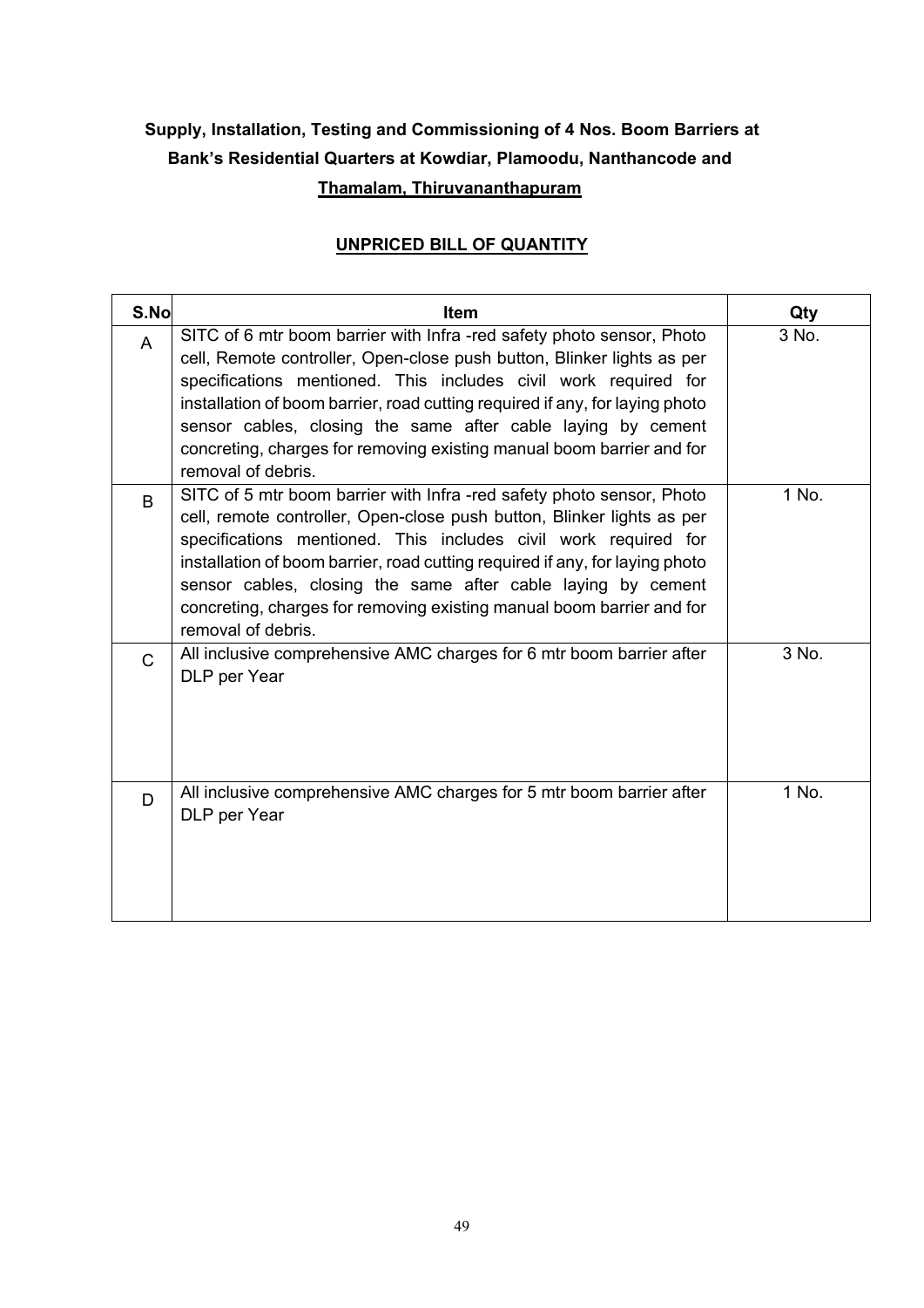**Supply, Installation, Testing and Commissioning of 4 Nos. Boom Barriers at Bank's Residential Quarters at Kowdiar, Plamoodu, Nanthancode and Thamalam, Thiruvananthapuram**

**UNPRICED BILL OF QUANTITY**

| S.No | Item | Qty |
|---|---|---|
| A | SITC of 6 mtr boom barrier with Infra -red safety photo sensor, Photo cell, Remote controller, Open-close push button, Blinker lights as per specifications mentioned. This includes civil work required for installation of boom barrier, road cutting required if any, for laying photo sensor cables, closing the same after cable laying by cement concreting, charges for removing existing manual boom barrier and for removal of debris. | 3 No. |
| B | SITC of 5 mtr boom barrier with Infra -red safety photo sensor, Photo cell, remote controller, Open-close push button, Blinker lights as per specifications mentioned. This includes civil work required for installation of boom barrier, road cutting required if any, for laying photo sensor cables, closing the same after cable laying by cement concreting, charges for removing existing manual boom barrier and for removal of debris. | 1 No. |
| C | All inclusive comprehensive AMC charges for 6 mtr boom barrier after DLP per Year | 3 No. |
| D | All inclusive comprehensive AMC charges for 5 mtr boom barrier after DLP per Year | 1 No. |